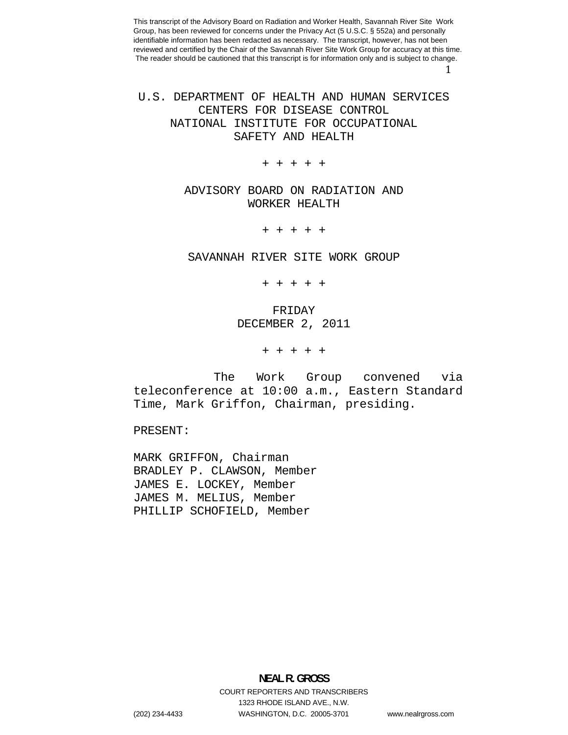This transcript of the Advisory Board on Radiation and Worker Health, Savannah River Site Work Group, has been reviewed for concerns under the Privacy Act (5 U.S.C. § 552a) and personally identifiable information has been redacted as necessary. The transcript, however, has not been reviewed and certified by the Chair of the Savannah River Site Work Group for accuracy at this time. The reader should be cautioned that this transcript is for information only and is subject to change.

# U.S. DEPARTMENT OF HEALTH AND HUMAN SERVICES
# CENTERS FOR DISEASE CONTROL
# NATIONAL INSTITUTE FOR OCCUPATIONAL SAFETY AND HEALTH

+ + + + +

## ADVISORY BOARD ON RADIATION AND WORKER HEALTH

+ + + + +

## SAVANNAH RIVER SITE WORK GROUP

+ + + + +

FRIDAY
DECEMBER 2, 2011

+ + + + +

The Work Group convened via teleconference at 10:00 a.m., Eastern Standard Time, Mark Griffon, Chairman, presiding.

PRESENT:

MARK GRIFFON, Chairman
BRADLEY P. CLAWSON, Member
JAMES E. LOCKEY, Member
JAMES M. MELIUS, Member
PHILLIP SCHOFIELD, Member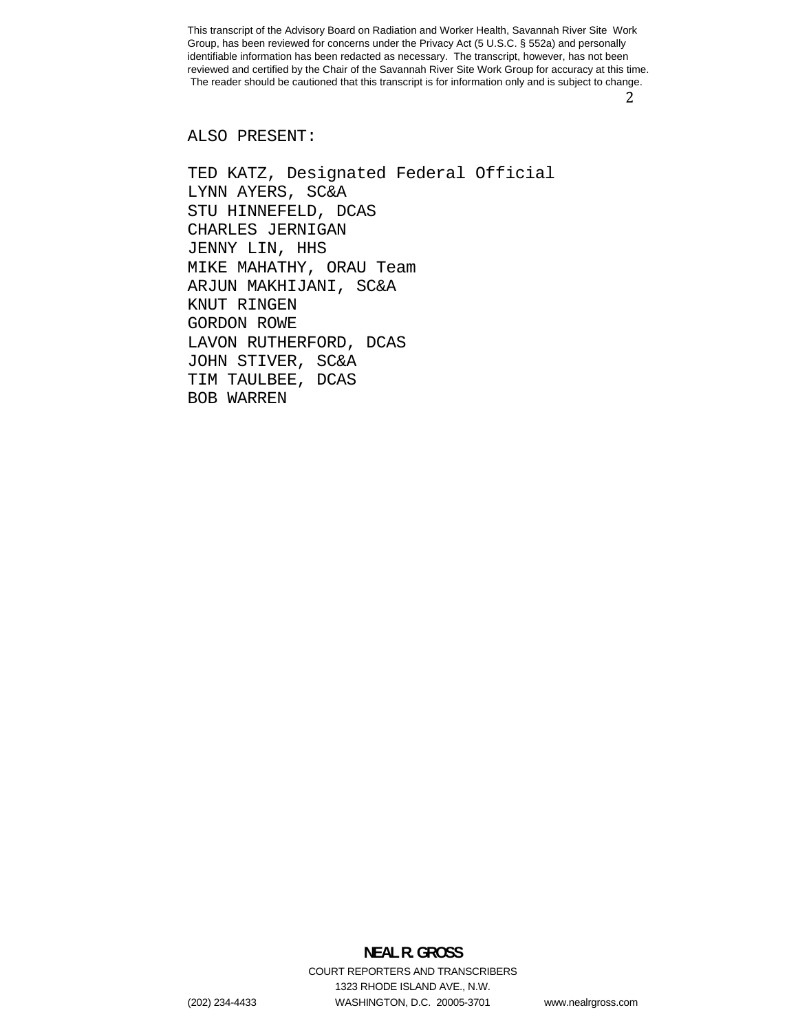ALSO PRESENT:

TED KATZ, Designated Federal Official
LYNN AYERS, SC&A
STU HINNEFELD, DCAS
CHARLES JERNIGAN
JENNY LIN, HHS
MIKE MAHATHY, ORAU Team
ARJUN MAKHIJANI, SC&A
KNUT RINGEN
GORDON ROWE
LAVON RUTHERFORD, DCAS
JOHN STIVER, SC&A
TIM TAULBEE, DCAS
BOB WARREN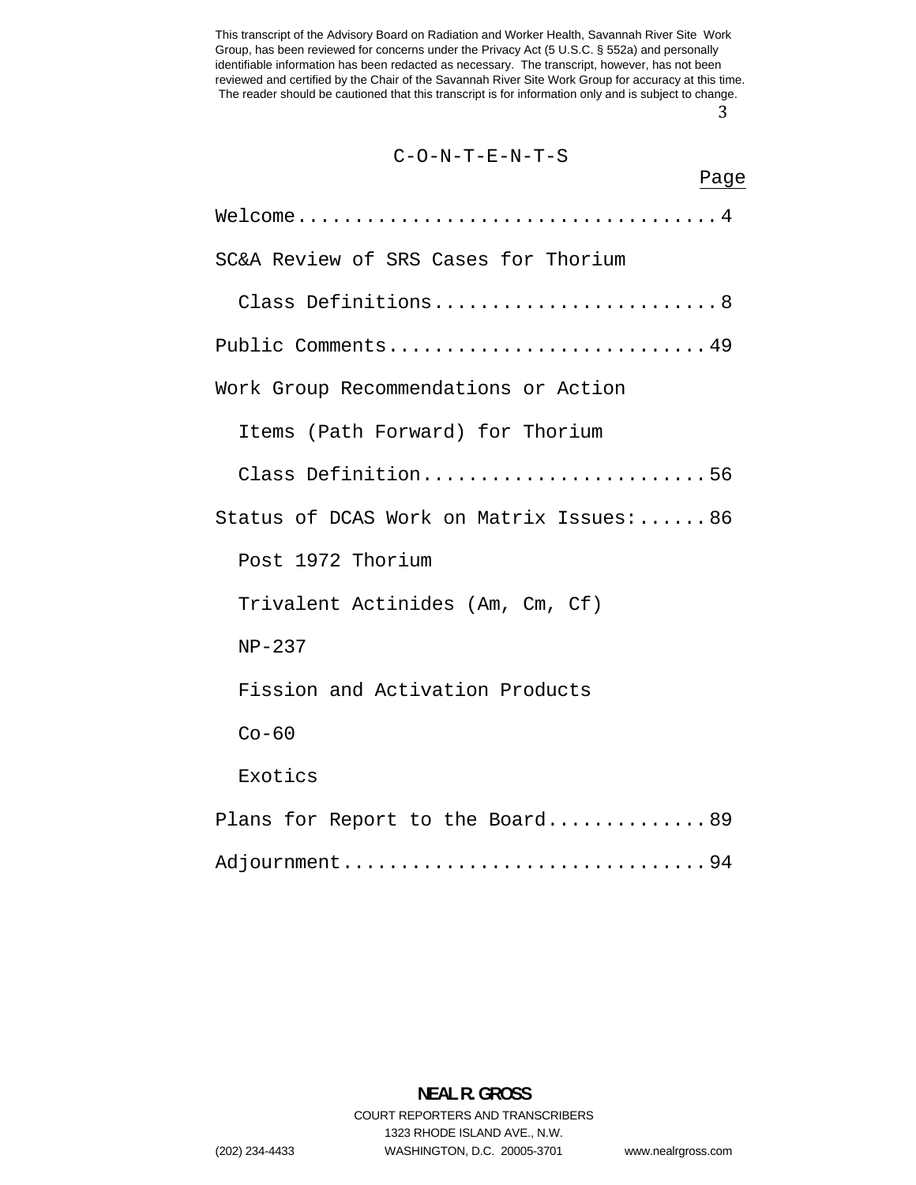This transcript of the Advisory Board on Radiation and Worker Health, Savannah River Site Work Group, has been reviewed for concerns under the Privacy Act (5 U.S.C. § 552a) and personally identifiable information has been redacted as necessary. The transcript, however, has not been reviewed and certified by the Chair of the Savannah River Site Work Group for accuracy at this time. The reader should be cautioned that this transcript is for information only and is subject to change.

# C-O-N-T-E-N-T-S

| | Page |
|---|---|
| Welcome | 4 |
| SC&A Review of SRS Cases for Thorium Class Definitions | 8 |
| Public Comments | 49 |
| Work Group Recommendations or Action Items (Path Forward) for Thorium Class Definition | 56 |
| Status of DCAS Work on Matrix Issues: | 86 |
| Post 1972 Thorium | |
| Trivalent Actinides (Am, Cm, Cf) | |
| NP-237 | |
| Fission and Activation Products | |
| Co-60 | |
| Exotics | |
| Plans for Report to the Board | 89 |
| Adjournment | 94 |

**NEAL R. GROSS**
COURT REPORTERS AND TRANSCRIBERS
1323 RHODE ISLAND AVE., N.W.
(202) 234-4433 WASHINGTON, D.C. 20005-3701 www.nealrgross.com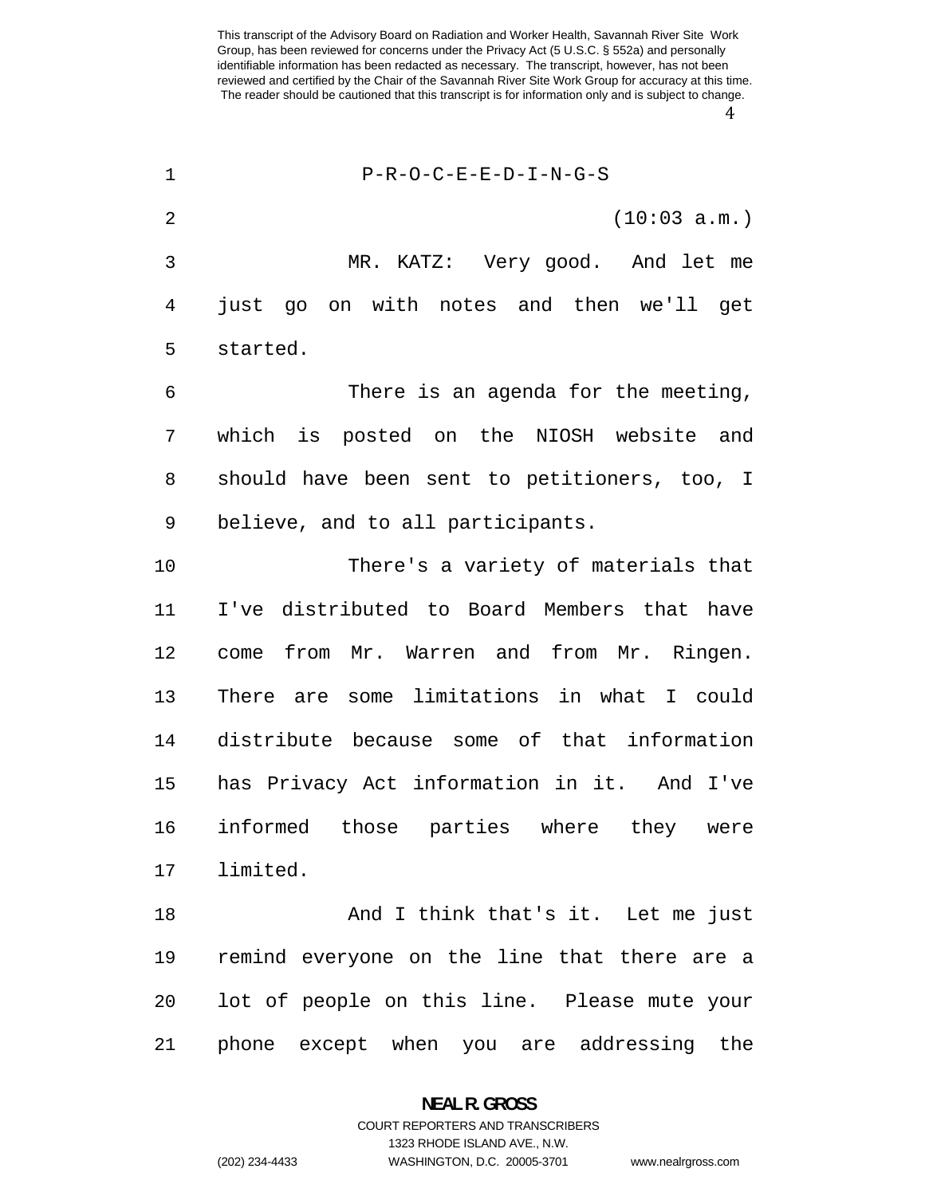P-R-O-C-E-E-D-I-N-G-S

(10:03 a.m.)

MR. KATZ: Very good. And let me just go on with notes and then we'll get started.

There is an agenda for the meeting, which is posted on the NIOSH website and should have been sent to petitioners, too, I believe, and to all participants.

There's a variety of materials that I've distributed to Board Members that have come from Mr. Warren and from Mr. Ringen. There are some limitations in what I could distribute because some of that information has Privacy Act information in it. And I've informed those parties where they were limited.

And I think that's it. Let me just remind everyone on the line that there are a lot of people on this line. Please mute your phone except when you are addressing the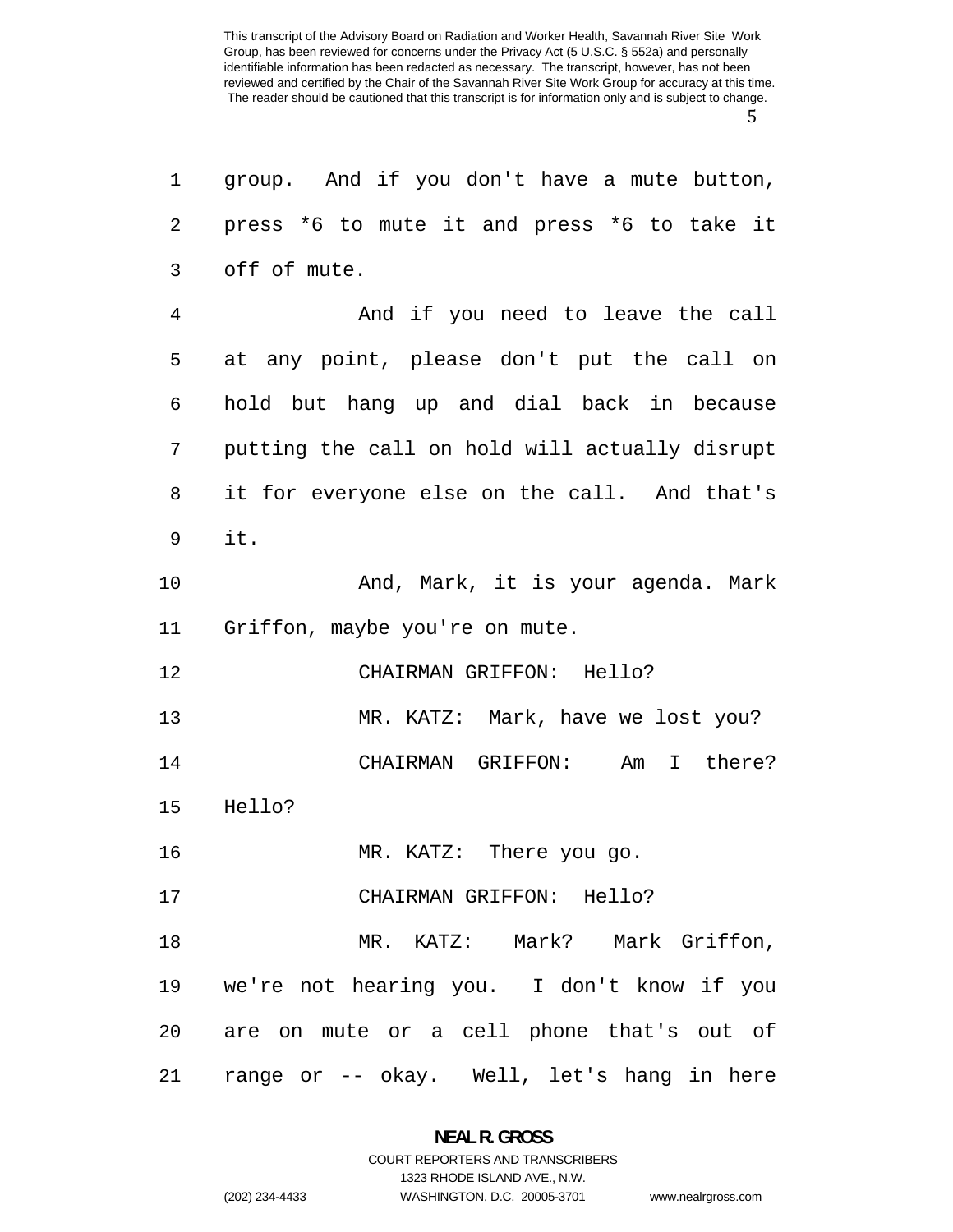group. And if you don't have a mute button, press *6 to mute it and press *6 to take it off of mute.

And if you need to leave the call at any point, please don't put the call on hold but hang up and dial back in because putting the call on hold will actually disrupt it for everyone else on the call. And that's it.

And, Mark, it is your agenda. Mark Griffon, maybe you're on mute.

CHAIRMAN GRIFFON: Hello?

MR. KATZ: Mark, have we lost you?

CHAIRMAN GRIFFON: Am I there? Hello?

MR. KATZ: There you go.

CHAIRMAN GRIFFON: Hello?

MR. KATZ: Mark? Mark Griffon, we're not hearing you. I don't know if you are on mute or a cell phone that's out of range or -- okay. Well, let's hang in here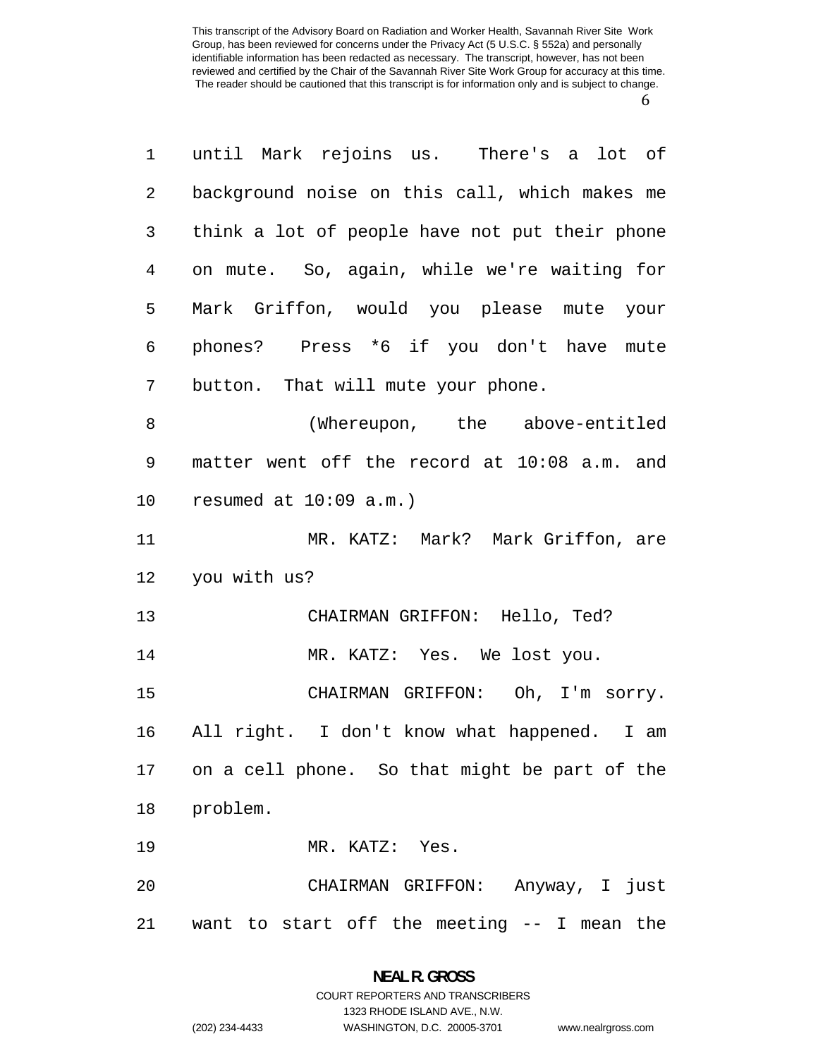until Mark rejoins us. There's a lot of background noise on this call, which makes me think a lot of people have not put their phone on mute. So, again, while we're waiting for Mark Griffon, would you please mute your phones? Press *6 if you don't have mute button. That will mute your phone.

(Whereupon, the above-entitled matter went off the record at 10:08 a.m. and resumed at 10:09 a.m.)

MR. KATZ: Mark? Mark Griffon, are you with us?

CHAIRMAN GRIFFON: Hello, Ted?

MR. KATZ: Yes. We lost you.

CHAIRMAN GRIFFON: Oh, I'm sorry. All right. I don't know what happened. I am on a cell phone. So that might be part of the problem.

MR. KATZ: Yes.

CHAIRMAN GRIFFON: Anyway, I just want to start off the meeting -- I mean the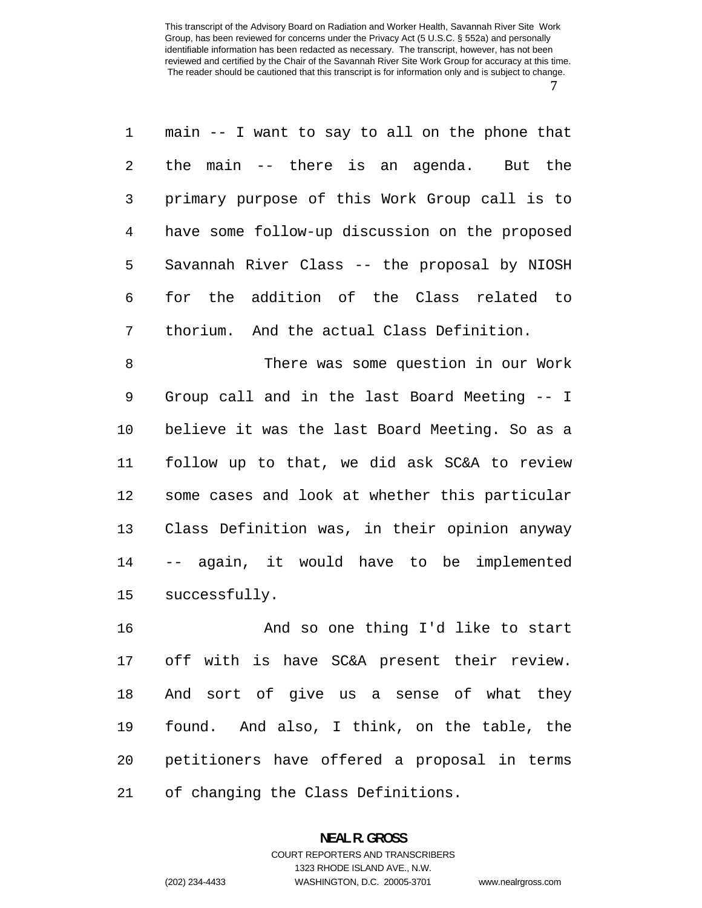main -- I want to say to all on the phone that the main -- there is an agenda. But the primary purpose of this Work Group call is to have some follow-up discussion on the proposed Savannah River Class -- the proposal by NIOSH for the addition of the Class related to thorium. And the actual Class Definition.

There was some question in our Work Group call and in the last Board Meeting -- I believe it was the last Board Meeting. So as a follow up to that, we did ask SC&A to review some cases and look at whether this particular Class Definition was, in their opinion anyway -- again, it would have to be implemented successfully.

And so one thing I'd like to start off with is have SC&A present their review. And sort of give us a sense of what they found. And also, I think, on the table, the petitioners have offered a proposal in terms of changing the Class Definitions.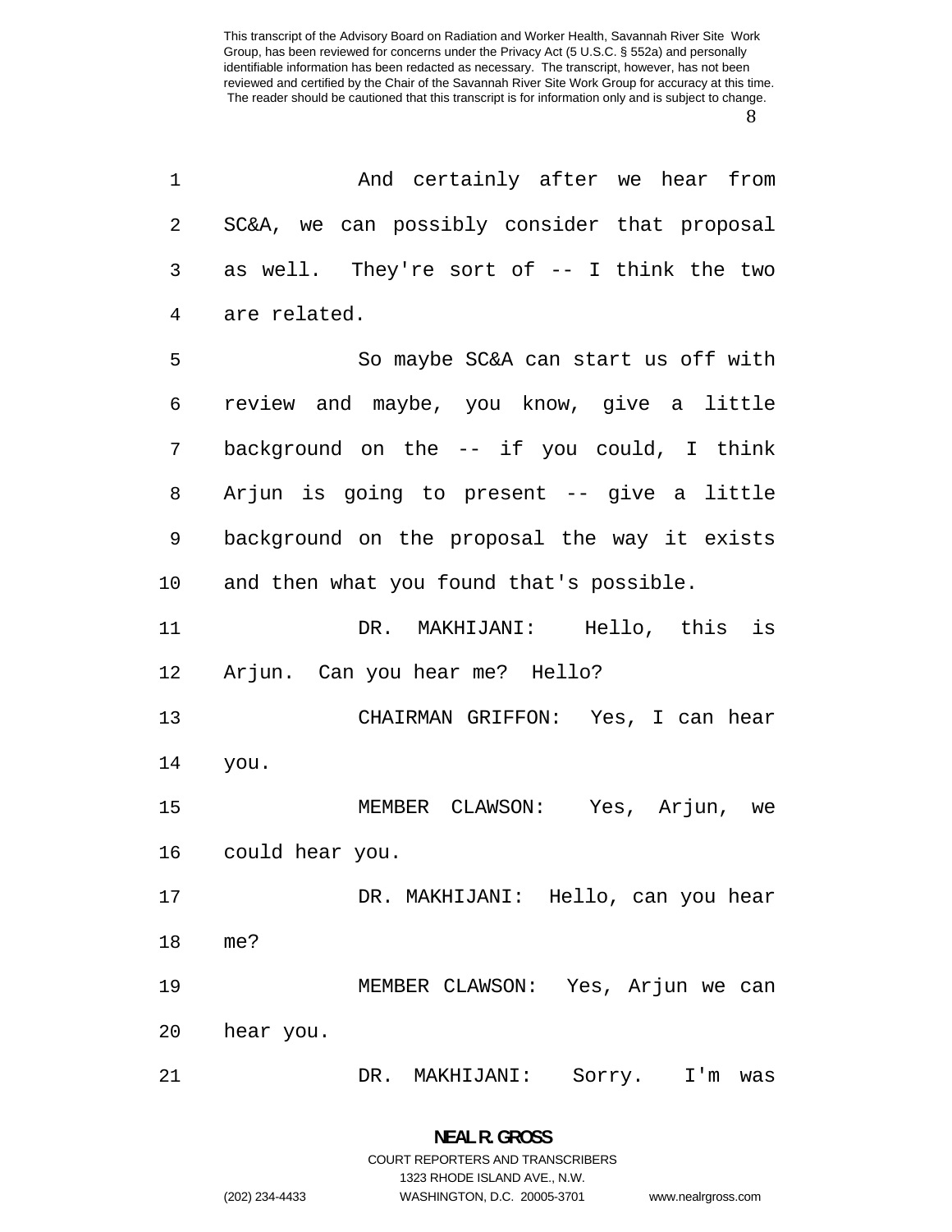And certainly after we hear from SC&A, we can possibly consider that proposal as well. They're sort of -- I think the two are related.

So maybe SC&A can start us off with review and maybe, you know, give a little background on the -- if you could, I think Arjun is going to present -- give a little background on the proposal the way it exists and then what you found that's possible.

DR. MAKHIJANI: Hello, this is Arjun. Can you hear me? Hello?

CHAIRMAN GRIFFON: Yes, I can hear you.

MEMBER CLAWSON: Yes, Arjun, we could hear you.

DR. MAKHIJANI: Hello, can you hear me?

MEMBER CLAWSON: Yes, Arjun we can hear you.

DR. MAKHIJANI: Sorry. I'm was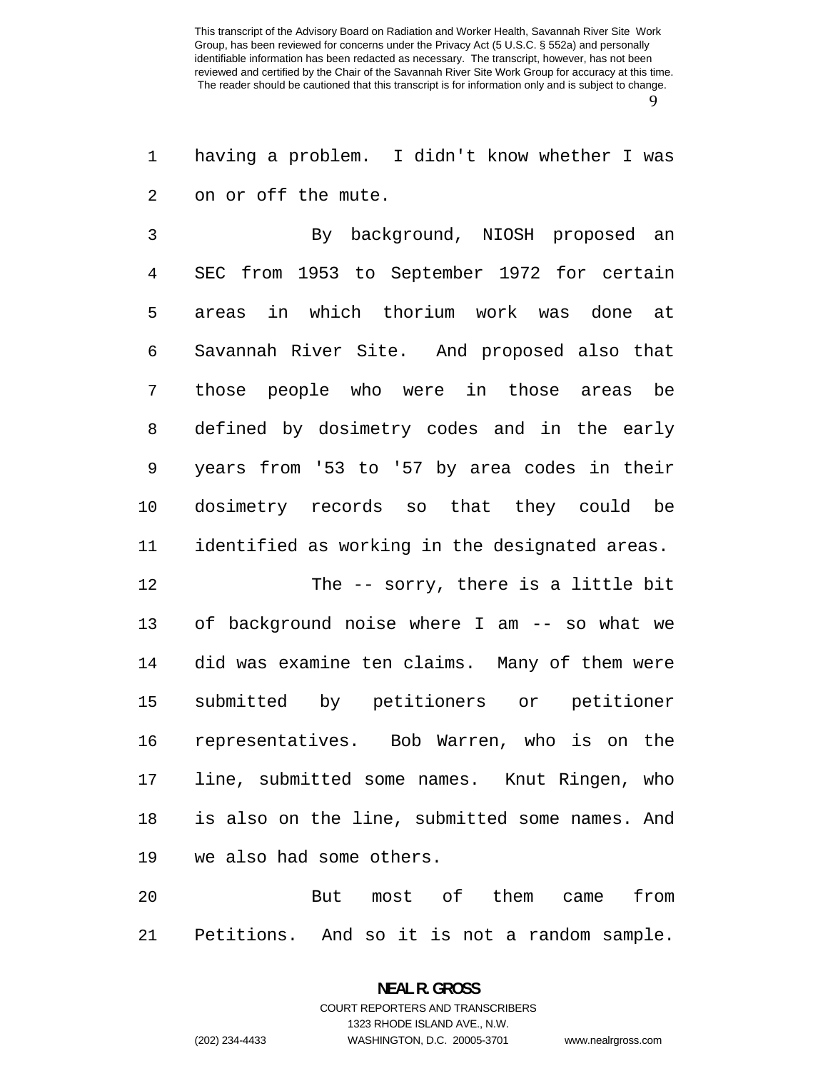having a problem. I didn't know whether I was on or off the mute.

By background, NIOSH proposed an SEC from 1953 to September 1972 for certain areas in which thorium work was done at Savannah River Site. And proposed also that those people who were in those areas be defined by dosimetry codes and in the early years from '53 to '57 by area codes in their dosimetry records so that they could be identified as working in the designated areas.

The -- sorry, there is a little bit of background noise where I am -- so what we did was examine ten claims. Many of them were submitted by petitioners or petitioner representatives. Bob Warren, who is on the line, submitted some names. Knut Ringen, who is also on the line, submitted some names. And we also had some others.

But most of them came from Petitions. And so it is not a random sample.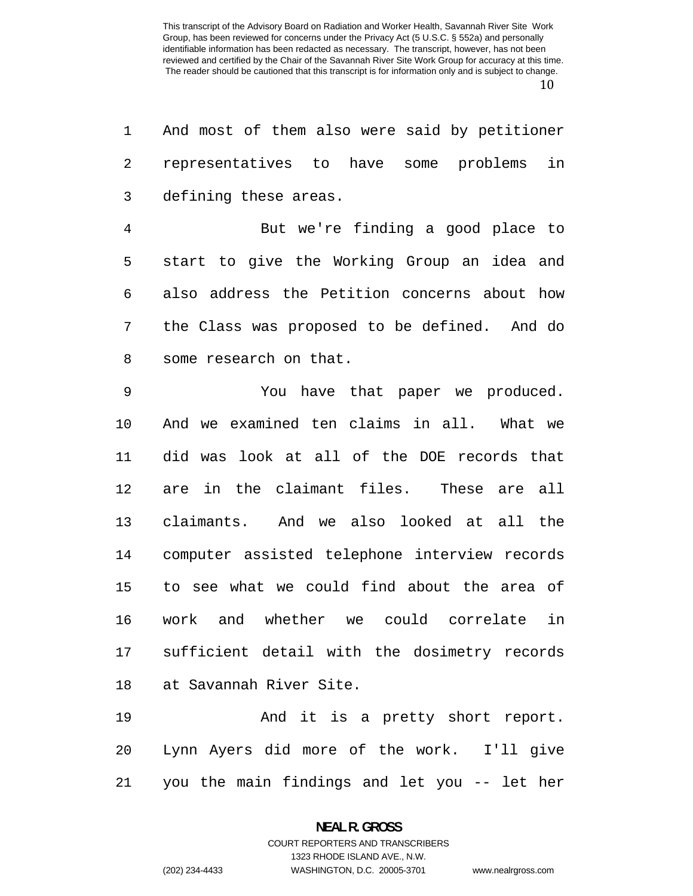And most of them also were said by petitioner representatives to have some problems in defining these areas.

But we're finding a good place to start to give the Working Group an idea and also address the Petition concerns about how the Class was proposed to be defined. And do some research on that.

You have that paper we produced. And we examined ten claims in all. What we did was look at all of the DOE records that are in the claimant files. These are all claimants. And we also looked at all the computer assisted telephone interview records to see what we could find about the area of work and whether we could correlate in sufficient detail with the dosimetry records at Savannah River Site.

And it is a pretty short report. Lynn Ayers did more of the work. I'll give you the main findings and let you -- let her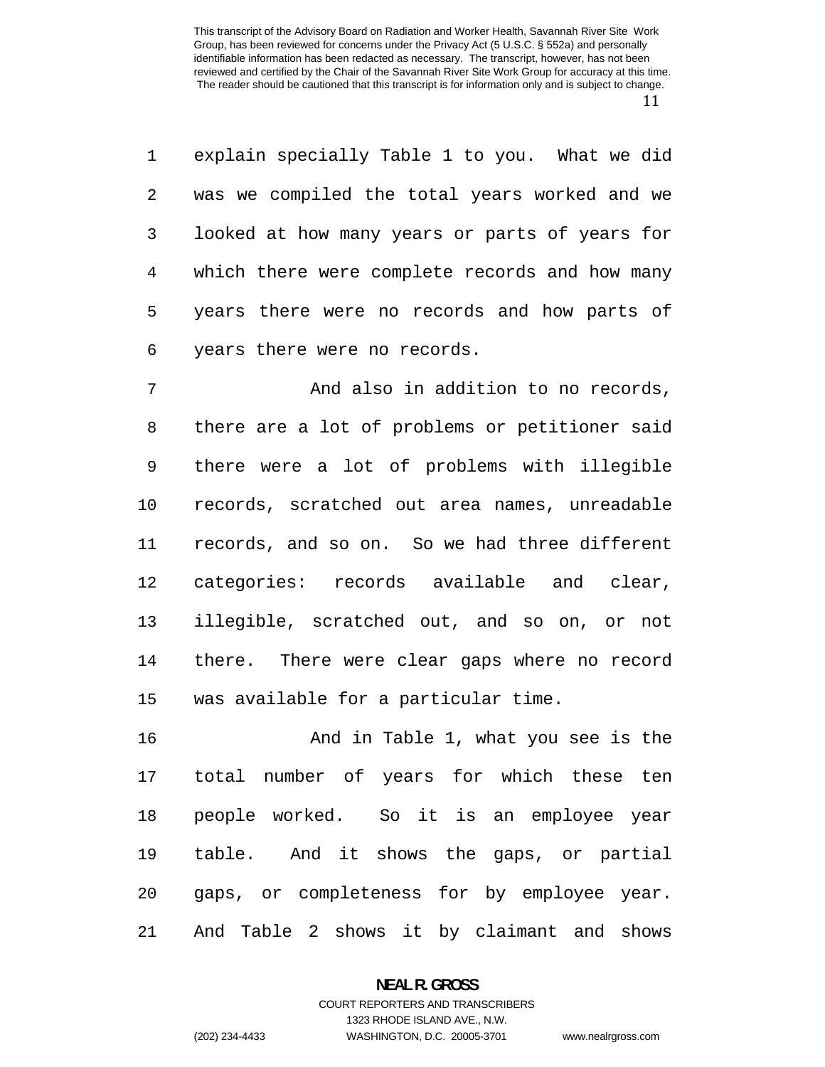explain specially Table 1 to you. What we did was we compiled the total years worked and we looked at how many years or parts of years for which there were complete records and how many years there were no records and how parts of years there were no records.

And also in addition to no records, there are a lot of problems or petitioner said there were a lot of problems with illegible records, scratched out area names, unreadable records, and so on. So we had three different categories: records available and clear, illegible, scratched out, and so on, or not there. There were clear gaps where no record was available for a particular time.

And in Table 1, what you see is the total number of years for which these ten people worked. So it is an employee year table. And it shows the gaps, or partial gaps, or completeness for by employee year. And Table 2 shows it by claimant and shows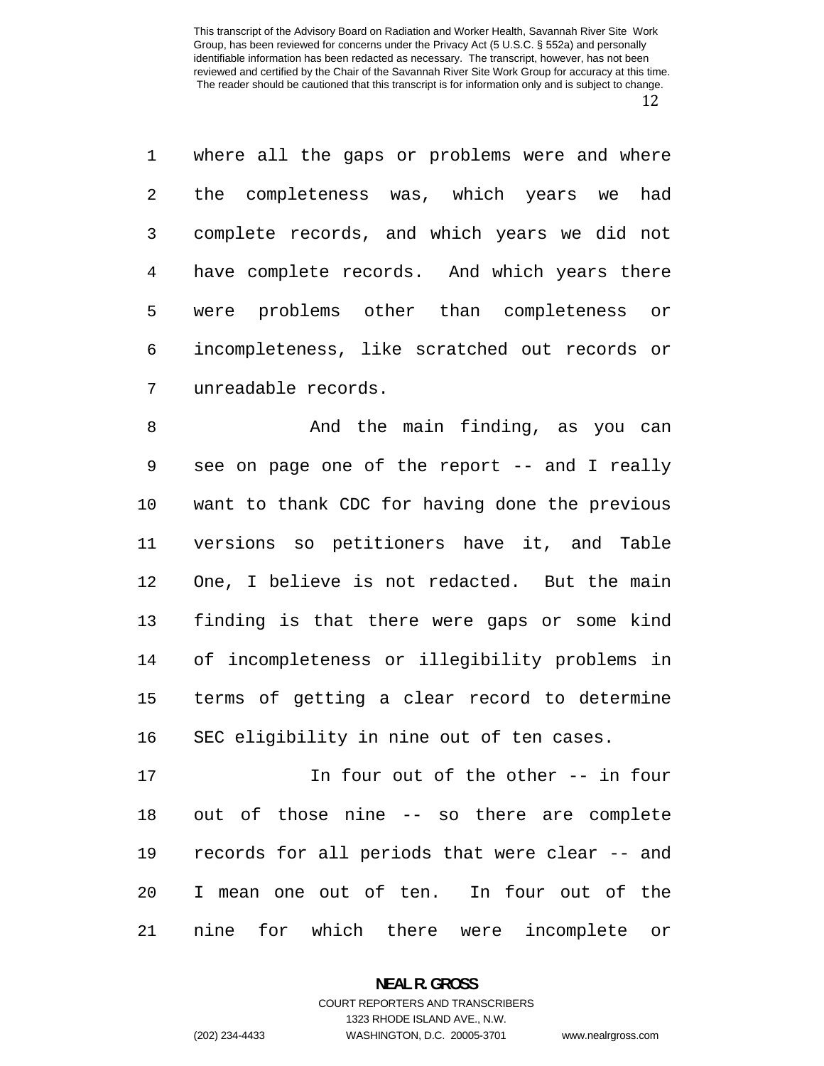where all the gaps or problems were and where the completeness was, which years we had complete records, and which years we did not have complete records. And which years there were problems other than completeness or incompleteness, like scratched out records or unreadable records.

And the main finding, as you can see on page one of the report -- and I really want to thank CDC for having done the previous versions so petitioners have it, and Table One, I believe is not redacted. But the main finding is that there were gaps or some kind of incompleteness or illegibility problems in terms of getting a clear record to determine SEC eligibility in nine out of ten cases.

In four out of the other -- in four out of those nine -- so there are complete records for all periods that were clear -- and I mean one out of ten. In four out of the nine for which there were incomplete or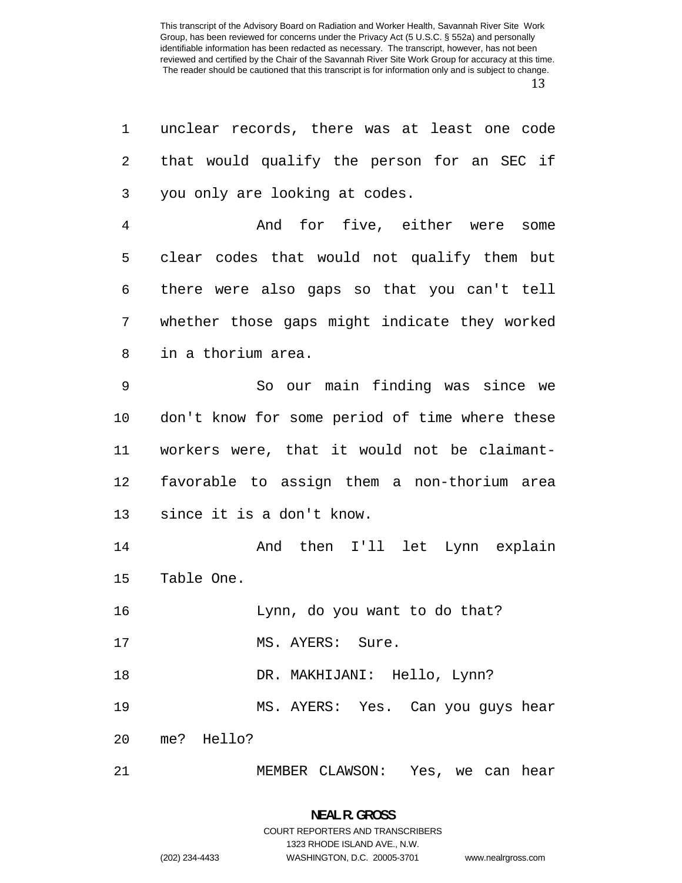unclear records, there was at least one code that would qualify the person for an SEC if you only are looking at codes.

And for five, either were some clear codes that would not qualify them but there were also gaps so that you can't tell whether those gaps might indicate they worked in a thorium area.

So our main finding was since we don't know for some period of time where these workers were, that it would not be claimant-favorable to assign them a non-thorium area since it is a don't know.

And then I'll let Lynn explain Table One.

Lynn, do you want to do that?

MS. AYERS: Sure.

DR. MAKHIJANI: Hello, Lynn?

MS. AYERS: Yes. Can you guys hear me? Hello?

MEMBER CLAWSON: Yes, we can hear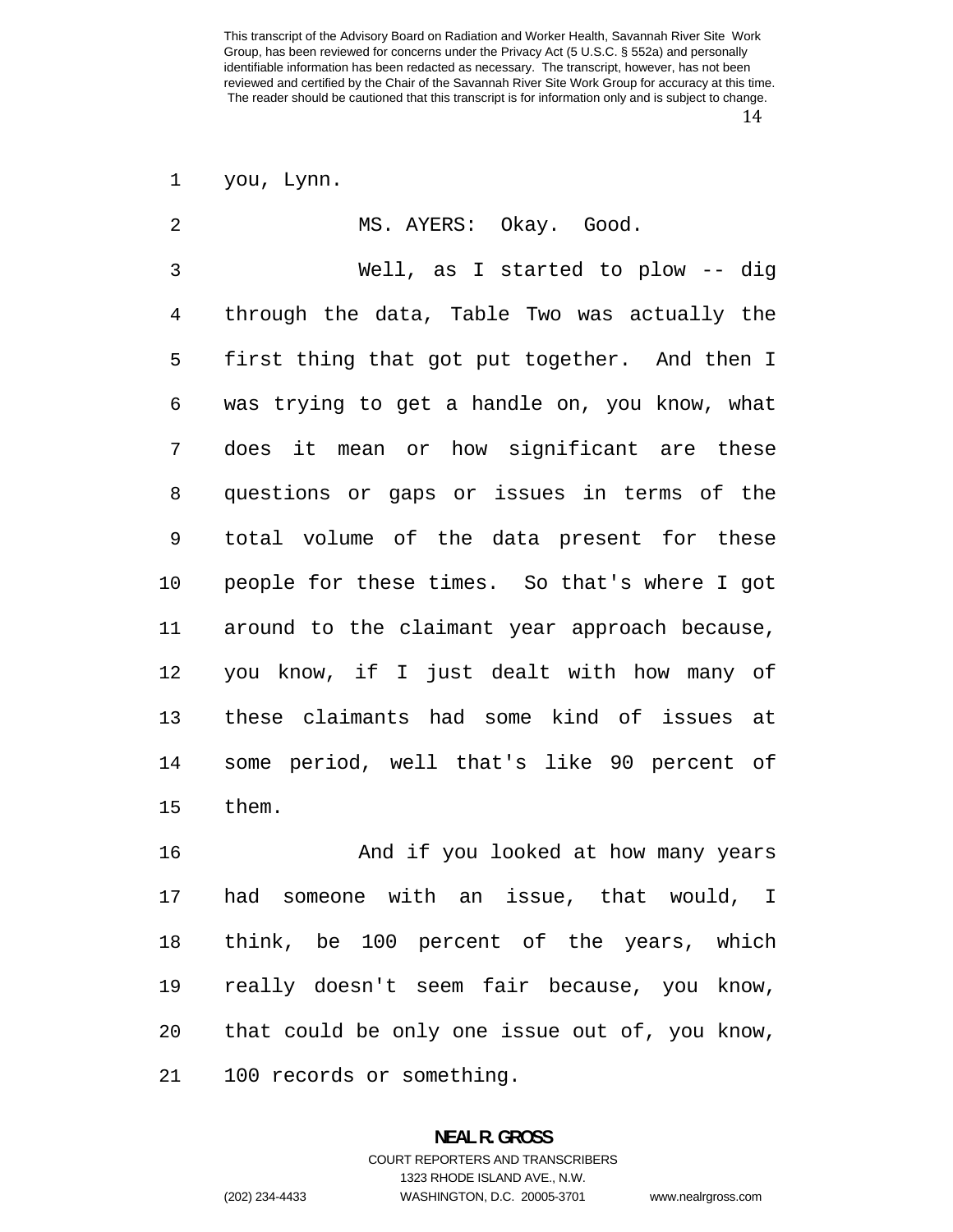you, Lynn.

MS. AYERS: Okay. Good.

Well, as I started to plow -- dig through the data, Table Two was actually the first thing that got put together. And then I was trying to get a handle on, you know, what does it mean or how significant are these questions or gaps or issues in terms of the total volume of the data present for these people for these times. So that's where I got around to the claimant year approach because, you know, if I just dealt with how many of these claimants had some kind of issues at some period, well that's like 90 percent of them.

And if you looked at how many years had someone with an issue, that would, I think, be 100 percent of the years, which really doesn't seem fair because, you know, that could be only one issue out of, you know, 100 records or something.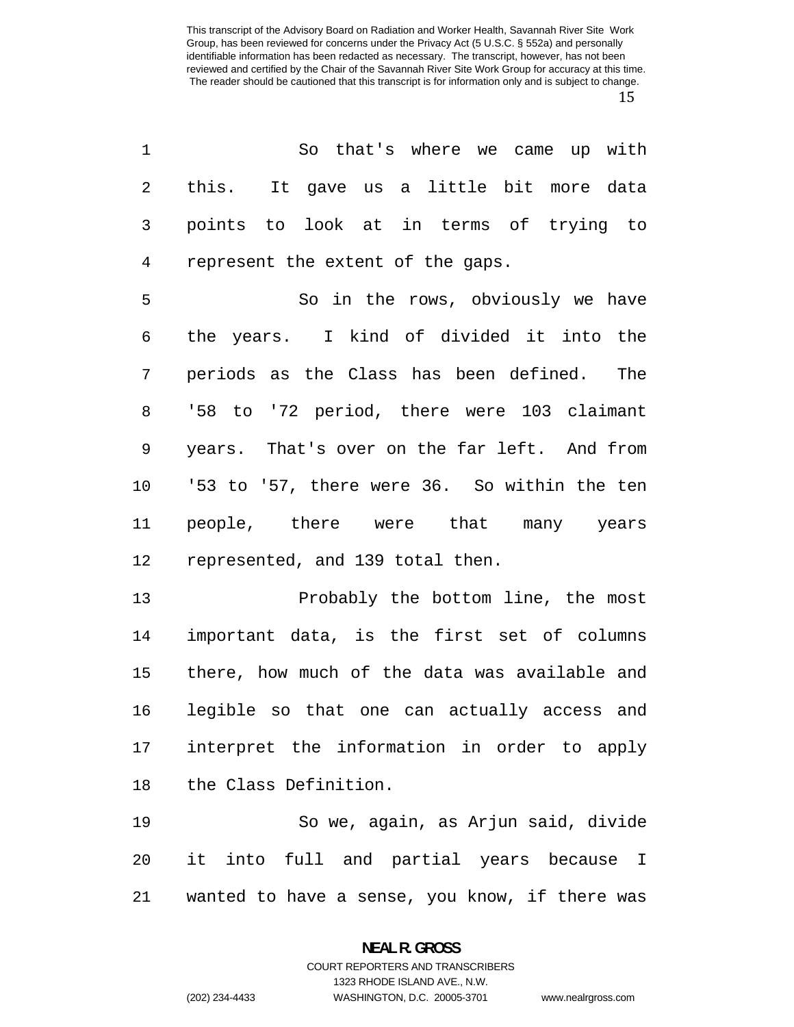So that's where we came up with this. It gave us a little bit more data points to look at in terms of trying to represent the extent of the gaps.

So in the rows, obviously we have the years. I kind of divided it into the periods as the Class has been defined. The '58 to '72 period, there were 103 claimant years. That's over on the far left. And from '53 to '57, there were 36. So within the ten people, there were that many years represented, and 139 total then.

Probably the bottom line, the most important data, is the first set of columns there, how much of the data was available and legible so that one can actually access and interpret the information in order to apply the Class Definition.

So we, again, as Arjun said, divide it into full and partial years because I wanted to have a sense, you know, if there was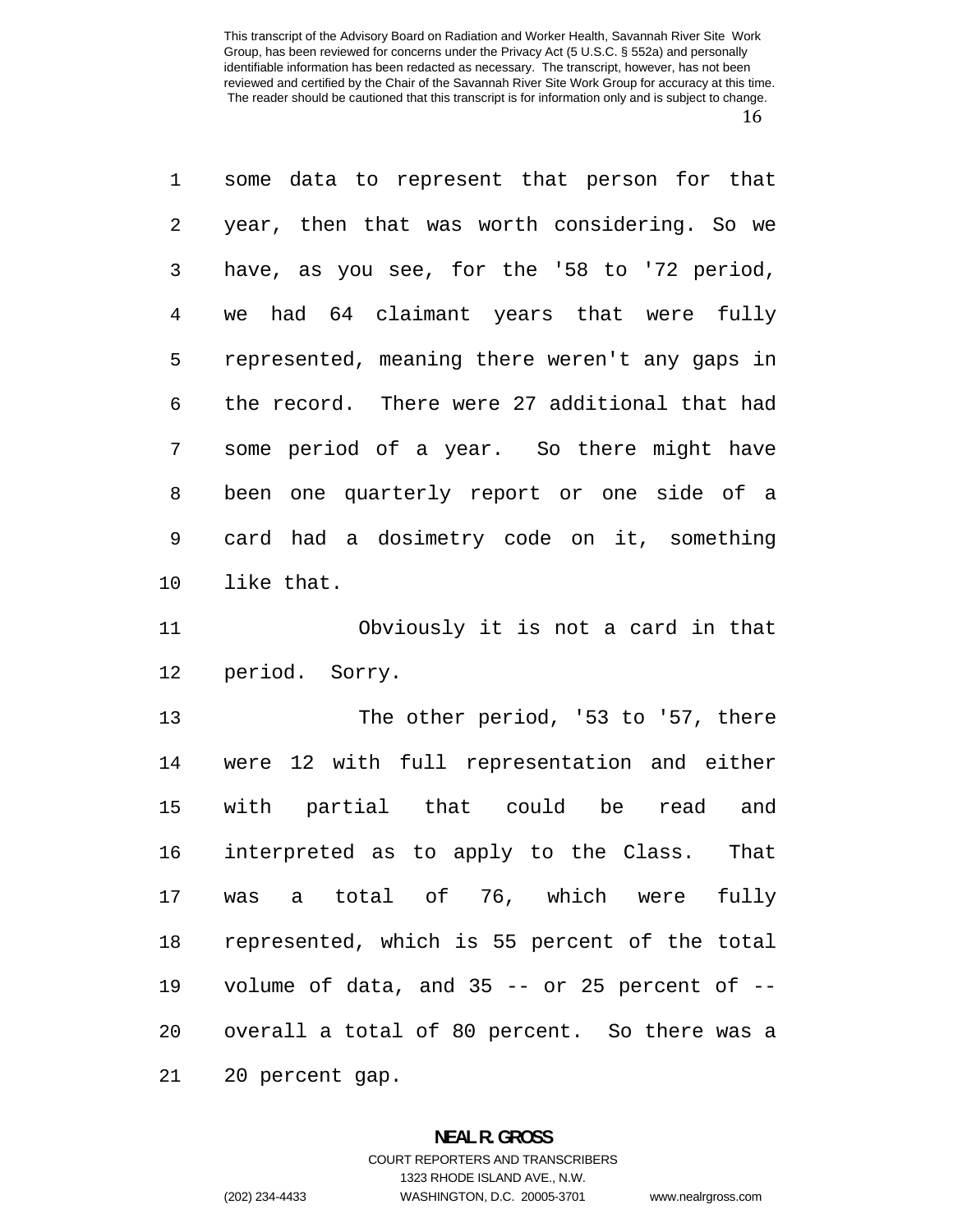some data to represent that person for that year, then that was worth considering. So we have, as you see, for the '58 to '72 period, we had 64 claimant years that were fully represented, meaning there weren't any gaps in the record. There were 27 additional that had some period of a year. So there might have been one quarterly report or one side of a card had a dosimetry code on it, something like that.

Obviously it is not a card in that period. Sorry.

The other period, '53 to '57, there were 12 with full representation and either with partial that could be read and interpreted as to apply to the Class. That was a total of 76, which were fully represented, which is 55 percent of the total volume of data, and 35 -- or 25 percent of -- overall a total of 80 percent. So there was a 20 percent gap.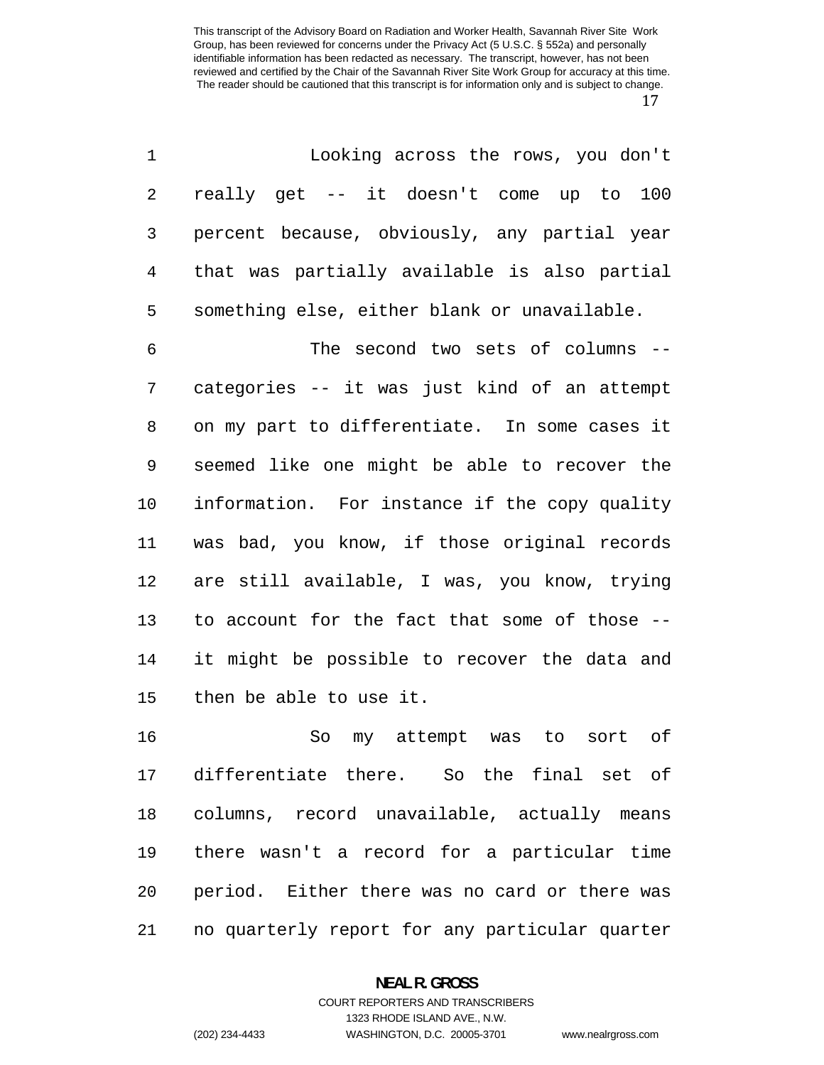Looking across the rows, you don't really get -- it doesn't come up to 100 percent because, obviously, any partial year that was partially available is also partial something else, either blank or unavailable.

The second two sets of columns -- categories -- it was just kind of an attempt on my part to differentiate. In some cases it seemed like one might be able to recover the information. For instance if the copy quality was bad, you know, if those original records are still available, I was, you know, trying to account for the fact that some of those -- it might be possible to recover the data and then be able to use it.

So my attempt was to sort of differentiate there. So the final set of columns, record unavailable, actually means there wasn't a record for a particular time period. Either there was no card or there was no quarterly report for any particular quarter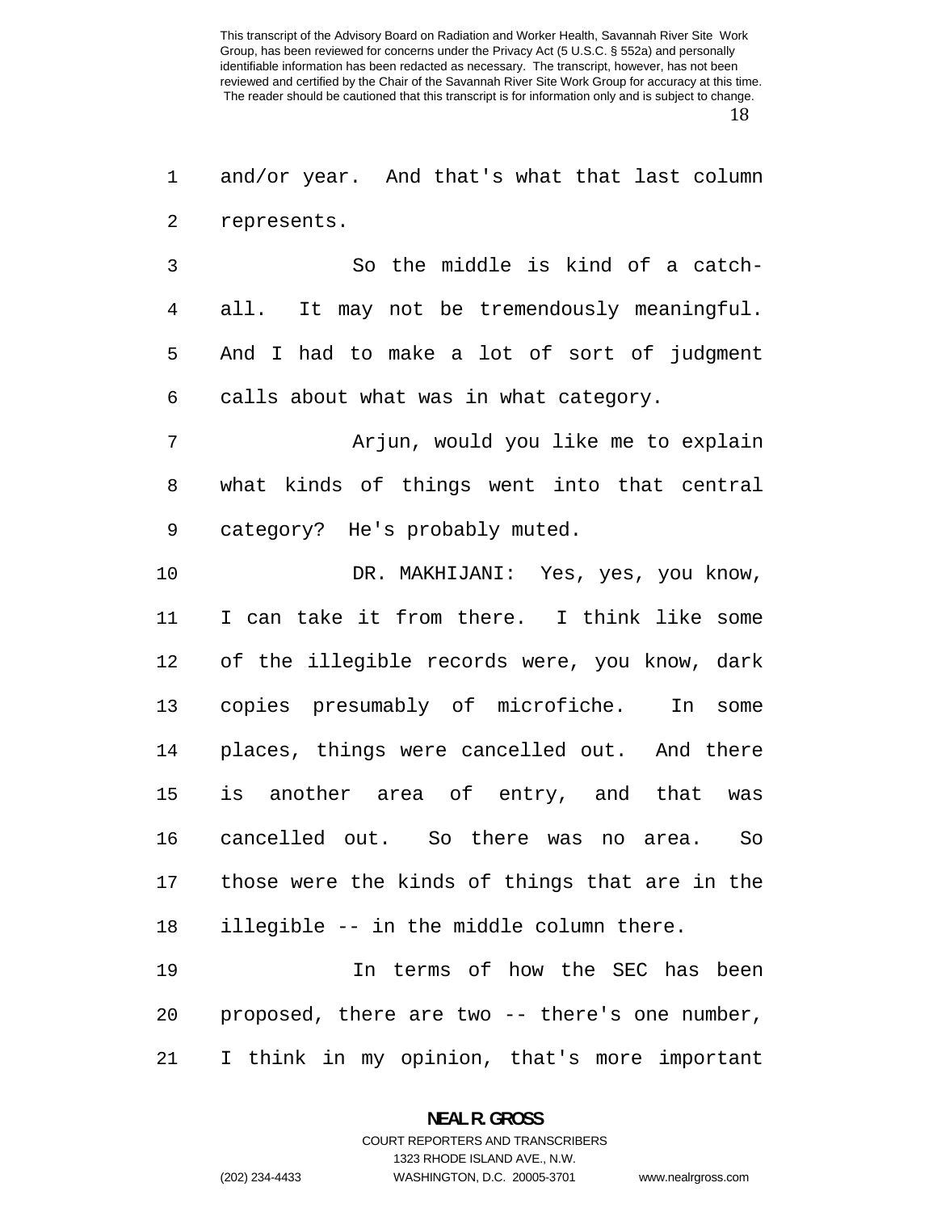and/or year. And that's what that last column represents.

So the middle is kind of a catch-all. It may not be tremendously meaningful. And I had to make a lot of sort of judgment calls about what was in what category.

Arjun, would you like me to explain what kinds of things went into that central category? He's probably muted.

DR. MAKHIJANI: Yes, yes, you know, I can take it from there. I think like some of the illegible records were, you know, dark copies presumably of microfiche. In some places, things were cancelled out. And there is another area of entry, and that was cancelled out. So there was no area. So those were the kinds of things that are in the illegible -- in the middle column there.

In terms of how the SEC has been proposed, there are two -- there's one number, I think in my opinion, that's more important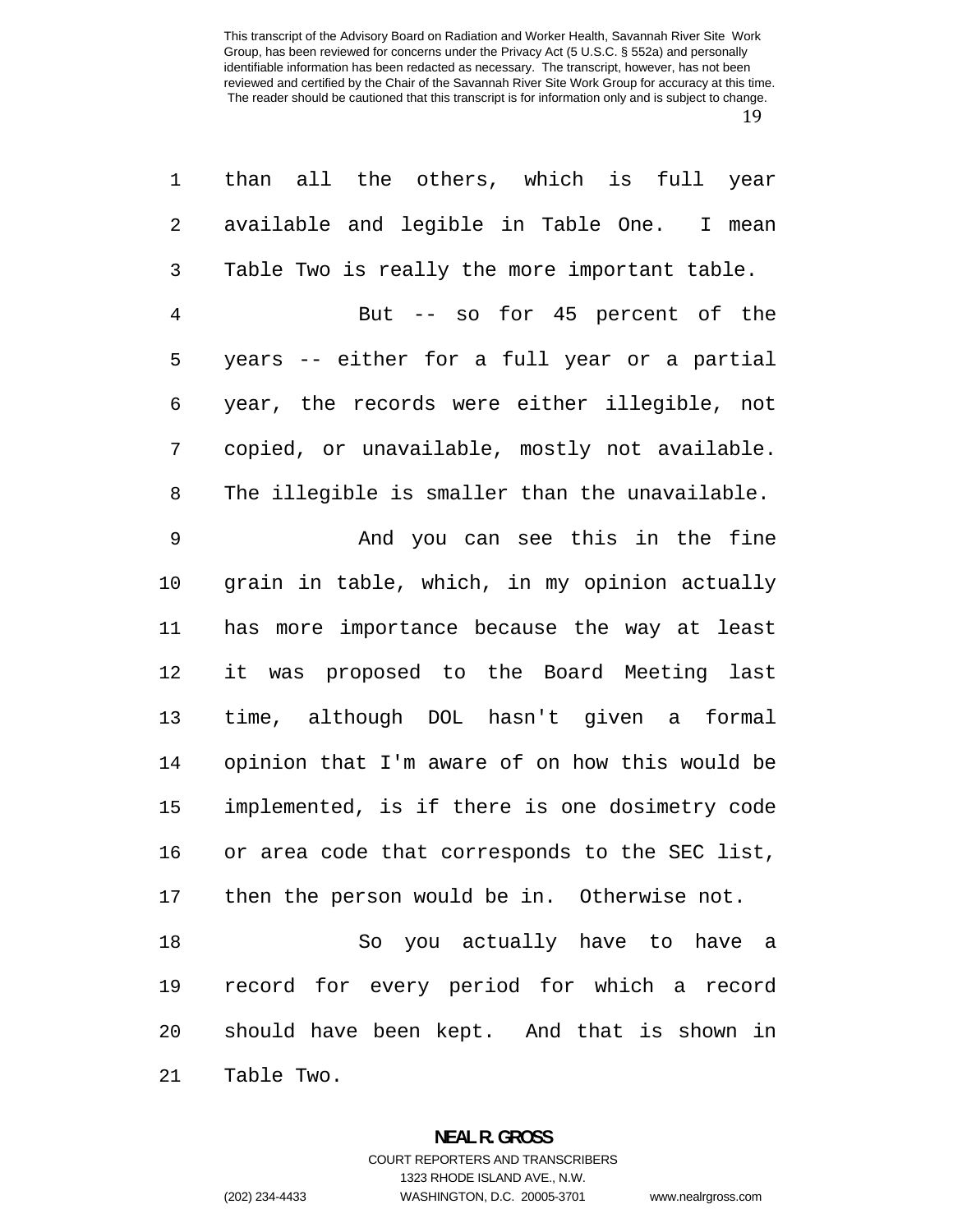than all the others, which is full year available and legible in Table One. I mean Table Two is really the more important table.

But -- so for 45 percent of the years -- either for a full year or a partial year, the records were either illegible, not copied, or unavailable, mostly not available. The illegible is smaller than the unavailable.

And you can see this in the fine grain in table, which, in my opinion actually has more importance because the way at least it was proposed to the Board Meeting last time, although DOL hasn't given a formal opinion that I'm aware of on how this would be implemented, is if there is one dosimetry code or area code that corresponds to the SEC list, then the person would be in. Otherwise not.

So you actually have to have a record for every period for which a record should have been kept. And that is shown in Table Two.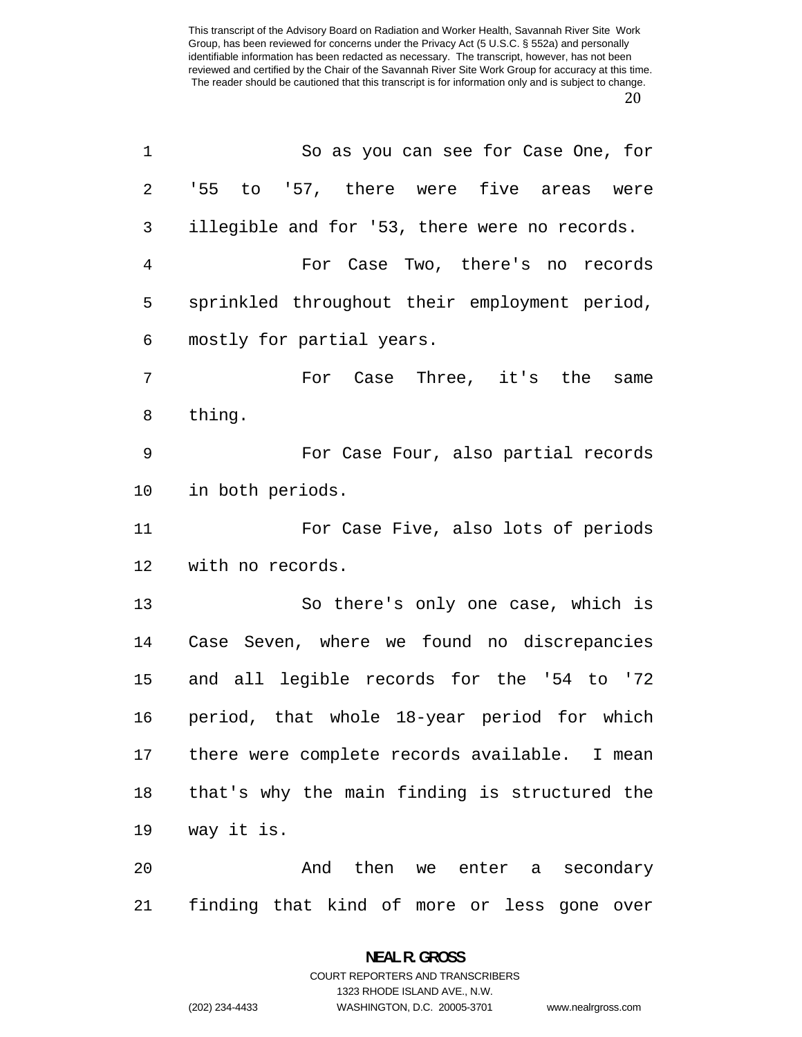So as you can see for Case One, for '55 to '57, there were five areas were illegible and for '53, there were no records.

For Case Two, there's no records sprinkled throughout their employment period, mostly for partial years.

For Case Three, it's the same thing.

For Case Four, also partial records in both periods.

For Case Five, also lots of periods with no records.

So there's only one case, which is Case Seven, where we found no discrepancies and all legible records for the '54 to '72 period, that whole 18-year period for which there were complete records available. I mean that's why the main finding is structured the way it is.

And then we enter a secondary finding that kind of more or less gone over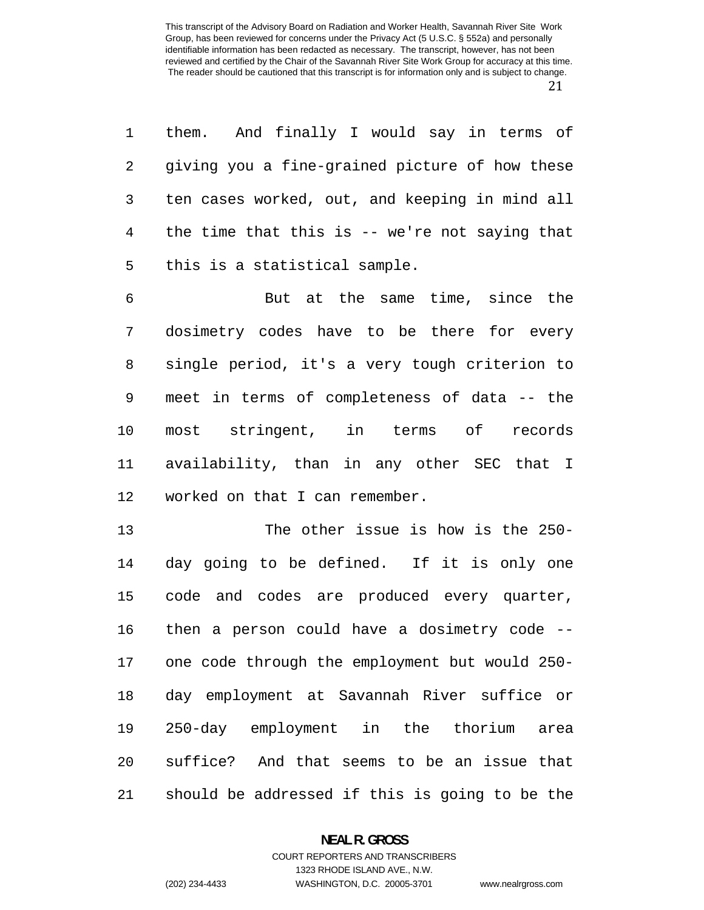them. And finally I would say in terms of giving you a fine-grained picture of how these ten cases worked, out, and keeping in mind all the time that this is -- we're not saying that this is a statistical sample.

But at the same time, since the dosimetry codes have to be there for every single period, it's a very tough criterion to meet in terms of completeness of data -- the most stringent, in terms of records availability, than in any other SEC that I worked on that I can remember.

The other issue is how is the 250-day going to be defined. If it is only one code and codes are produced every quarter, then a person could have a dosimetry code -- one code through the employment but would 250-day employment at Savannah River suffice or 250-day employment in the thorium area suffice? And that seems to be an issue that should be addressed if this is going to be the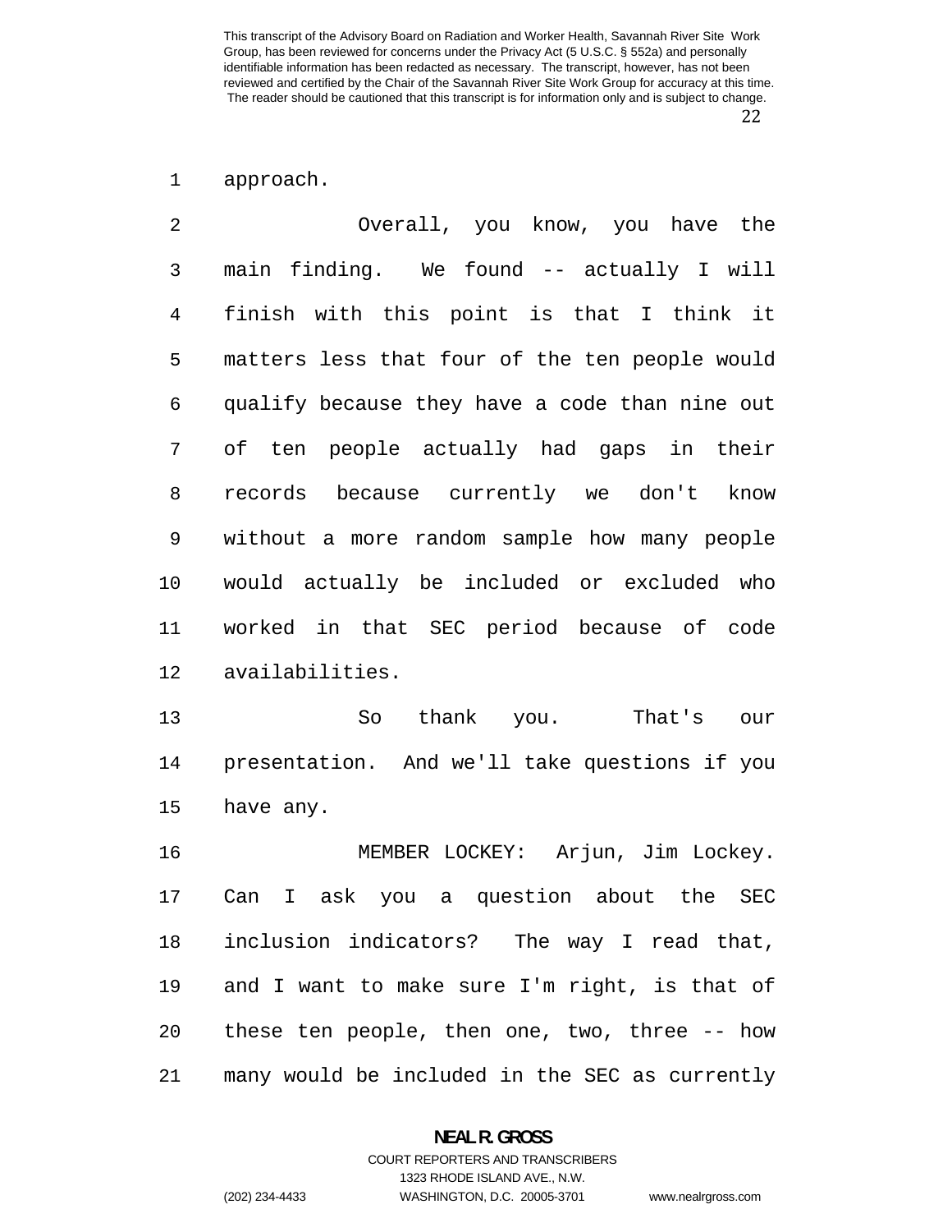approach.

Overall, you know, you have the main finding. We found -- actually I will finish with this point is that I think it matters less that four of the ten people would qualify because they have a code than nine out of ten people actually had gaps in their records because currently we don't know without a more random sample how many people would actually be included or excluded who worked in that SEC period because of code availabilities.

So thank you. That's our presentation. And we'll take questions if you have any.

MEMBER LOCKEY: Arjun, Jim Lockey. Can I ask you a question about the SEC inclusion indicators? The way I read that, and I want to make sure I'm right, is that of these ten people, then one, two, three -- how many would be included in the SEC as currently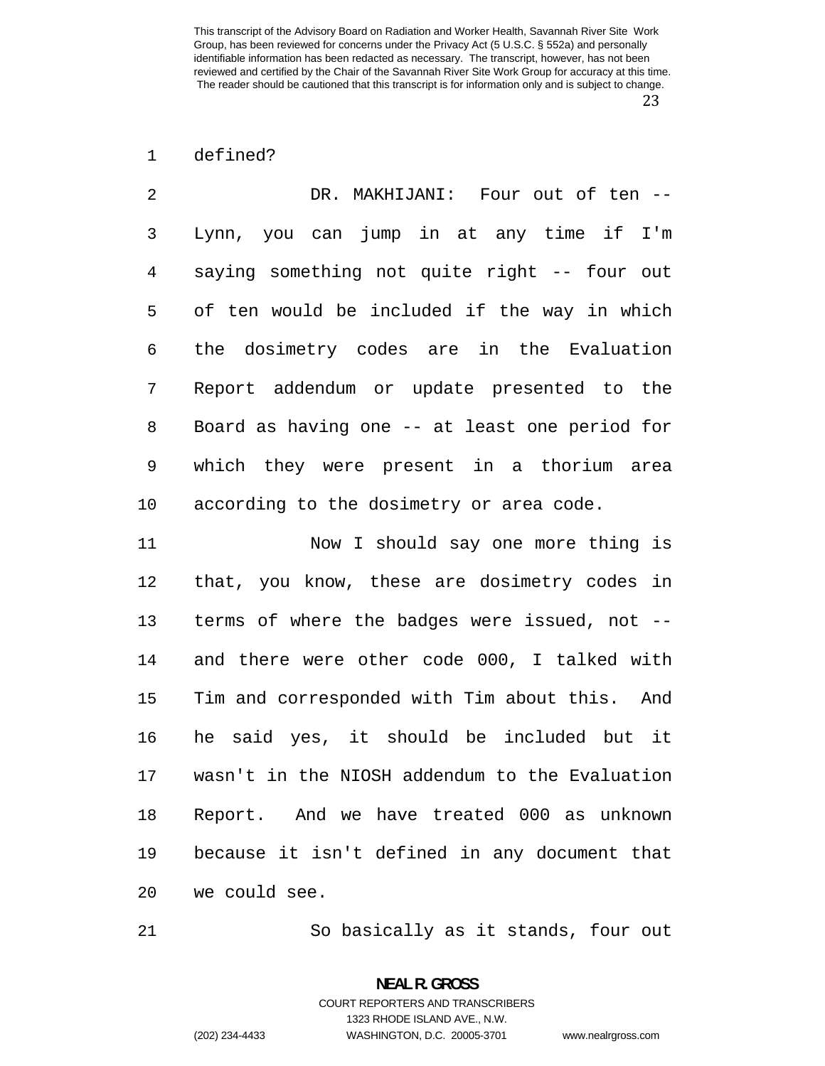defined?

DR. MAKHIJANI: Four out of ten -- Lynn, you can jump in at any time if I'm saying something not quite right -- four out of ten would be included if the way in which the dosimetry codes are in the Evaluation Report addendum or update presented to the Board as having one -- at least one period for which they were present in a thorium area according to the dosimetry or area code.

Now I should say one more thing is that, you know, these are dosimetry codes in terms of where the badges were issued, not -- and there were other code 000, I talked with Tim and corresponded with Tim about this. And he said yes, it should be included but it wasn't in the NIOSH addendum to the Evaluation Report. And we have treated 000 as unknown because it isn't defined in any document that we could see.

So basically as it stands, four out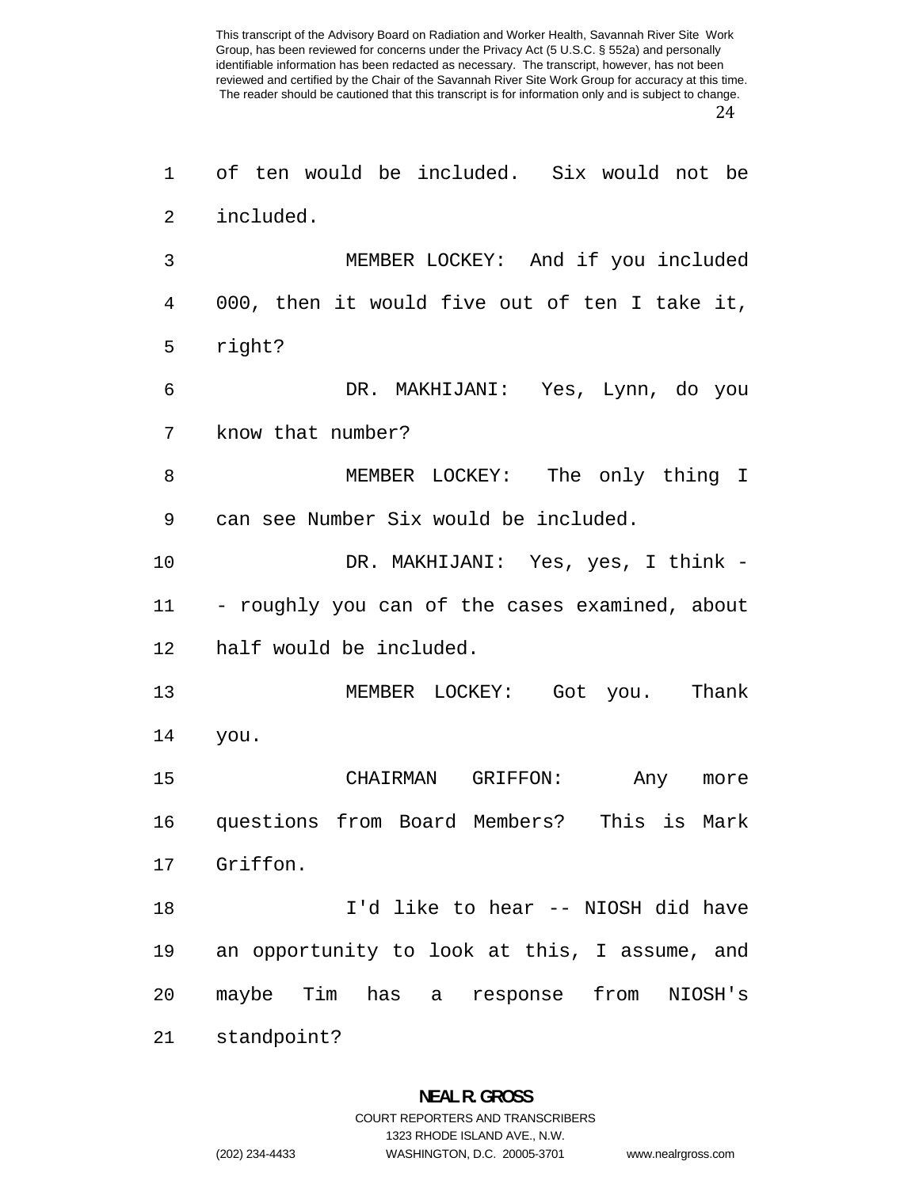of ten would be included. Six would not be included.

MEMBER LOCKEY: And if you included 000, then it would five out of ten I take it, right?

DR. MAKHIJANI: Yes, Lynn, do you know that number?

MEMBER LOCKEY: The only thing I can see Number Six would be included.

DR. MAKHIJANI: Yes, yes, I think -- roughly you can of the cases examined, about half would be included.

MEMBER LOCKEY: Got you. Thank you.

CHAIRMAN GRIFFON: Any more questions from Board Members? This is Mark Griffon.

I'd like to hear -- NIOSH did have an opportunity to look at this, I assume, and maybe Tim has a response from NIOSH's standpoint?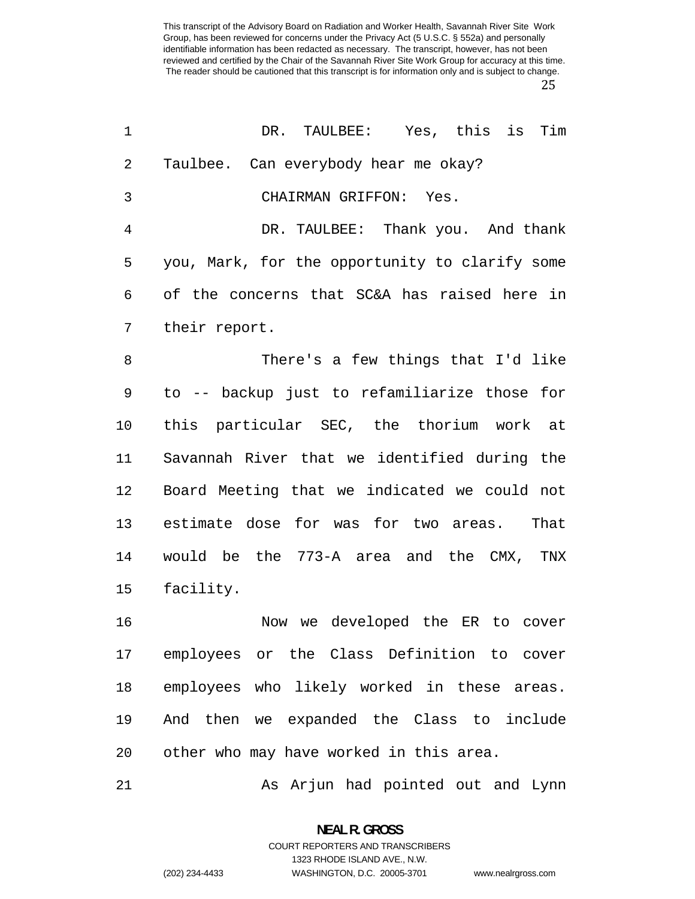DR. TAULBEE: Yes, this is Tim Taulbee. Can everybody hear me okay?

CHAIRMAN GRIFFON: Yes.

DR. TAULBEE: Thank you. And thank you, Mark, for the opportunity to clarify some of the concerns that SC&A has raised here in their report.

There's a few things that I'd like to -- backup just to refamiliarize those for this particular SEC, the thorium work at Savannah River that we identified during the Board Meeting that we indicated we could not estimate dose for was for two areas. That would be the 773-A area and the CMX, TNX facility.

Now we developed the ER to cover employees or the Class Definition to cover employees who likely worked in these areas. And then we expanded the Class to include other who may have worked in this area.

As Arjun had pointed out and Lynn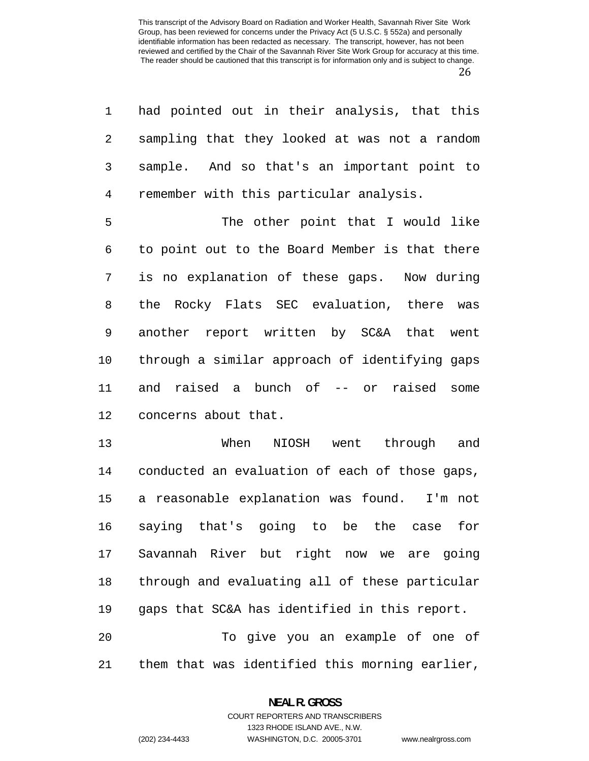had pointed out in their analysis, that this sampling that they looked at was not a random sample. And so that's an important point to remember with this particular analysis.

The other point that I would like to point out to the Board Member is that there is no explanation of these gaps. Now during the Rocky Flats SEC evaluation, there was another report written by SC&A that went through a similar approach of identifying gaps and raised a bunch of -- or raised some concerns about that.

When NIOSH went through and conducted an evaluation of each of those gaps, a reasonable explanation was found. I'm not saying that's going to be the case for Savannah River but right now we are going through and evaluating all of these particular gaps that SC&A has identified in this report.

To give you an example of one of them that was identified this morning earlier,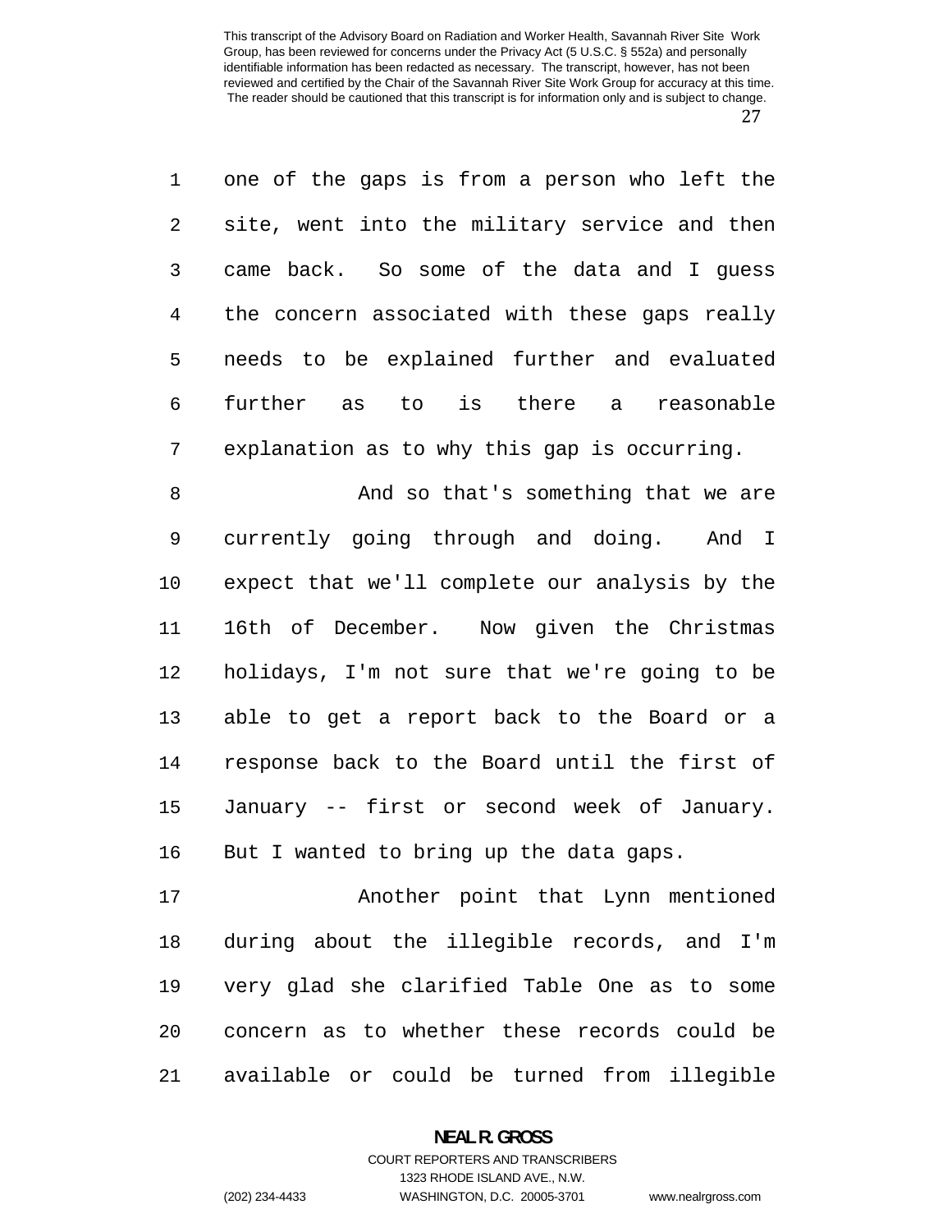one of the gaps is from a person who left the site, went into the military service and then came back. So some of the data and I guess the concern associated with these gaps really needs to be explained further and evaluated further as to is there a reasonable explanation as to why this gap is occurring.

And so that's something that we are currently going through and doing. And I expect that we'll complete our analysis by the 16th of December. Now given the Christmas holidays, I'm not sure that we're going to be able to get a report back to the Board or a response back to the Board until the first of January -- first or second week of January. But I wanted to bring up the data gaps.

Another point that Lynn mentioned during about the illegible records, and I'm very glad she clarified Table One as to some concern as to whether these records could be available or could be turned from illegible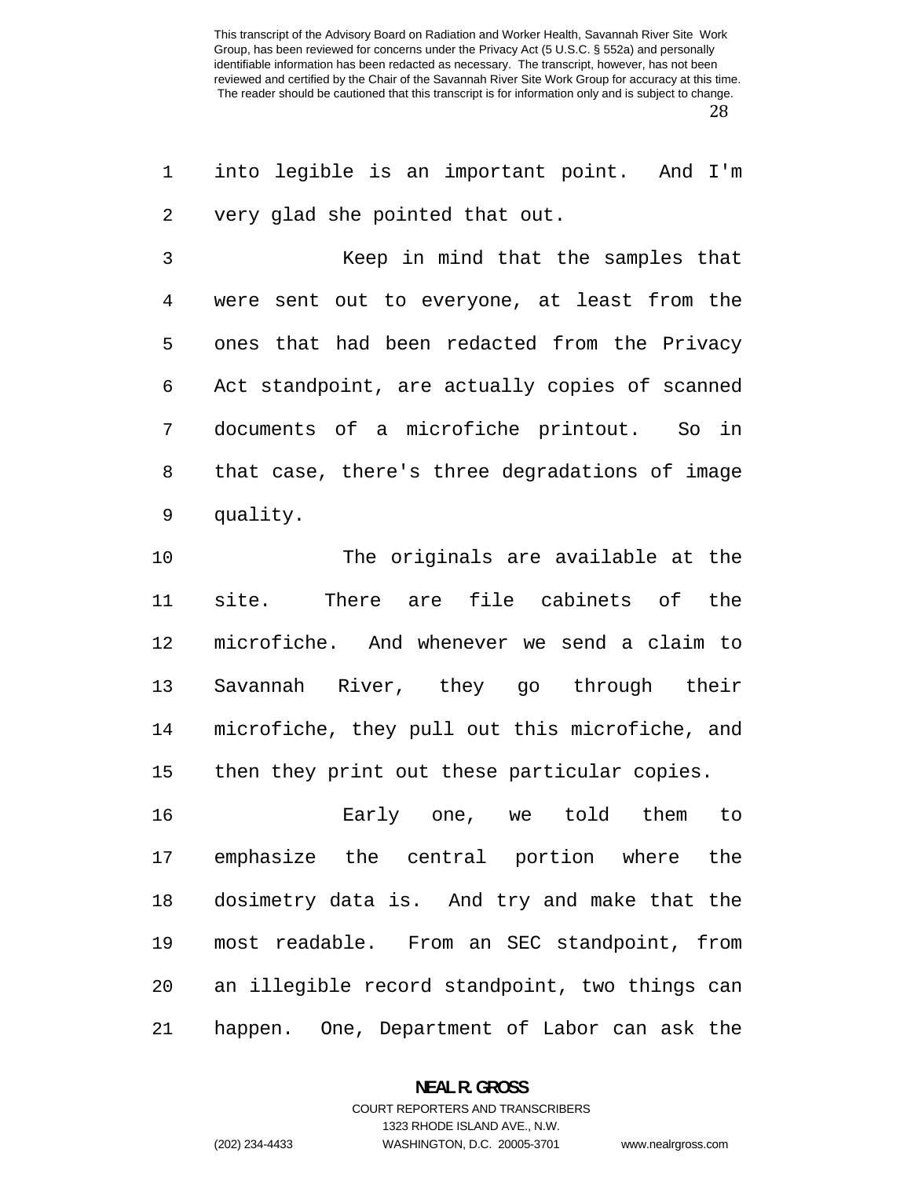into legible is an important point. And I'm very glad she pointed that out.

Keep in mind that the samples that were sent out to everyone, at least from the ones that had been redacted from the Privacy Act standpoint, are actually copies of scanned documents of a microfiche printout. So in that case, there's three degradations of image quality.

The originals are available at the site. There are file cabinets of the microfiche. And whenever we send a claim to Savannah River, they go through their microfiche, they pull out this microfiche, and then they print out these particular copies.

Early one, we told them to emphasize the central portion where the dosimetry data is. And try and make that the most readable. From an SEC standpoint, from an illegible record standpoint, two things can happen. One, Department of Labor can ask the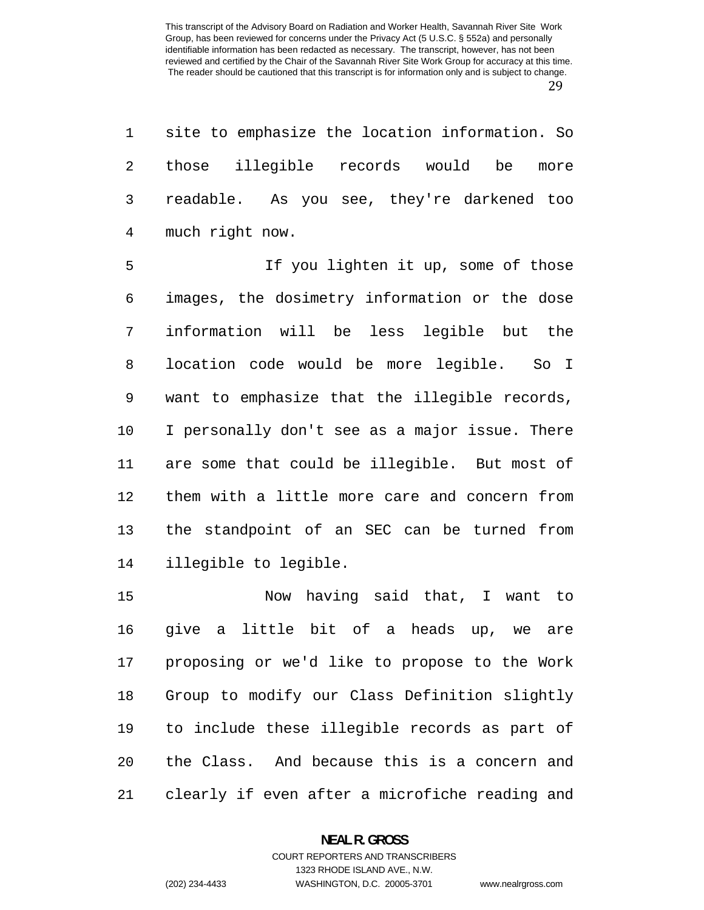site to emphasize the location information. So those illegible records would be more readable. As you see, they're darkened too much right now.

If you lighten it up, some of those images, the dosimetry information or the dose information will be less legible but the location code would be more legible. So I want to emphasize that the illegible records, I personally don't see as a major issue. There are some that could be illegible. But most of them with a little more care and concern from the standpoint of an SEC can be turned from illegible to legible.

Now having said that, I want to give a little bit of a heads up, we are proposing or we'd like to propose to the Work Group to modify our Class Definition slightly to include these illegible records as part of the Class. And because this is a concern and clearly if even after a microfiche reading and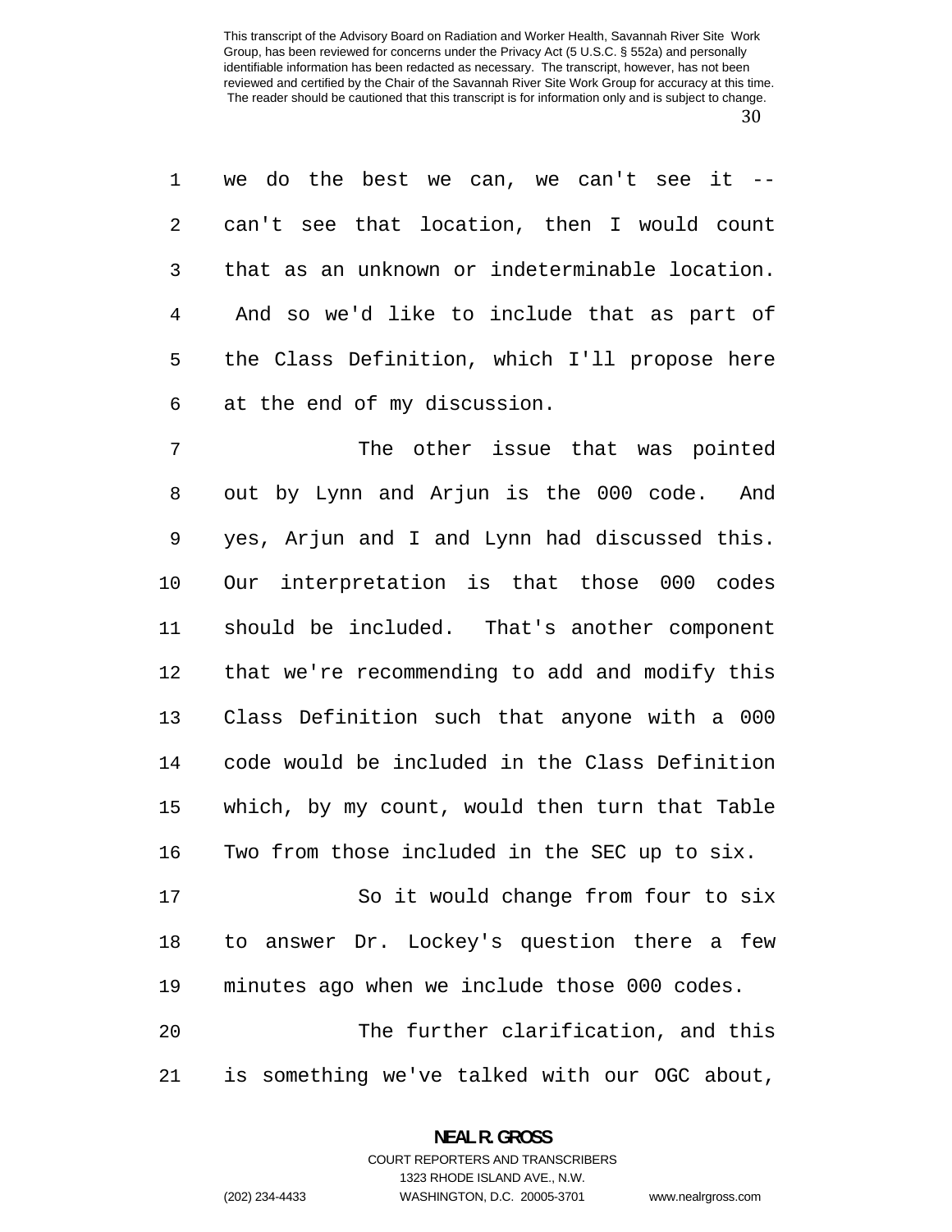we do the best we can, we can't see it -- can't see that location, then I would count that as an unknown or indeterminable location. And so we'd like to include that as part of the Class Definition, which I'll propose here at the end of my discussion.

The other issue that was pointed out by Lynn and Arjun is the 000 code. And yes, Arjun and I and Lynn had discussed this. Our interpretation is that those 000 codes should be included. That's another component that we're recommending to add and modify this Class Definition such that anyone with a 000 code would be included in the Class Definition which, by my count, would then turn that Table Two from those included in the SEC up to six.

So it would change from four to six to answer Dr. Lockey's question there a few minutes ago when we include those 000 codes.

The further clarification, and this is something we've talked with our OGC about,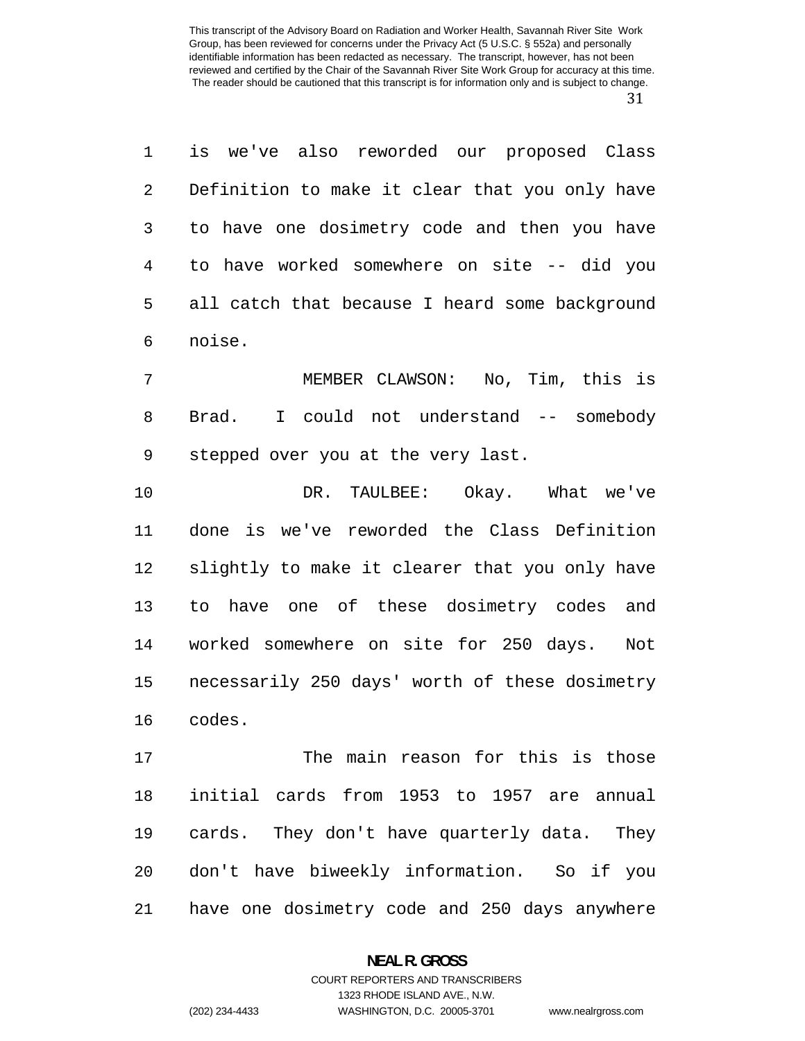is we've also reworded our proposed Class Definition to make it clear that you only have to have one dosimetry code and then you have to have worked somewhere on site -- did you all catch that because I heard some background noise.

MEMBER CLAWSON: No, Tim, this is Brad. I could not understand -- somebody stepped over you at the very last.

DR. TAULBEE: Okay. What we've done is we've reworded the Class Definition slightly to make it clearer that you only have to have one of these dosimetry codes and worked somewhere on site for 250 days. Not necessarily 250 days' worth of these dosimetry codes.

The main reason for this is those initial cards from 1953 to 1957 are annual cards. They don't have quarterly data. They don't have biweekly information. So if you have one dosimetry code and 250 days anywhere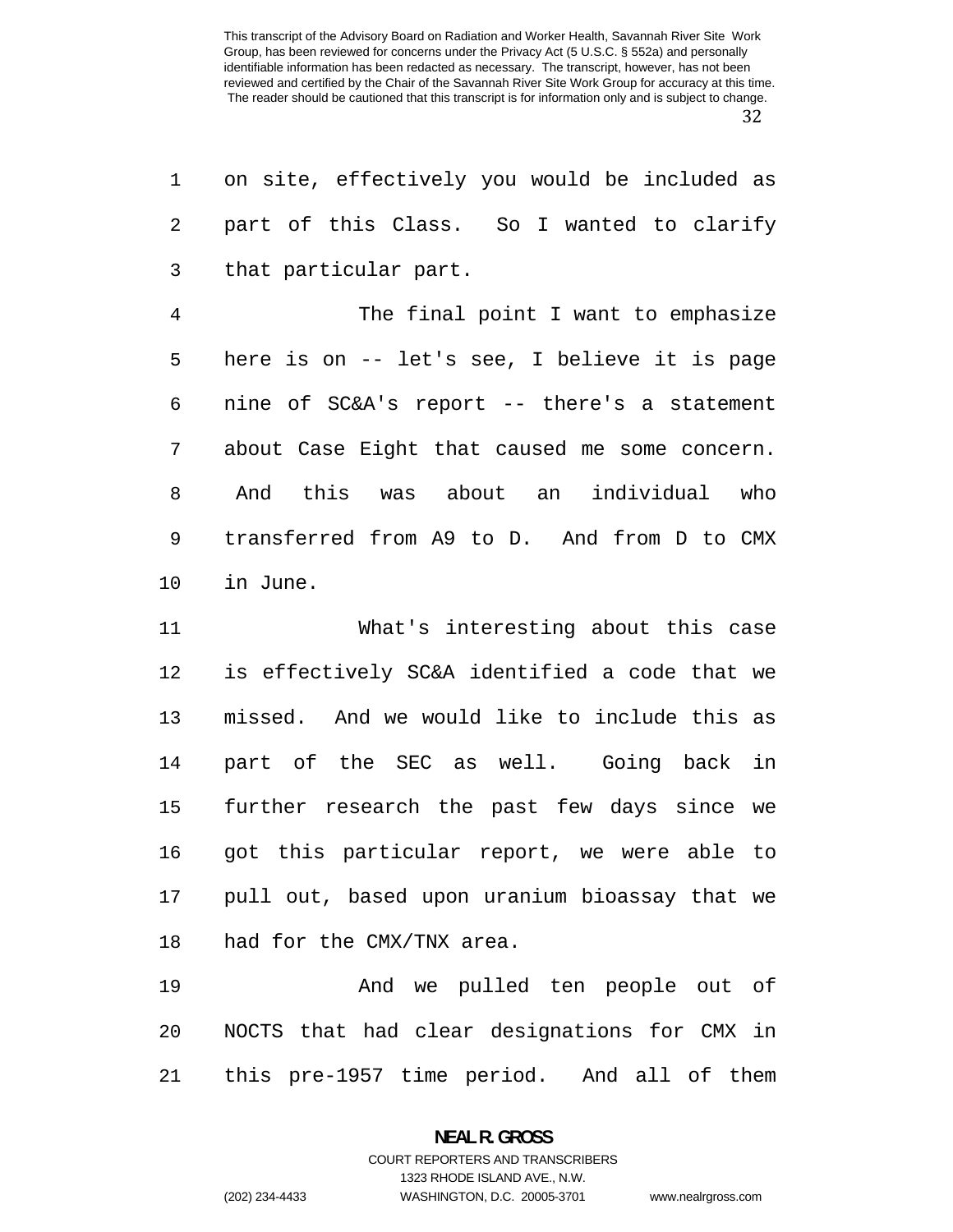on site, effectively you would be included as part of this Class. So I wanted to clarify that particular part.

The final point I want to emphasize here is on -- let's see, I believe it is page nine of SC&A's report -- there's a statement about Case Eight that caused me some concern. And this was about an individual who transferred from A9 to D. And from D to CMX in June.

What's interesting about this case is effectively SC&A identified a code that we missed. And we would like to include this as part of the SEC as well. Going back in further research the past few days since we got this particular report, we were able to pull out, based upon uranium bioassay that we had for the CMX/TNX area.

And we pulled ten people out of NOCTS that had clear designations for CMX in this pre-1957 time period. And all of them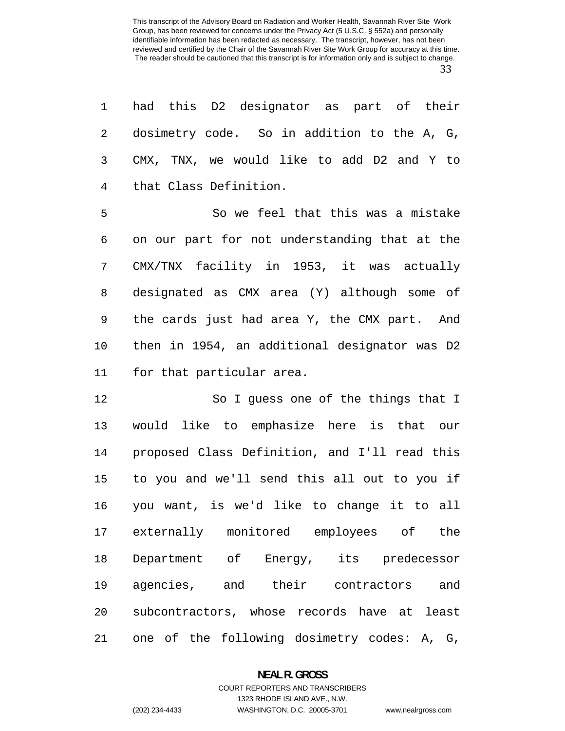had this D2 designator as part of their dosimetry code. So in addition to the A, G, CMX, TNX, we would like to add D2 and Y to that Class Definition.

So we feel that this was a mistake on our part for not understanding that at the CMX/TNX facility in 1953, it was actually designated as CMX area (Y) although some of the cards just had area Y, the CMX part. And then in 1954, an additional designator was D2 for that particular area.

So I guess one of the things that I would like to emphasize here is that our proposed Class Definition, and I'll read this to you and we'll send this all out to you if you want, is we'd like to change it to all externally monitored employees of the Department of Energy, its predecessor agencies, and their contractors and subcontractors, whose records have at least one of the following dosimetry codes: A, G,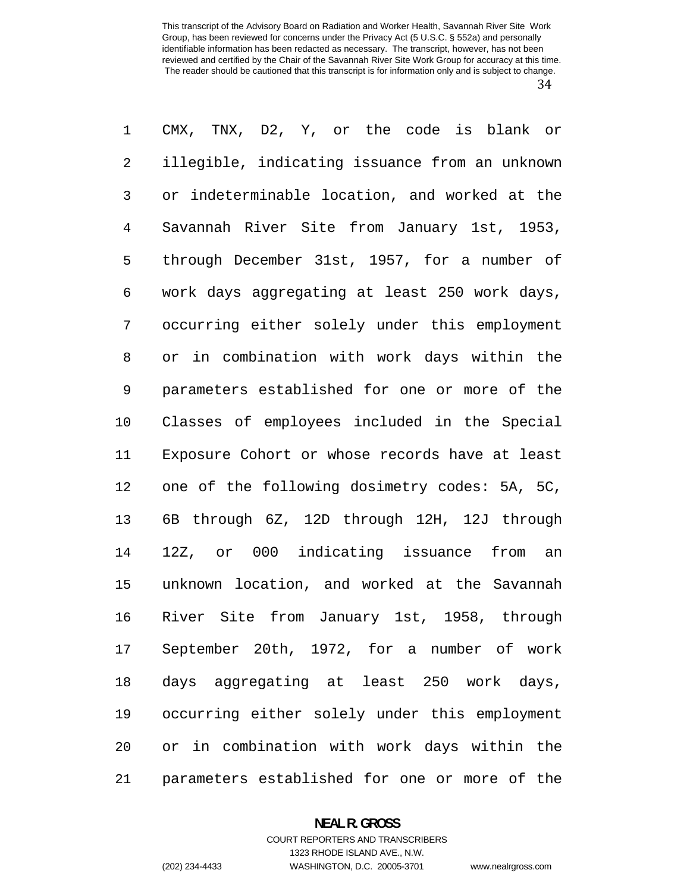CMX, TNX, D2, Y, or the code is blank or illegible, indicating issuance from an unknown or indeterminable location, and worked at the Savannah River Site from January 1st, 1953, through December 31st, 1957, for a number of work days aggregating at least 250 work days, occurring either solely under this employment or in combination with work days within the parameters established for one or more of the Classes of employees included in the Special Exposure Cohort or whose records have at least one of the following dosimetry codes: 5A, 5C, 6B through 6Z, 12D through 12H, 12J through 12Z, or 000 indicating issuance from an unknown location, and worked at the Savannah River Site from January 1st, 1958, through September 20th, 1972, for a number of work days aggregating at least 250 work days, occurring either solely under this employment or in combination with work days within the parameters established for one or more of the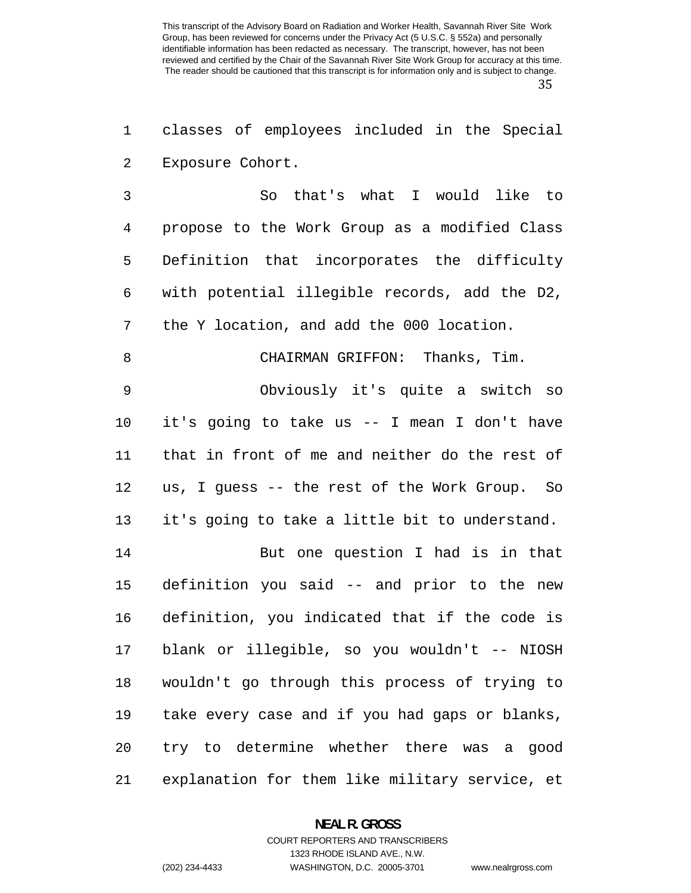classes of employees included in the Special Exposure Cohort.

So that's what I would like to propose to the Work Group as a modified Class Definition that incorporates the difficulty with potential illegible records, add the D2, the Y location, and add the 000 location.

CHAIRMAN GRIFFON: Thanks, Tim.

Obviously it's quite a switch so it's going to take us -- I mean I don't have that in front of me and neither do the rest of us, I guess -- the rest of the Work Group. So it's going to take a little bit to understand.

But one question I had is in that definition you said -- and prior to the new definition, you indicated that if the code is blank or illegible, so you wouldn't -- NIOSH wouldn't go through this process of trying to take every case and if you had gaps or blanks, try to determine whether there was a good explanation for them like military service, et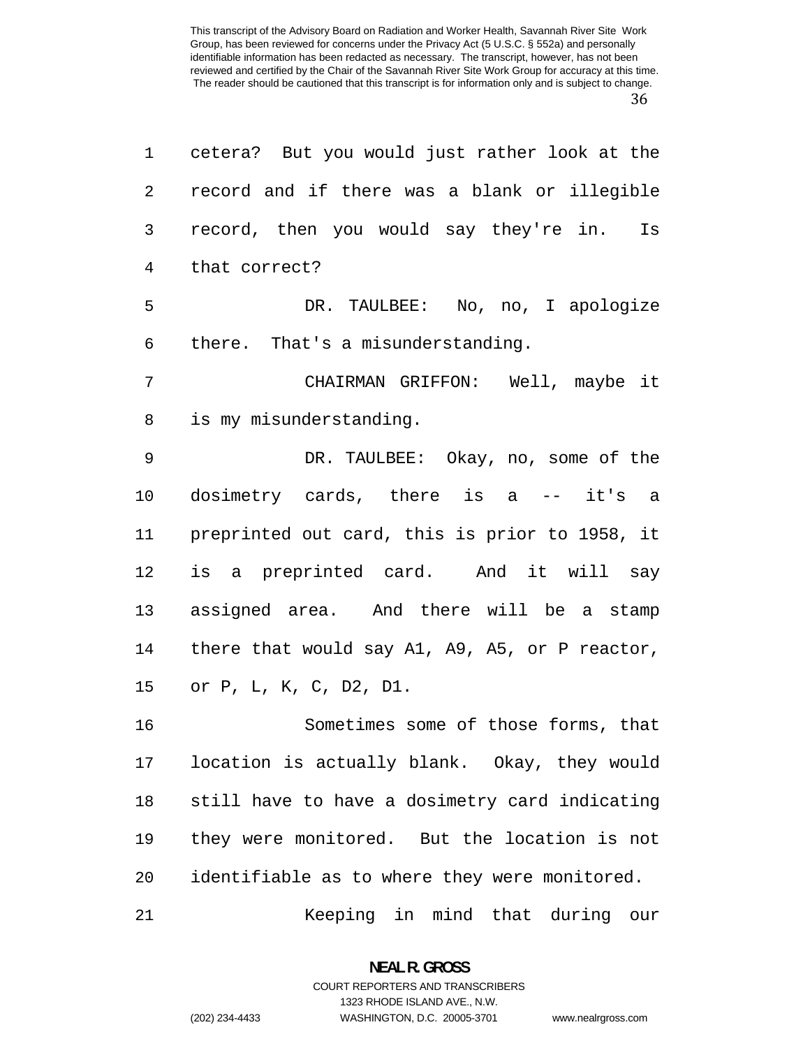cetera? But you would just rather look at the record and if there was a blank or illegible record, then you would say they're in. Is that correct?

DR. TAULBEE: No, no, I apologize there. That's a misunderstanding.

CHAIRMAN GRIFFON: Well, maybe it is my misunderstanding.

DR. TAULBEE: Okay, no, some of the dosimetry cards, there is a -- it's a preprinted out card, this is prior to 1958, it is a preprinted card. And it will say assigned area. And there will be a stamp there that would say A1, A9, A5, or P reactor, or P, L, K, C, D2, D1.

Sometimes some of those forms, that location is actually blank. Okay, they would still have to have a dosimetry card indicating they were monitored. But the location is not identifiable as to where they were monitored.

Keeping in mind that during our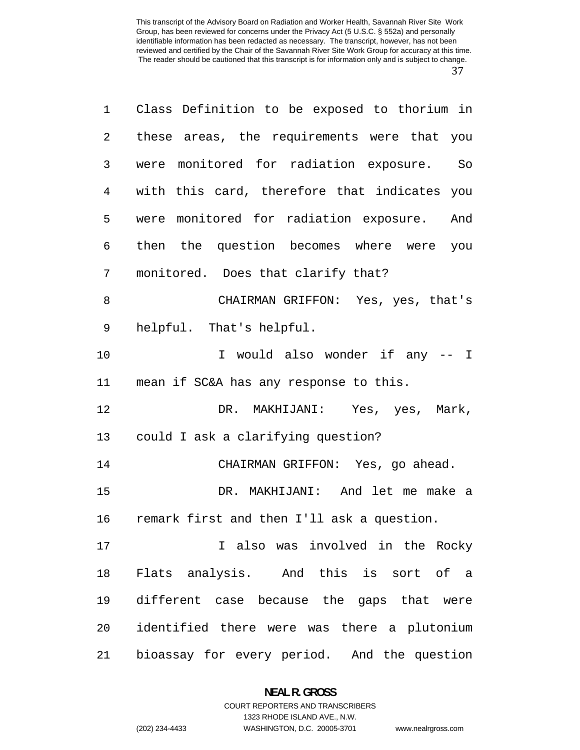Class Definition to be exposed to thorium in these areas, the requirements were that you were monitored for radiation exposure. So with this card, therefore that indicates you were monitored for radiation exposure. And then the question becomes where were you monitored. Does that clarify that?

CHAIRMAN GRIFFON: Yes, yes, that's helpful. That's helpful.

I would also wonder if any -- I mean if SC&A has any response to this.

DR. MAKHIJANI: Yes, yes, Mark, could I ask a clarifying question?

CHAIRMAN GRIFFON: Yes, go ahead.

DR. MAKHIJANI: And let me make a remark first and then I'll ask a question.

I also was involved in the Rocky Flats analysis. And this is sort of a different case because the gaps that were identified there were was there a plutonium bioassay for every period. And the question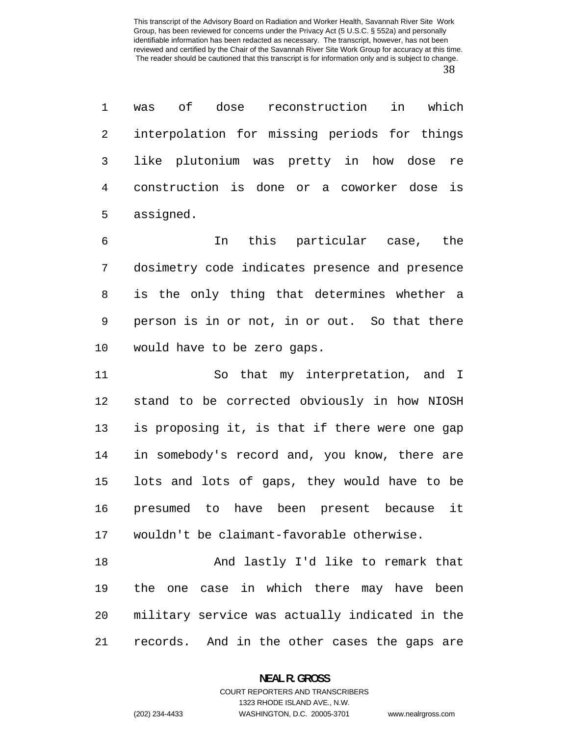was of dose reconstruction in which interpolation for missing periods for things like plutonium was pretty in how dose re construction is done or a coworker dose is assigned.

In this particular case, the dosimetry code indicates presence and presence is the only thing that determines whether a person is in or not, in or out. So that there would have to be zero gaps.

So that my interpretation, and I stand to be corrected obviously in how NIOSH is proposing it, is that if there were one gap in somebody's record and, you know, there are lots and lots of gaps, they would have to be presumed to have been present because it wouldn't be claimant-favorable otherwise.

And lastly I'd like to remark that the one case in which there may have been military service was actually indicated in the records. And in the other cases the gaps are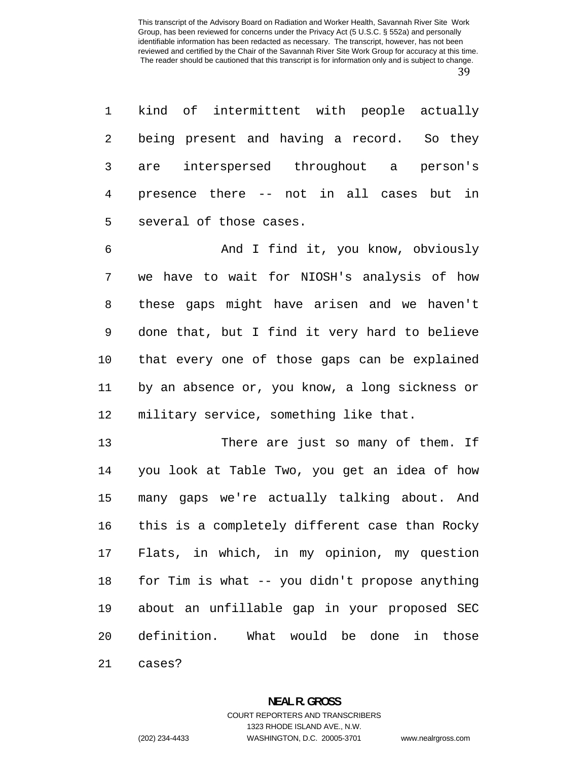kind of intermittent with people actually being present and having a record. So they are interspersed throughout a person's presence there -- not in all cases but in several of those cases.

And I find it, you know, obviously we have to wait for NIOSH's analysis of how these gaps might have arisen and we haven't done that, but I find it very hard to believe that every one of those gaps can be explained by an absence or, you know, a long sickness or military service, something like that.

There are just so many of them. If you look at Table Two, you get an idea of how many gaps we're actually talking about. And this is a completely different case than Rocky Flats, in which, in my opinion, my question for Tim is what -- you didn't propose anything about an unfillable gap in your proposed SEC definition. What would be done in those cases?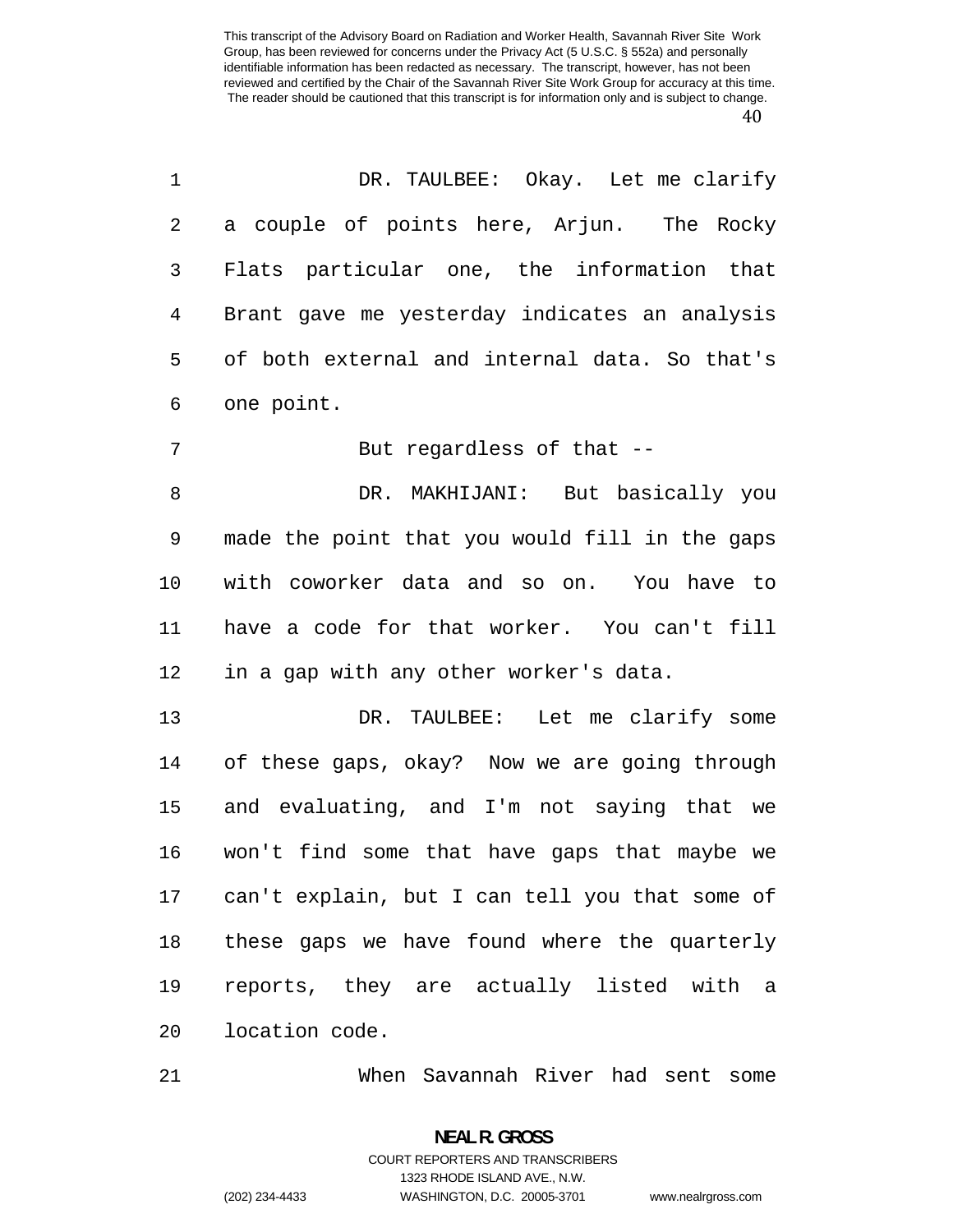DR. TAULBEE: Okay. Let me clarify a couple of points here, Arjun. The Rocky Flats particular one, the information that Brant gave me yesterday indicates an analysis of both external and internal data. So that's one point.

But regardless of that --

DR. MAKHIJANI: But basically you made the point that you would fill in the gaps with coworker data and so on. You have to have a code for that worker. You can't fill in a gap with any other worker's data.

DR. TAULBEE: Let me clarify some of these gaps, okay? Now we are going through and evaluating, and I'm not saying that we won't find some that have gaps that maybe we can't explain, but I can tell you that some of these gaps we have found where the quarterly reports, they are actually listed with a location code.

When Savannah River had sent some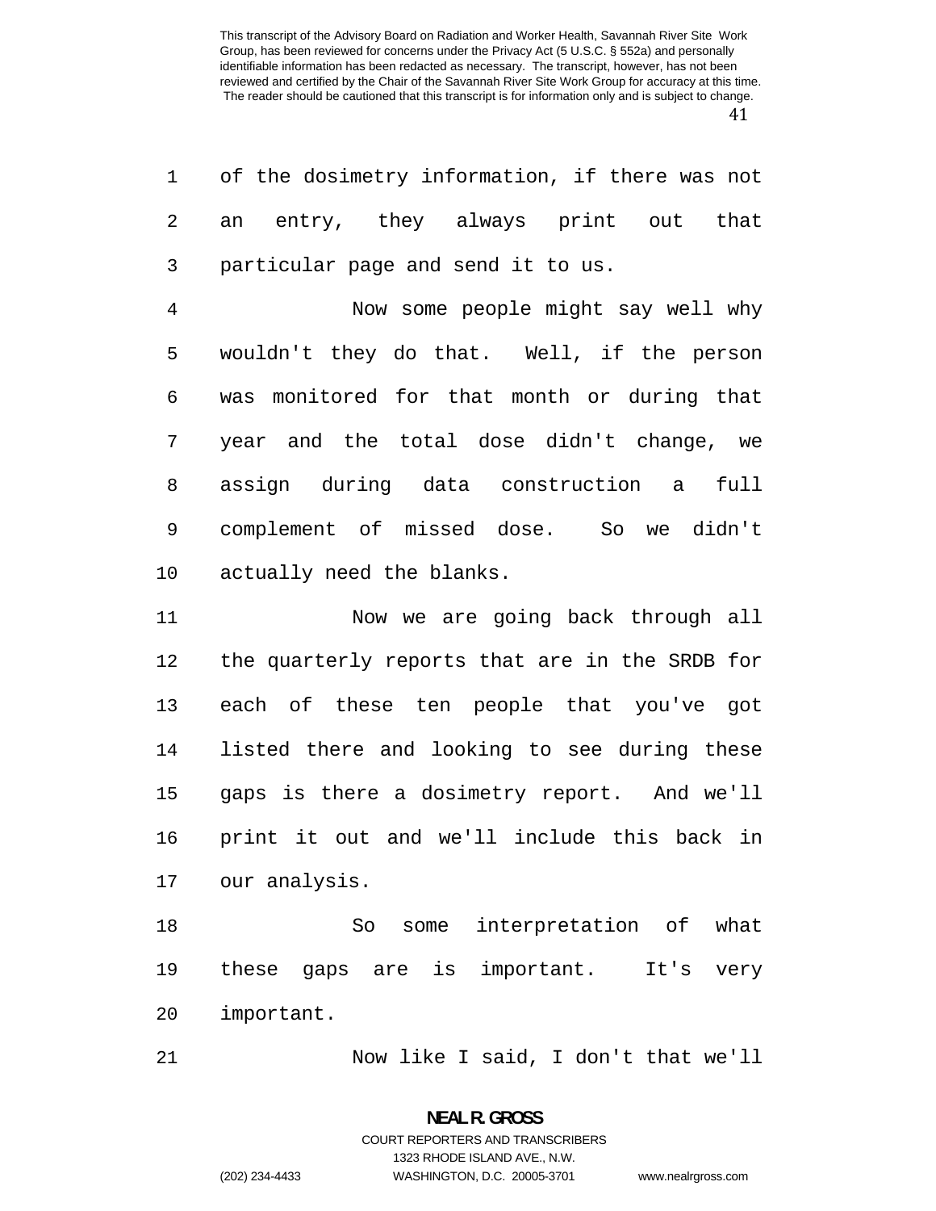of the dosimetry information, if there was not an entry, they always print out that particular page and send it to us.

Now some people might say well why wouldn't they do that. Well, if the person was monitored for that month or during that year and the total dose didn't change, we assign during data construction a full complement of missed dose. So we didn't actually need the blanks.

Now we are going back through all the quarterly reports that are in the SRDB for each of these ten people that you've got listed there and looking to see during these gaps is there a dosimetry report. And we'll print it out and we'll include this back in our analysis.

So some interpretation of what these gaps are is important. It's very important.

Now like I said, I don't that we'll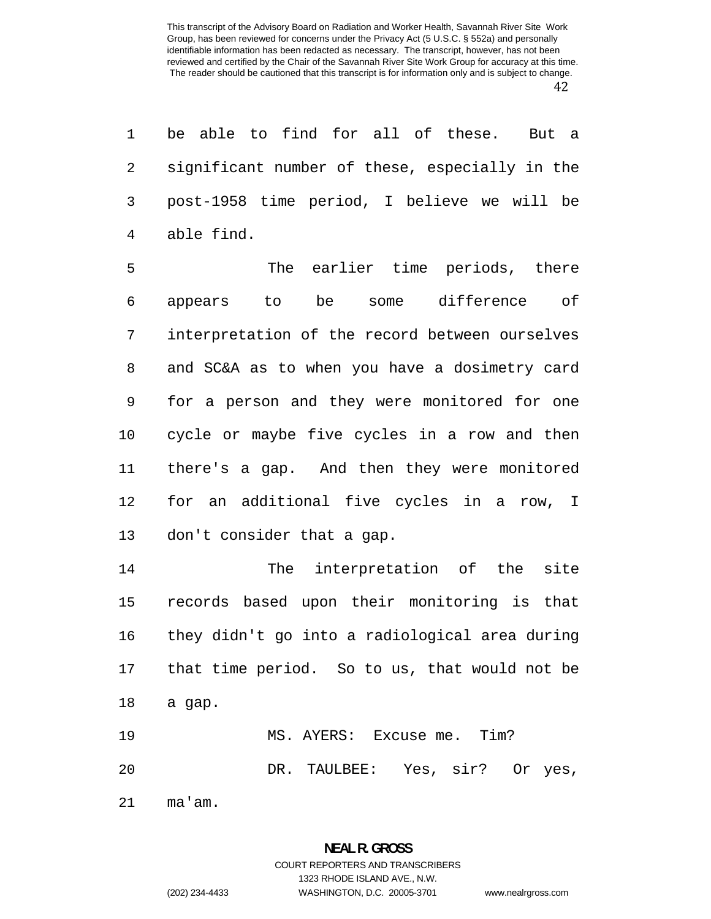be able to find for all of these. But a significant number of these, especially in the post-1958 time period, I believe we will be able find.

The earlier time periods, there appears to be some difference of interpretation of the record between ourselves and SC&A as to when you have a dosimetry card for a person and they were monitored for one cycle or maybe five cycles in a row and then there's a gap. And then they were monitored for an additional five cycles in a row, I don't consider that a gap.

The interpretation of the site records based upon their monitoring is that they didn't go into a radiological area during that time period. So to us, that would not be a gap.

MS. AYERS: Excuse me. Tim?

DR. TAULBEE: Yes, sir? Or yes, ma'am.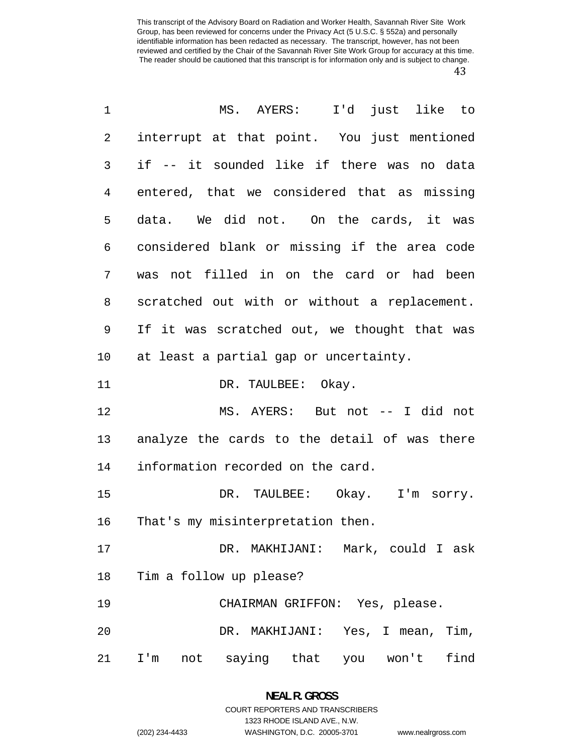MS. AYERS: I'd just like to interrupt at that point. You just mentioned if -- it sounded like if there was no data entered, that we considered that as missing data. We did not. On the cards, it was considered blank or missing if the area code was not filled in on the card or had been scratched out with or without a replacement. If it was scratched out, we thought that was at least a partial gap or uncertainty.

DR. TAULBEE: Okay.

MS. AYERS: But not -- I did not analyze the cards to the detail of was there information recorded on the card.

DR. TAULBEE: Okay. I'm sorry. That's my misinterpretation then.

DR. MAKHIJANI: Mark, could I ask Tim a follow up please?

CHAIRMAN GRIFFON: Yes, please.

DR. MAKHIJANI: Yes, I mean, Tim, I'm not saying that you won't find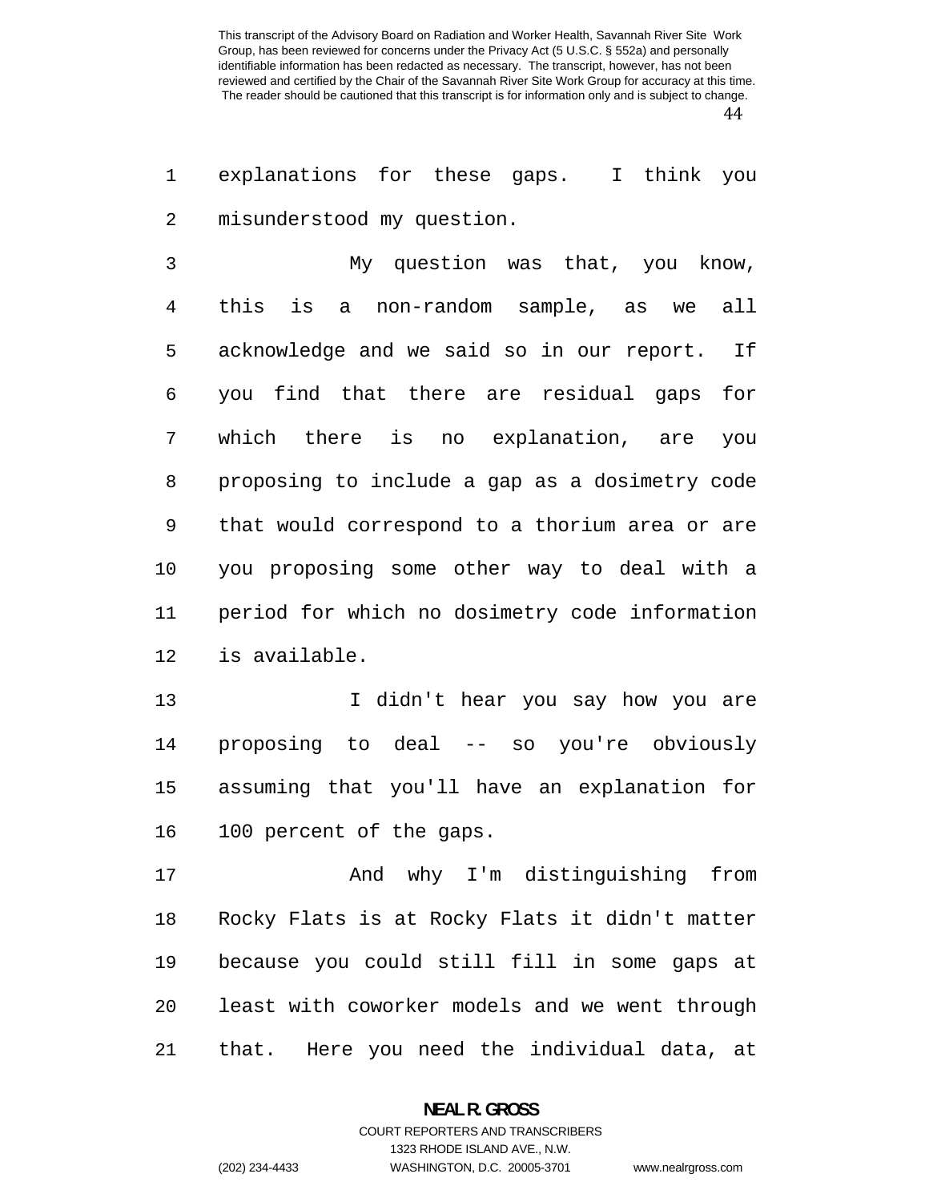explanations for these gaps. I think you misunderstood my question.

My question was that, you know, this is a non-random sample, as we all acknowledge and we said so in our report. If you find that there are residual gaps for which there is no explanation, are you proposing to include a gap as a dosimetry code that would correspond to a thorium area or are you proposing some other way to deal with a period for which no dosimetry code information is available.

I didn't hear you say how you are proposing to deal -- so you're obviously assuming that you'll have an explanation for 100 percent of the gaps.

And why I'm distinguishing from Rocky Flats is at Rocky Flats it didn't matter because you could still fill in some gaps at least with coworker models and we went through that. Here you need the individual data, at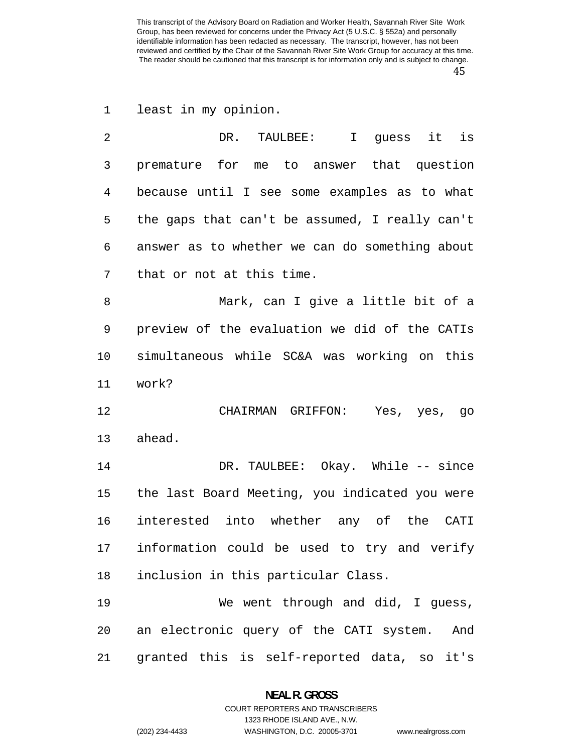least in my opinion.

DR. TAULBEE: I guess it is premature for me to answer that question because until I see some examples as to what the gaps that can't be assumed, I really can't answer as to whether we can do something about that or not at this time.

Mark, can I give a little bit of a preview of the evaluation we did of the CATIs simultaneous while SC&A was working on this work?

CHAIRMAN GRIFFON: Yes, yes, go ahead.

DR. TAULBEE: Okay. While -- since the last Board Meeting, you indicated you were interested into whether any of the CATI information could be used to try and verify inclusion in this particular Class.

We went through and did, I guess, an electronic query of the CATI system. And granted this is self-reported data, so it's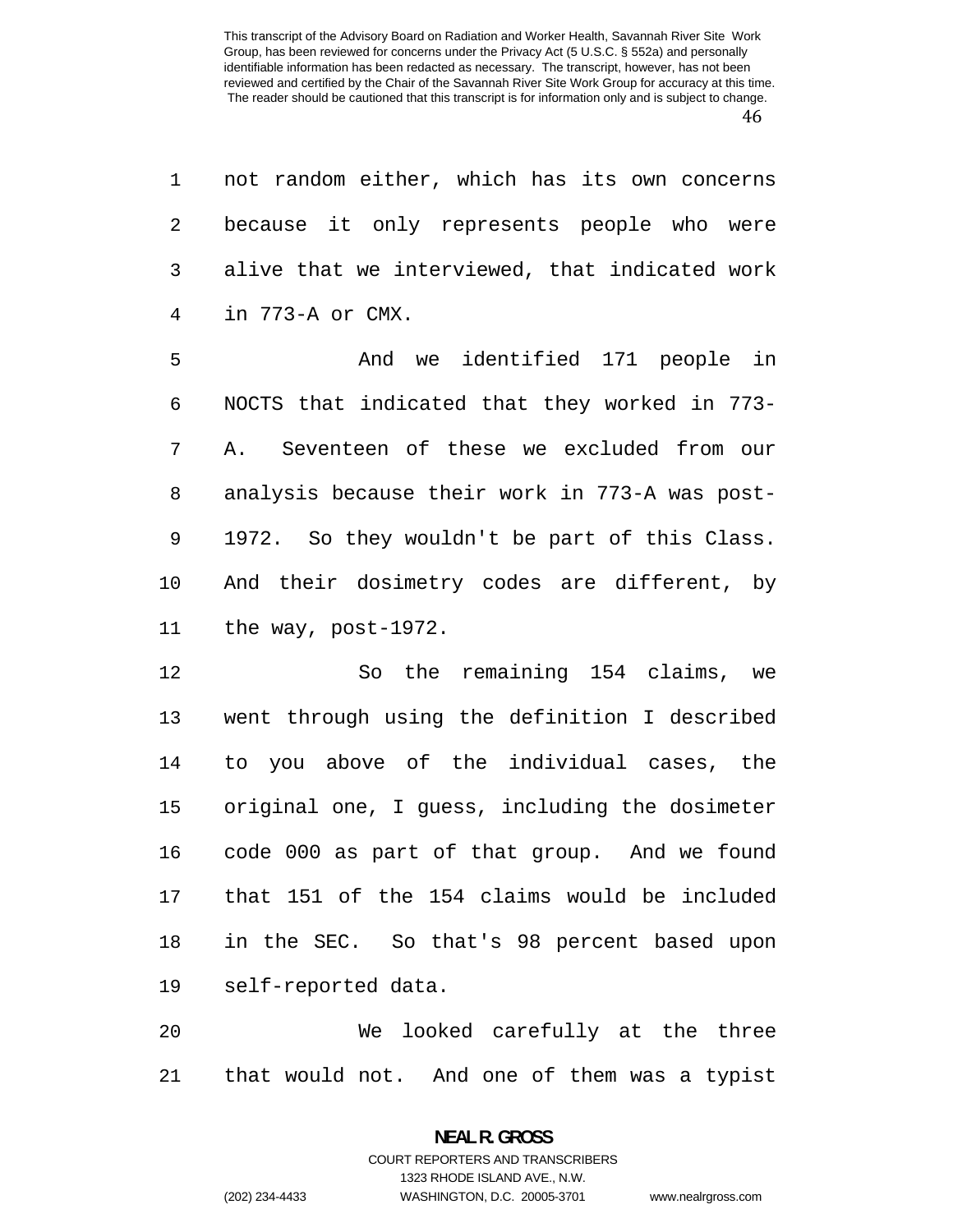not random either, which has its own concerns because it only represents people who were alive that we interviewed, that indicated work in 773-A or CMX.

And we identified 171 people in NOCTS that indicated that they worked in 773-A. Seventeen of these we excluded from our analysis because their work in 773-A was post-1972. So they wouldn't be part of this Class. And their dosimetry codes are different, by the way, post-1972.

So the remaining 154 claims, we went through using the definition I described to you above of the individual cases, the original one, I guess, including the dosimeter code 000 as part of that group. And we found that 151 of the 154 claims would be included in the SEC. So that's 98 percent based upon self-reported data.

We looked carefully at the three that would not. And one of them was a typist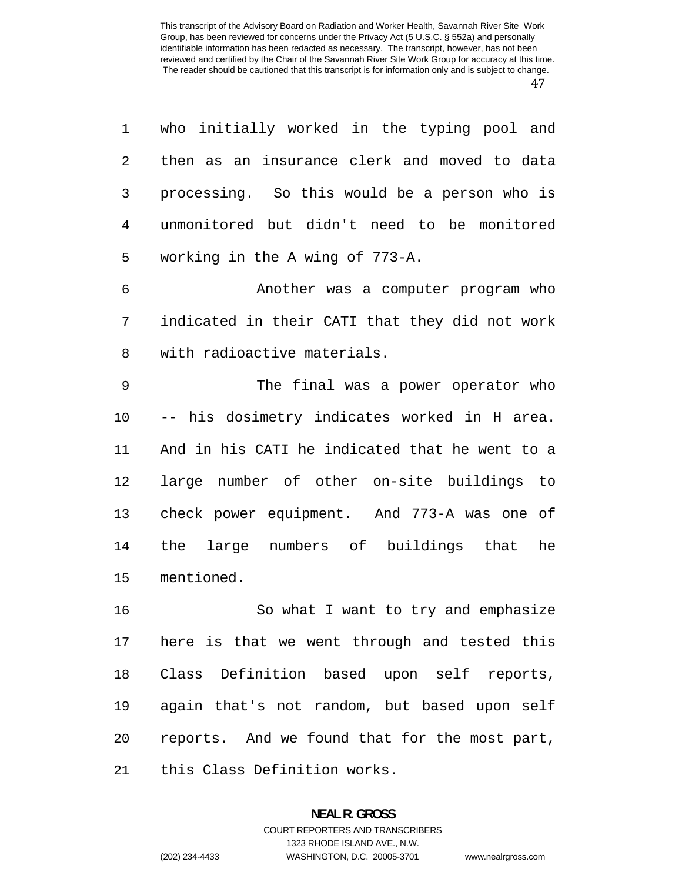who initially worked in the typing pool and then as an insurance clerk and moved to data processing. So this would be a person who is unmonitored but didn't need to be monitored working in the A wing of 773-A.

Another was a computer program who indicated in their CATI that they did not work with radioactive materials.

The final was a power operator who -- his dosimetry indicates worked in H area. And in his CATI he indicated that he went to a large number of other on-site buildings to check power equipment. And 773-A was one of the large numbers of buildings that he mentioned.

So what I want to try and emphasize here is that we went through and tested this Class Definition based upon self reports, again that's not random, but based upon self reports. And we found that for the most part, this Class Definition works.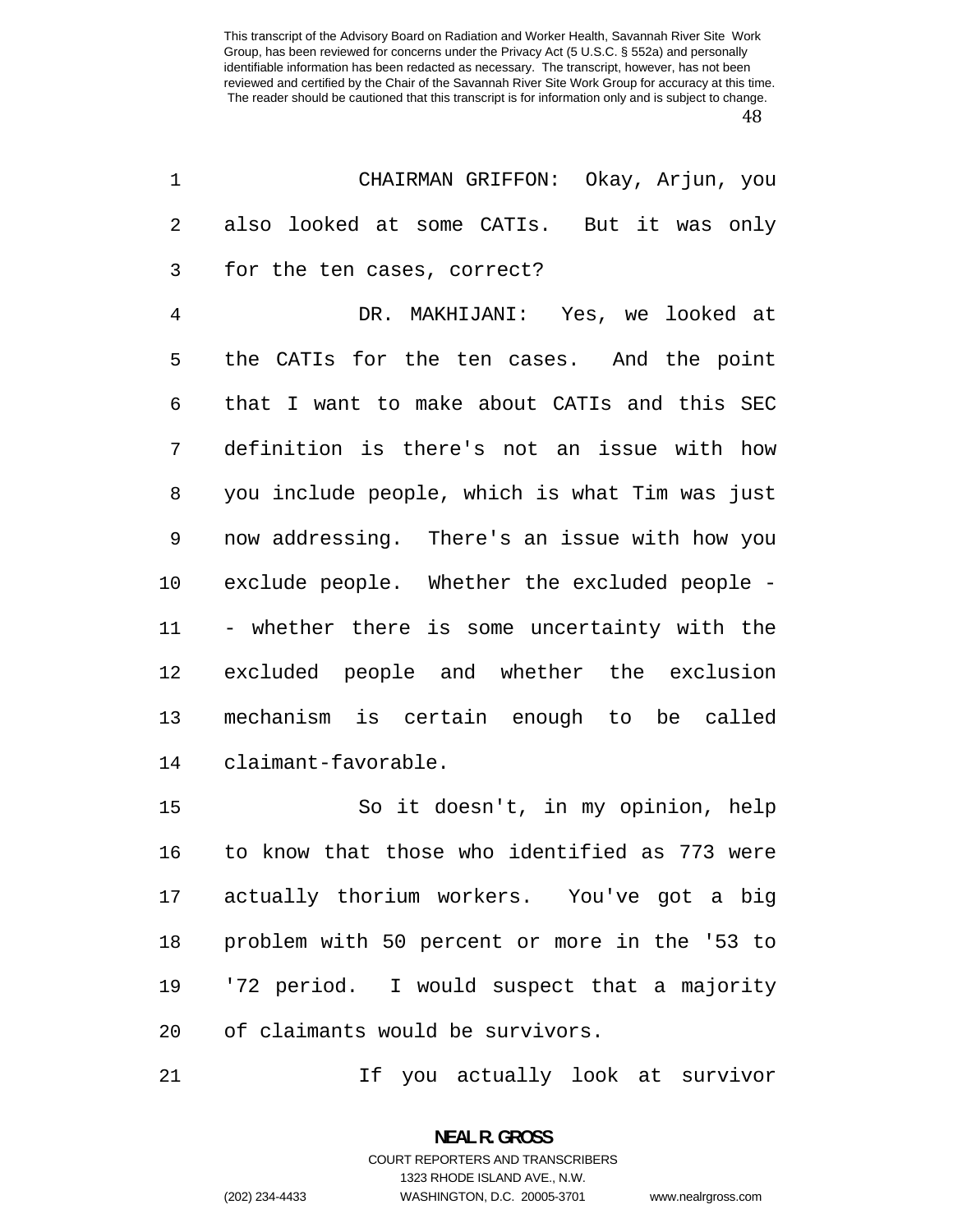CHAIRMAN GRIFFON: Okay, Arjun, you also looked at some CATIs. But it was only for the ten cases, correct?

DR. MAKHIJANI: Yes, we looked at the CATIs for the ten cases. And the point that I want to make about CATIs and this SEC definition is there's not an issue with how you include people, which is what Tim was just now addressing. There's an issue with how you exclude people. Whether the excluded people -- whether there is some uncertainty with the excluded people and whether the exclusion mechanism is certain enough to be called claimant-favorable.

So it doesn't, in my opinion, help to know that those who identified as 773 were actually thorium workers. You've got a big problem with 50 percent or more in the '53 to '72 period. I would suspect that a majority of claimants would be survivors.

If you actually look at survivor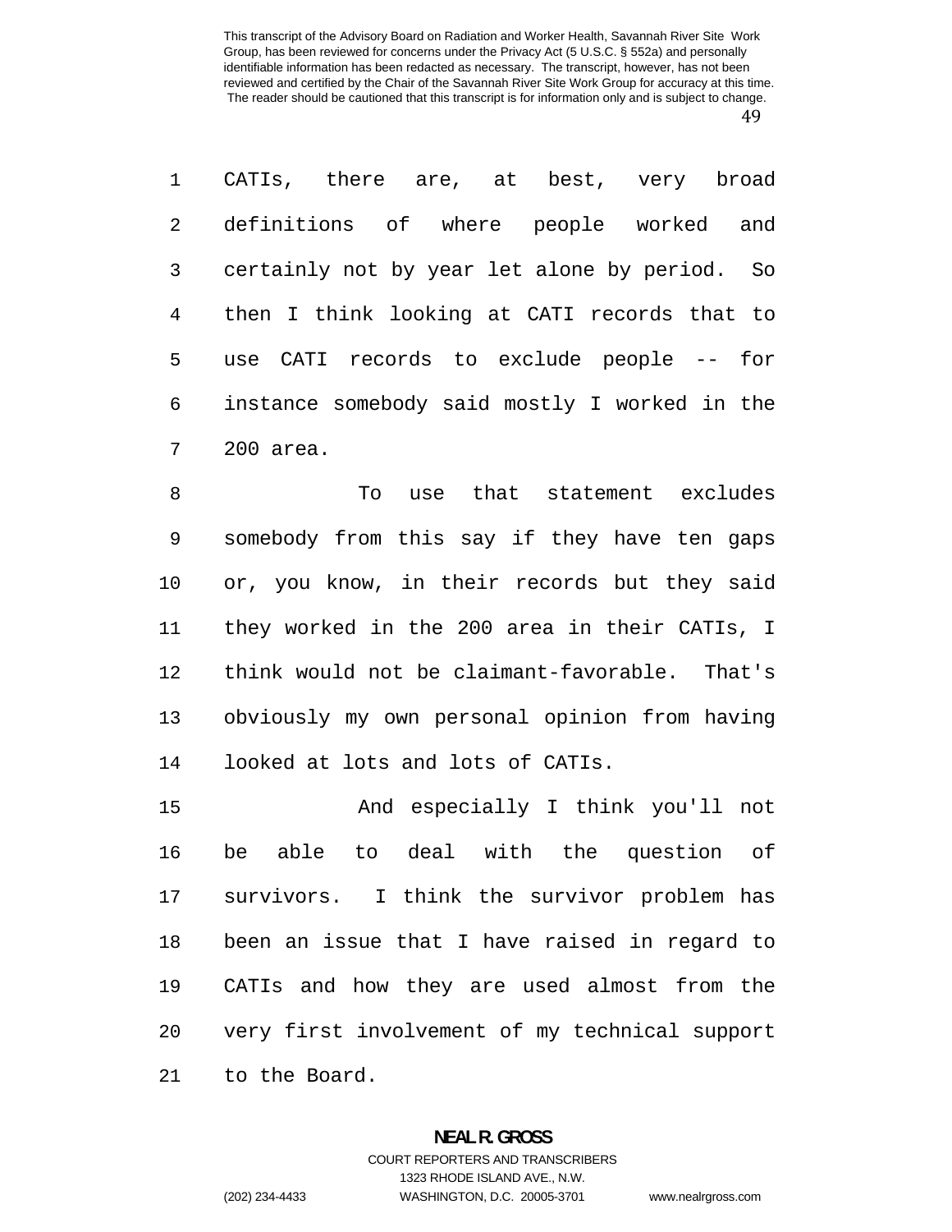CATIs, there are, at best, very broad definitions of where people worked and certainly not by year let alone by period. So then I think looking at CATI records that to use CATI records to exclude people -- for instance somebody said mostly I worked in the 200 area.

To use that statement excludes somebody from this say if they have ten gaps or, you know, in their records but they said they worked in the 200 area in their CATIs, I think would not be claimant-favorable. That's obviously my own personal opinion from having looked at lots and lots of CATIs.

And especially I think you'll not be able to deal with the question of survivors. I think the survivor problem has been an issue that I have raised in regard to CATIs and how they are used almost from the very first involvement of my technical support to the Board.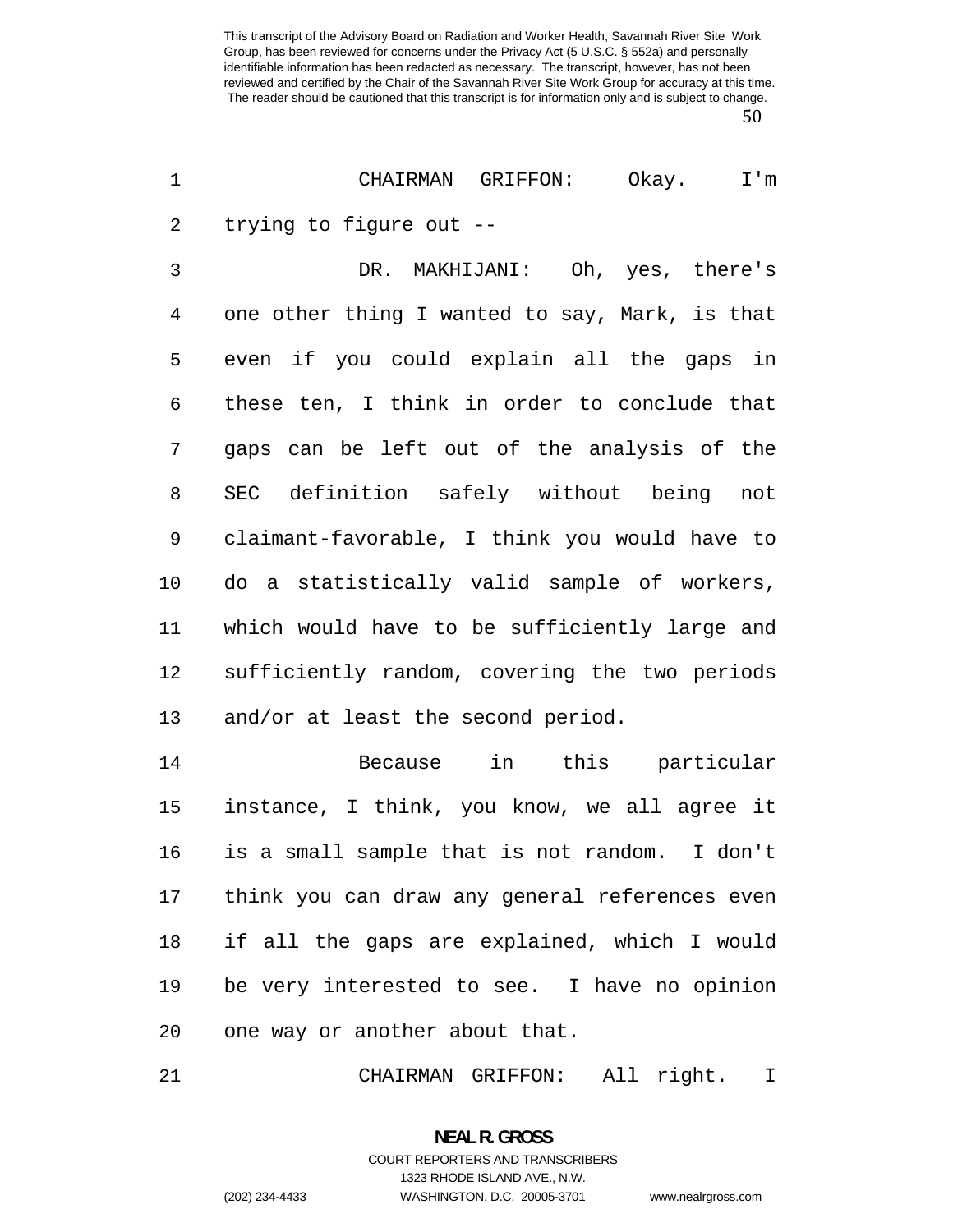CHAIRMAN GRIFFON: Okay. I'm trying to figure out --

DR. MAKHIJANI: Oh, yes, there's one other thing I wanted to say, Mark, is that even if you could explain all the gaps in these ten, I think in order to conclude that gaps can be left out of the analysis of the SEC definition safely without being not claimant-favorable, I think you would have to do a statistically valid sample of workers, which would have to be sufficiently large and sufficiently random, covering the two periods and/or at least the second period.

Because in this particular instance, I think, you know, we all agree it is a small sample that is not random. I don't think you can draw any general references even if all the gaps are explained, which I would be very interested to see. I have no opinion one way or another about that.

CHAIRMAN GRIFFON: All right. I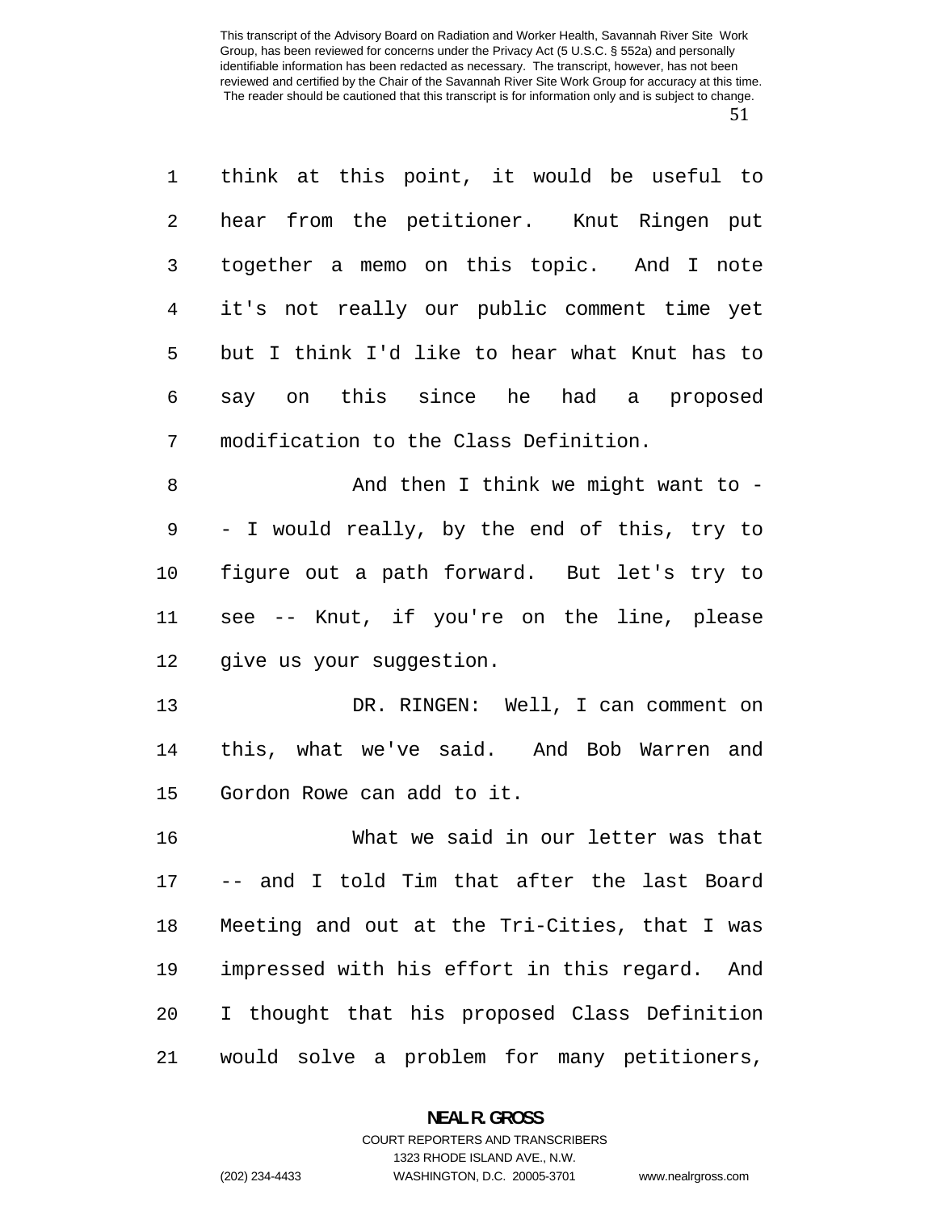think at this point, it would be useful to hear from the petitioner. Knut Ringen put together a memo on this topic. And I note it's not really our public comment time yet but I think I'd like to hear what Knut has to say on this since he had a proposed modification to the Class Definition.

And then I think we might want to -- I would really, by the end of this, try to figure out a path forward. But let's try to see -- Knut, if you're on the line, please give us your suggestion.

DR. RINGEN: Well, I can comment on this, what we've said. And Bob Warren and Gordon Rowe can add to it.

What we said in our letter was that -- and I told Tim that after the last Board Meeting and out at the Tri-Cities, that I was impressed with his effort in this regard. And I thought that his proposed Class Definition would solve a problem for many petitioners,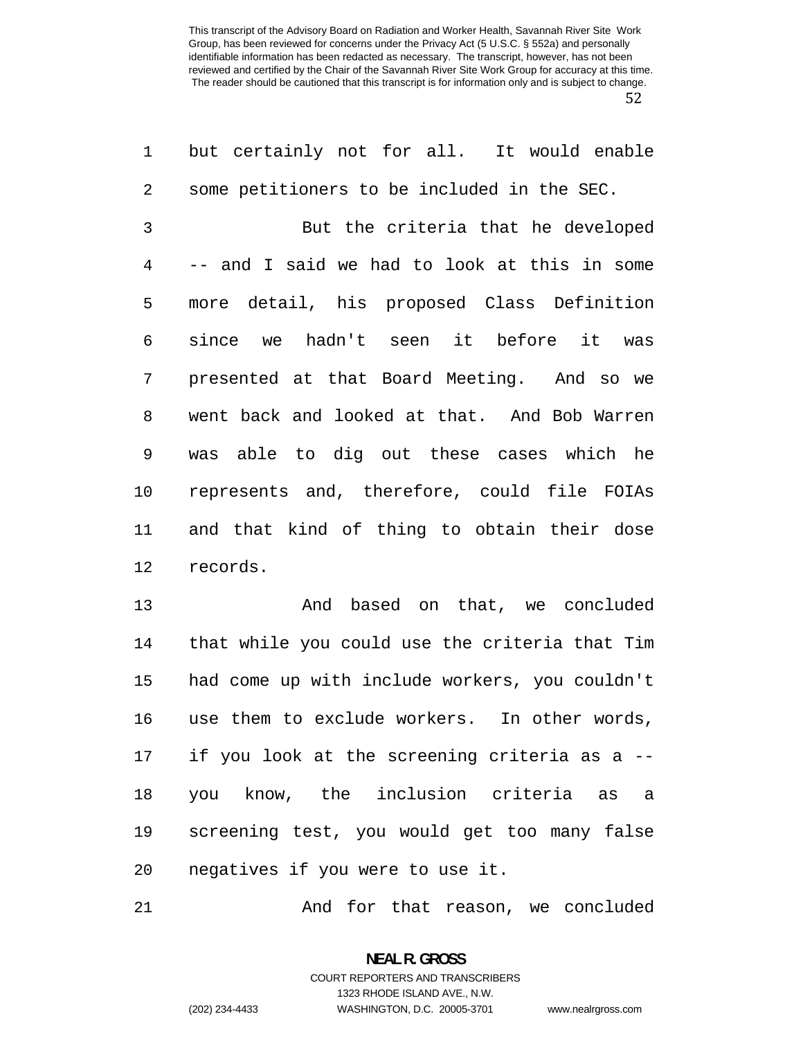but certainly not for all. It would enable some petitioners to be included in the SEC.

But the criteria that he developed -- and I said we had to look at this in some more detail, his proposed Class Definition since we hadn't seen it before it was presented at that Board Meeting. And so we went back and looked at that. And Bob Warren was able to dig out these cases which he represents and, therefore, could file FOIAs and that kind of thing to obtain their dose records.

And based on that, we concluded that while you could use the criteria that Tim had come up with include workers, you couldn't use them to exclude workers. In other words, if you look at the screening criteria as a -- you know, the inclusion criteria as a screening test, you would get too many false negatives if you were to use it.

And for that reason, we concluded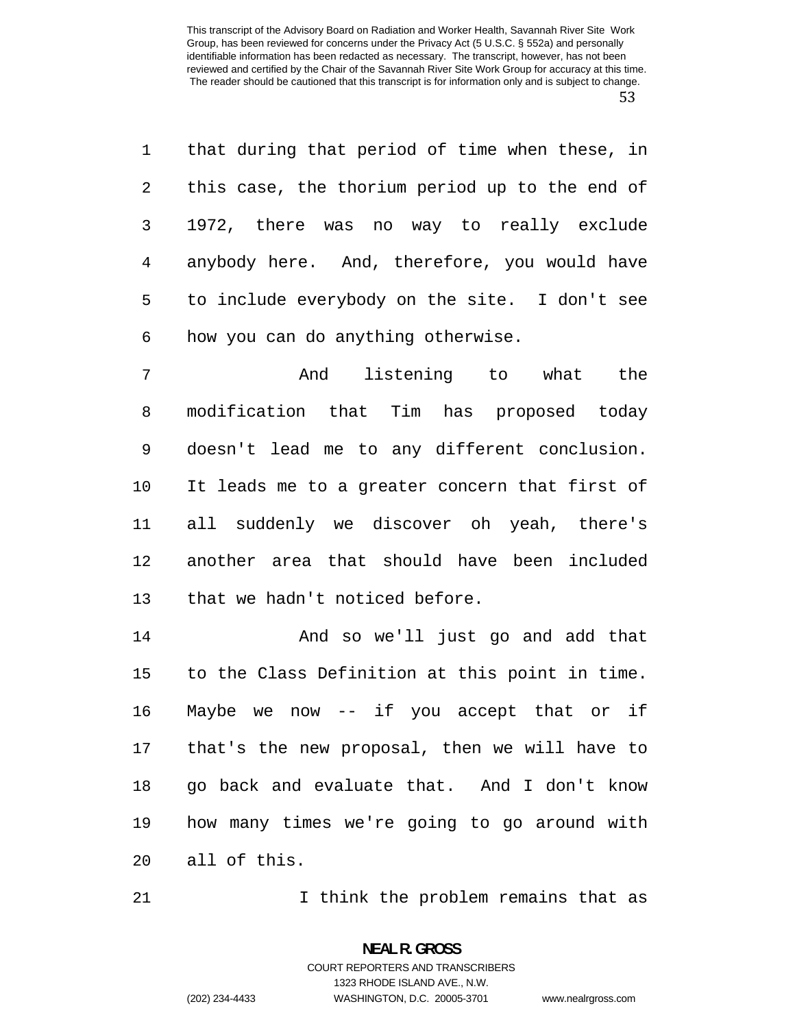that during that period of time when these, in this case, the thorium period up to the end of 1972, there was no way to really exclude anybody here. And, therefore, you would have to include everybody on the site. I don't see how you can do anything otherwise.

And listening to what the modification that Tim has proposed today doesn't lead me to any different conclusion. It leads me to a greater concern that first of all suddenly we discover oh yeah, there's another area that should have been included that we hadn't noticed before.

And so we'll just go and add that to the Class Definition at this point in time. Maybe we now -- if you accept that or if that's the new proposal, then we will have to go back and evaluate that. And I don't know how many times we're going to go around with all of this.

I think the problem remains that as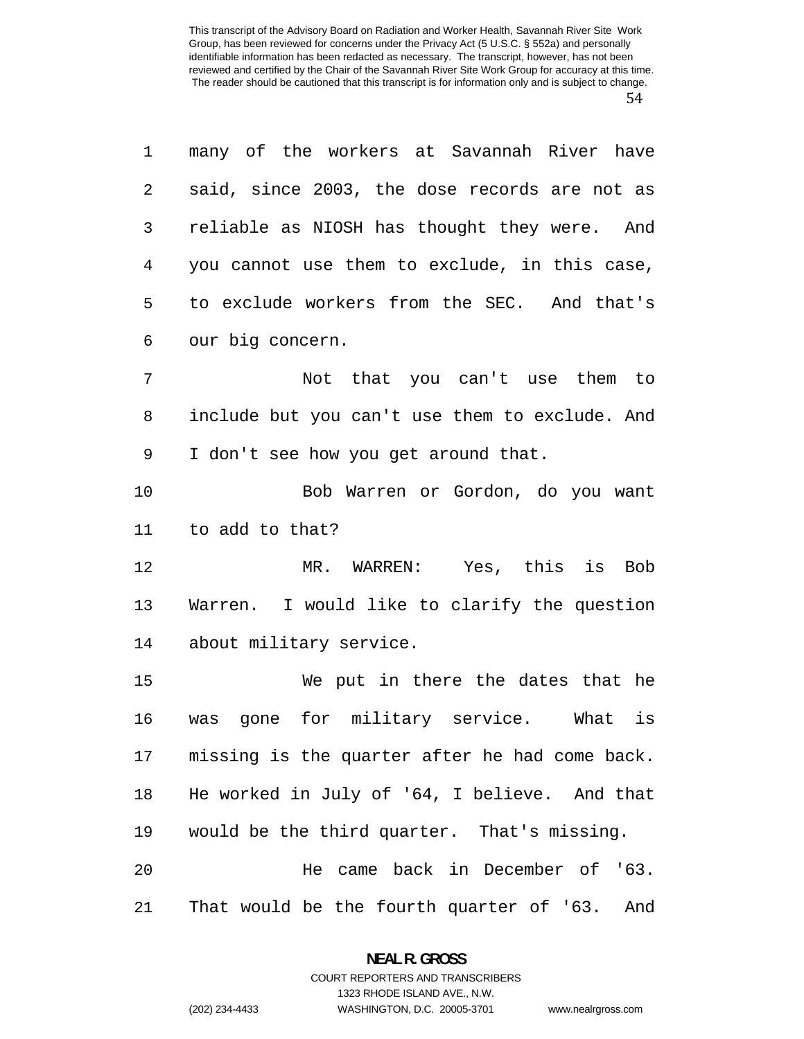many of the workers at Savannah River have said, since 2003, the dose records are not as reliable as NIOSH has thought they were. And you cannot use them to exclude, in this case, to exclude workers from the SEC. And that's our big concern.

Not that you can't use them to include but you can't use them to exclude. And I don't see how you get around that.

Bob Warren or Gordon, do you want to add to that?

MR. WARREN: Yes, this is Bob Warren. I would like to clarify the question about military service.

We put in there the dates that he was gone for military service. What is missing is the quarter after he had come back. He worked in July of '64, I believe. And that would be the third quarter. That's missing.

He came back in December of '63. That would be the fourth quarter of '63. And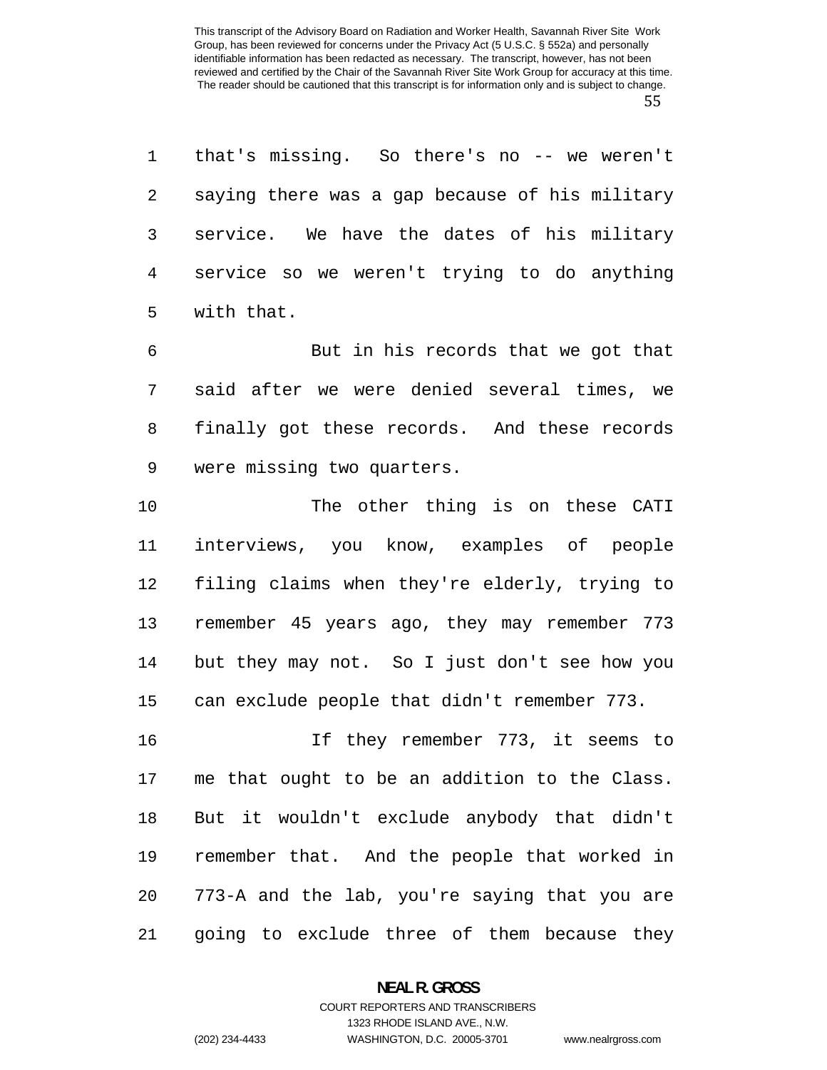that's missing. So there's no -- we weren't saying there was a gap because of his military service. We have the dates of his military service so we weren't trying to do anything with that.

But in his records that we got that said after we were denied several times, we finally got these records. And these records were missing two quarters.

The other thing is on these CATI interviews, you know, examples of people filing claims when they're elderly, trying to remember 45 years ago, they may remember 773 but they may not. So I just don't see how you can exclude people that didn't remember 773.

If they remember 773, it seems to me that ought to be an addition to the Class. But it wouldn't exclude anybody that didn't remember that. And the people that worked in 773-A and the lab, you're saying that you are going to exclude three of them because they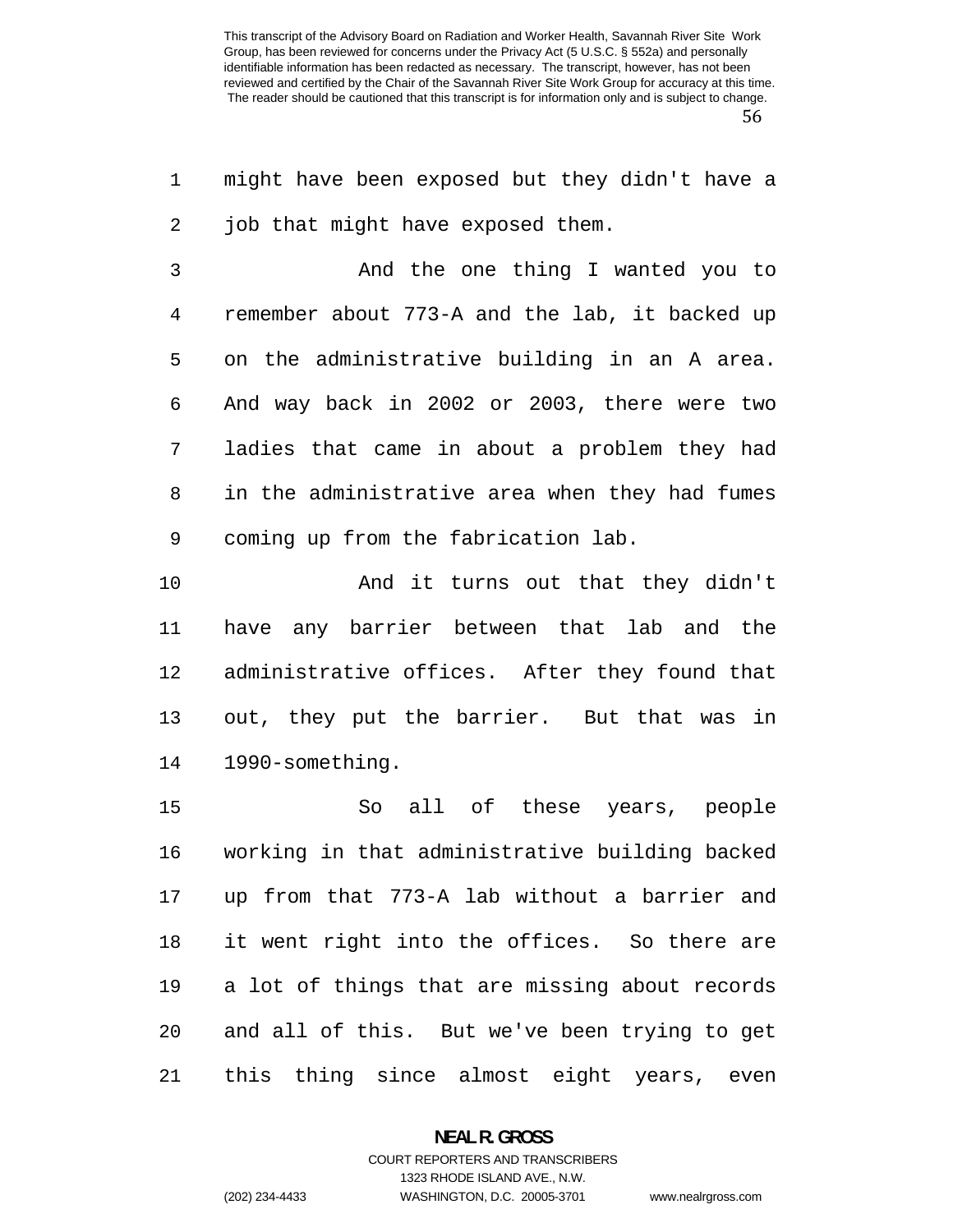might have been exposed but they didn't have a job that might have exposed them.

And the one thing I wanted you to remember about 773-A and the lab, it backed up on the administrative building in an A area. And way back in 2002 or 2003, there were two ladies that came in about a problem they had in the administrative area when they had fumes coming up from the fabrication lab.

And it turns out that they didn't have any barrier between that lab and the administrative offices. After they found that out, they put the barrier. But that was in 1990-something.

So all of these years, people working in that administrative building backed up from that 773-A lab without a barrier and it went right into the offices. So there are a lot of things that are missing about records and all of this. But we've been trying to get this thing since almost eight years, even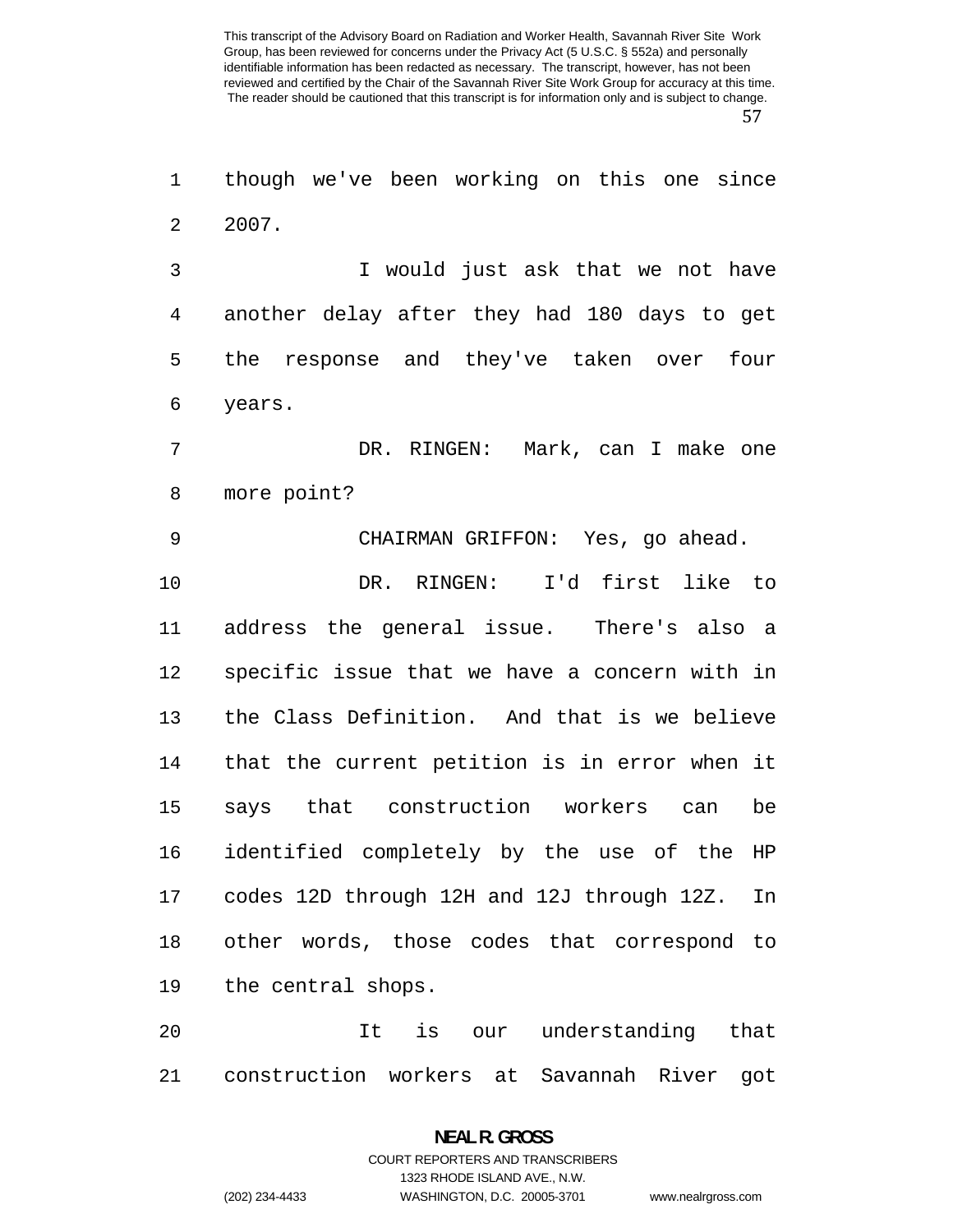though we've been working on this one since 2007.

I would just ask that we not have another delay after they had 180 days to get the response and they've taken over four years.

DR. RINGEN: Mark, can I make one more point?

CHAIRMAN GRIFFON: Yes, go ahead.

DR. RINGEN: I'd first like to address the general issue. There's also a specific issue that we have a concern with in the Class Definition. And that is we believe that the current petition is in error when it says that construction workers can be identified completely by the use of the HP codes 12D through 12H and 12J through 12Z. In other words, those codes that correspond to the central shops.

It is our understanding that construction workers at Savannah River got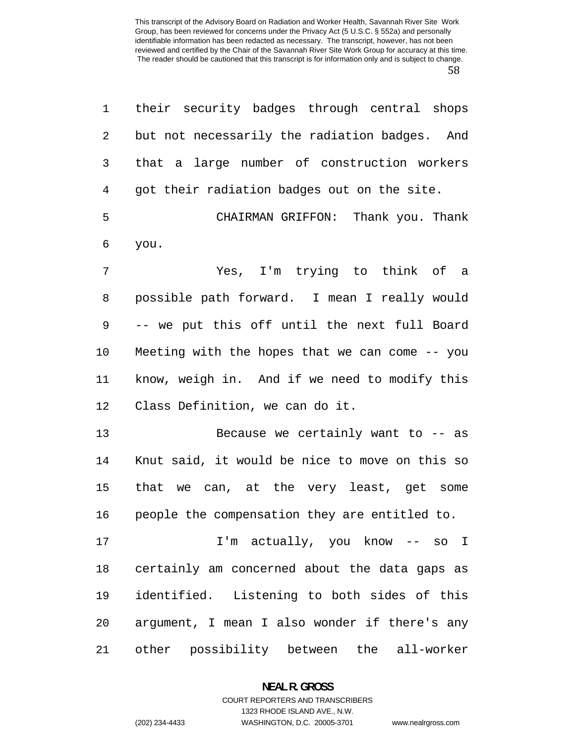their security badges through central shops but not necessarily the radiation badges. And that a large number of construction workers got their radiation badges out on the site.

CHAIRMAN GRIFFON: Thank you. Thank you.

Yes, I'm trying to think of a possible path forward. I mean I really would -- we put this off until the next full Board Meeting with the hopes that we can come -- you know, weigh in. And if we need to modify this Class Definition, we can do it.

Because we certainly want to -- as Knut said, it would be nice to move on this so that we can, at the very least, get some people the compensation they are entitled to.

I'm actually, you know -- so I certainly am concerned about the data gaps as identified. Listening to both sides of this argument, I mean I also wonder if there's any other possibility between the all-worker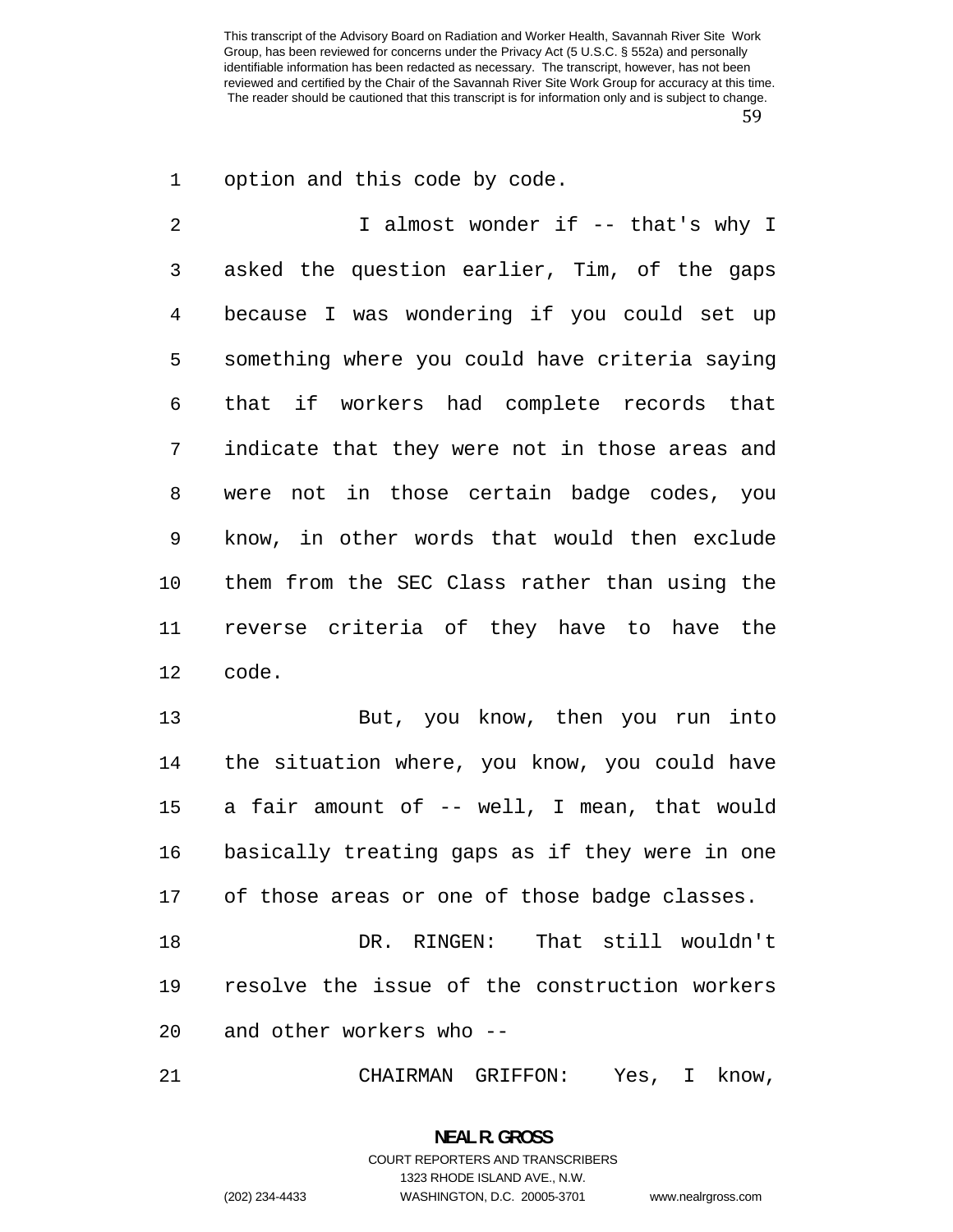option and this code by code.

I almost wonder if -- that's why I asked the question earlier, Tim, of the gaps because I was wondering if you could set up something where you could have criteria saying that if workers had complete records that indicate that they were not in those areas and were not in those certain badge codes, you know, in other words that would then exclude them from the SEC Class rather than using the reverse criteria of they have to have the code.

But, you know, then you run into the situation where, you know, you could have a fair amount of -- well, I mean, that would basically treating gaps as if they were in one of those areas or one of those badge classes.

DR. RINGEN: That still wouldn't resolve the issue of the construction workers and other workers who --

CHAIRMAN GRIFFON: Yes, I know,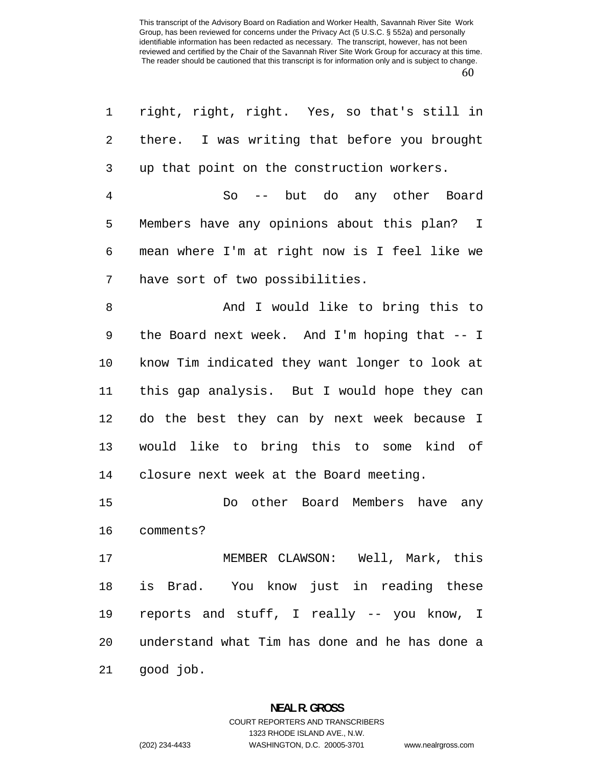right, right, right. Yes, so that's still in there. I was writing that before you brought up that point on the construction workers.

So -- but do any other Board Members have any opinions about this plan? I mean where I'm at right now is I feel like we have sort of two possibilities.

And I would like to bring this to the Board next week. And I'm hoping that -- I know Tim indicated they want longer to look at this gap analysis. But I would hope they can do the best they can by next week because I would like to bring this to some kind of closure next week at the Board meeting.

Do other Board Members have any comments?

MEMBER CLAWSON: Well, Mark, this is Brad. You know just in reading these reports and stuff, I really -- you know, I understand what Tim has done and he has done a good job.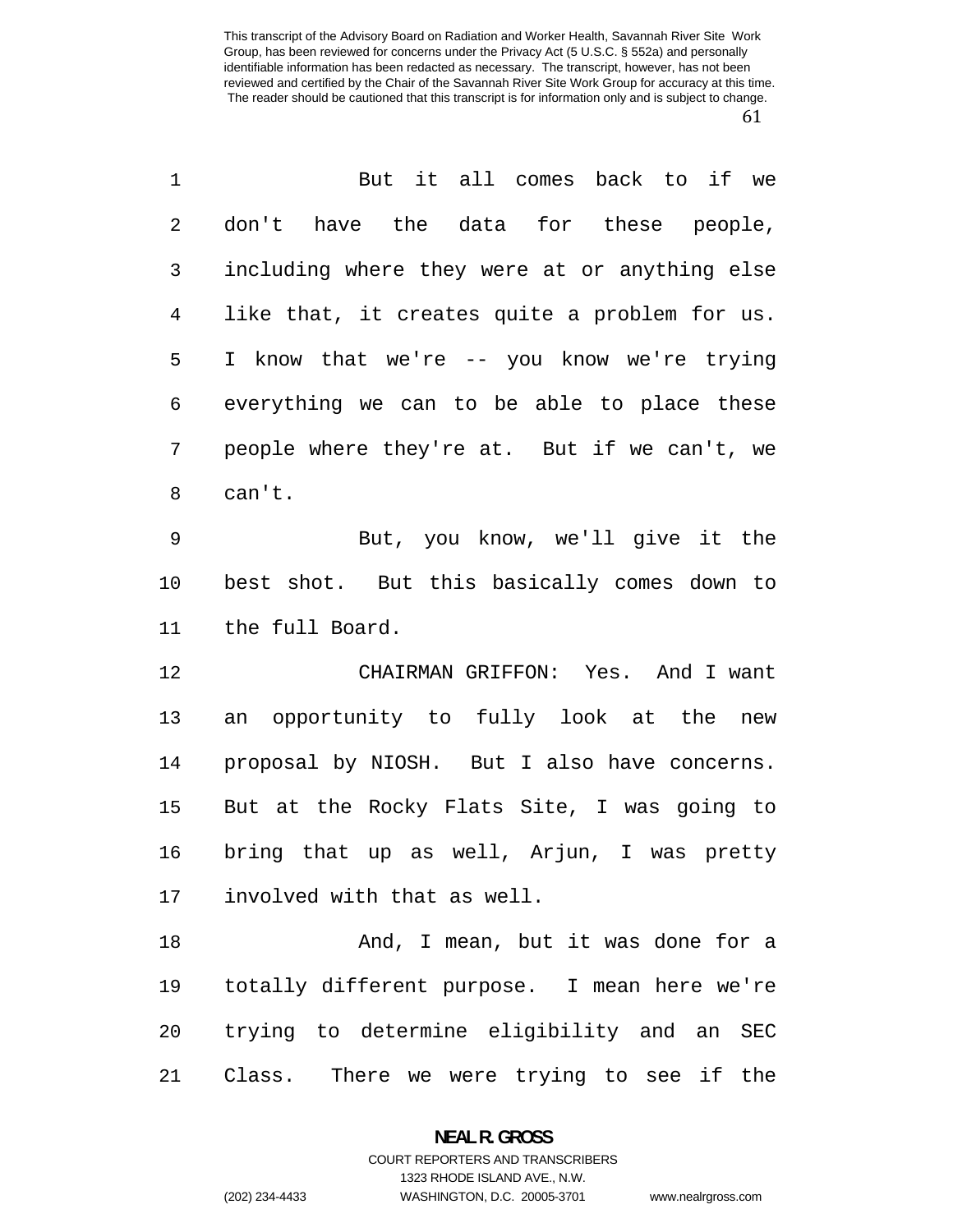But it all comes back to if we don't have the data for these people, including where they were at or anything else like that, it creates quite a problem for us. I know that we're -- you know we're trying everything we can to be able to place these people where they're at. But if we can't, we can't.

But, you know, we'll give it the best shot. But this basically comes down to the full Board.

CHAIRMAN GRIFFON: Yes. And I want an opportunity to fully look at the new proposal by NIOSH. But I also have concerns. But at the Rocky Flats Site, I was going to bring that up as well, Arjun, I was pretty involved with that as well.

And, I mean, but it was done for a totally different purpose. I mean here we're trying to determine eligibility and an SEC Class. There we were trying to see if the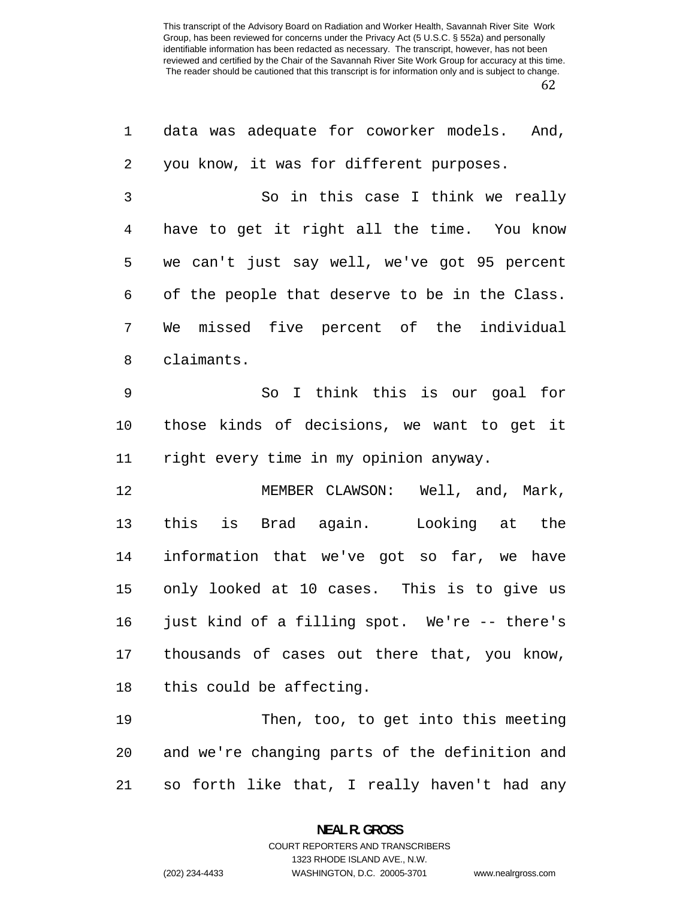data was adequate for coworker models. And, you know, it was for different purposes.

So in this case I think we really have to get it right all the time. You know we can't just say well, we've got 95 percent of the people that deserve to be in the Class. We missed five percent of the individual claimants.

So I think this is our goal for those kinds of decisions, we want to get it right every time in my opinion anyway.

MEMBER CLAWSON: Well, and, Mark, this is Brad again. Looking at the information that we've got so far, we have only looked at 10 cases. This is to give us just kind of a filling spot. We're -- there's thousands of cases out there that, you know, this could be affecting.

Then, too, to get into this meeting and we're changing parts of the definition and so forth like that, I really haven't had any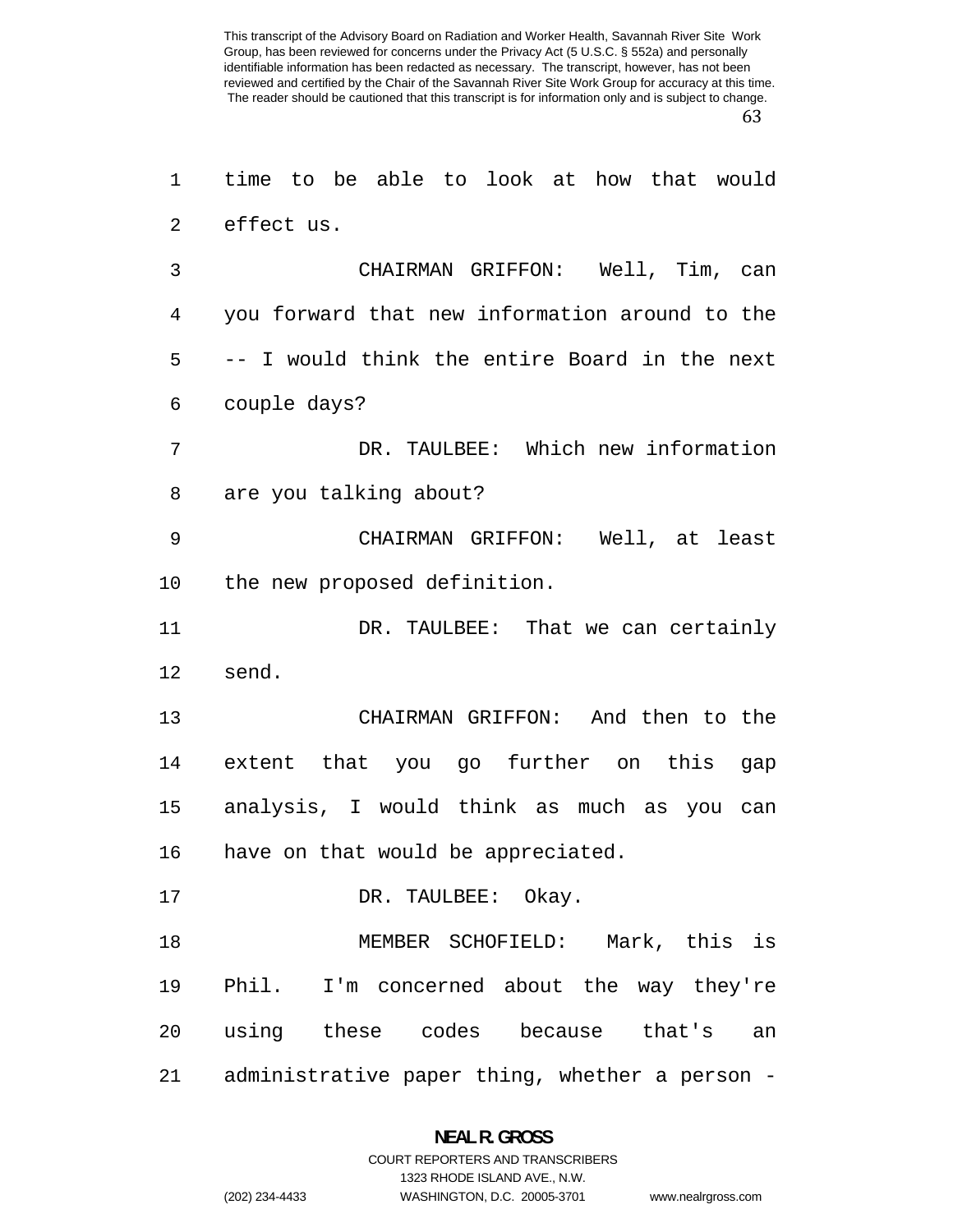time to be able to look at how that would effect us.

CHAIRMAN GRIFFON: Well, Tim, can you forward that new information around to the -- I would think the entire Board in the next couple days?

DR. TAULBEE: Which new information are you talking about?

CHAIRMAN GRIFFON: Well, at least the new proposed definition.

DR. TAULBEE: That we can certainly send.

CHAIRMAN GRIFFON: And then to the extent that you go further on this gap analysis, I would think as much as you can have on that would be appreciated.

DR. TAULBEE: Okay.

MEMBER SCHOFIELD: Mark, this is Phil. I'm concerned about the way they're using these codes because that's an administrative paper thing, whether a person -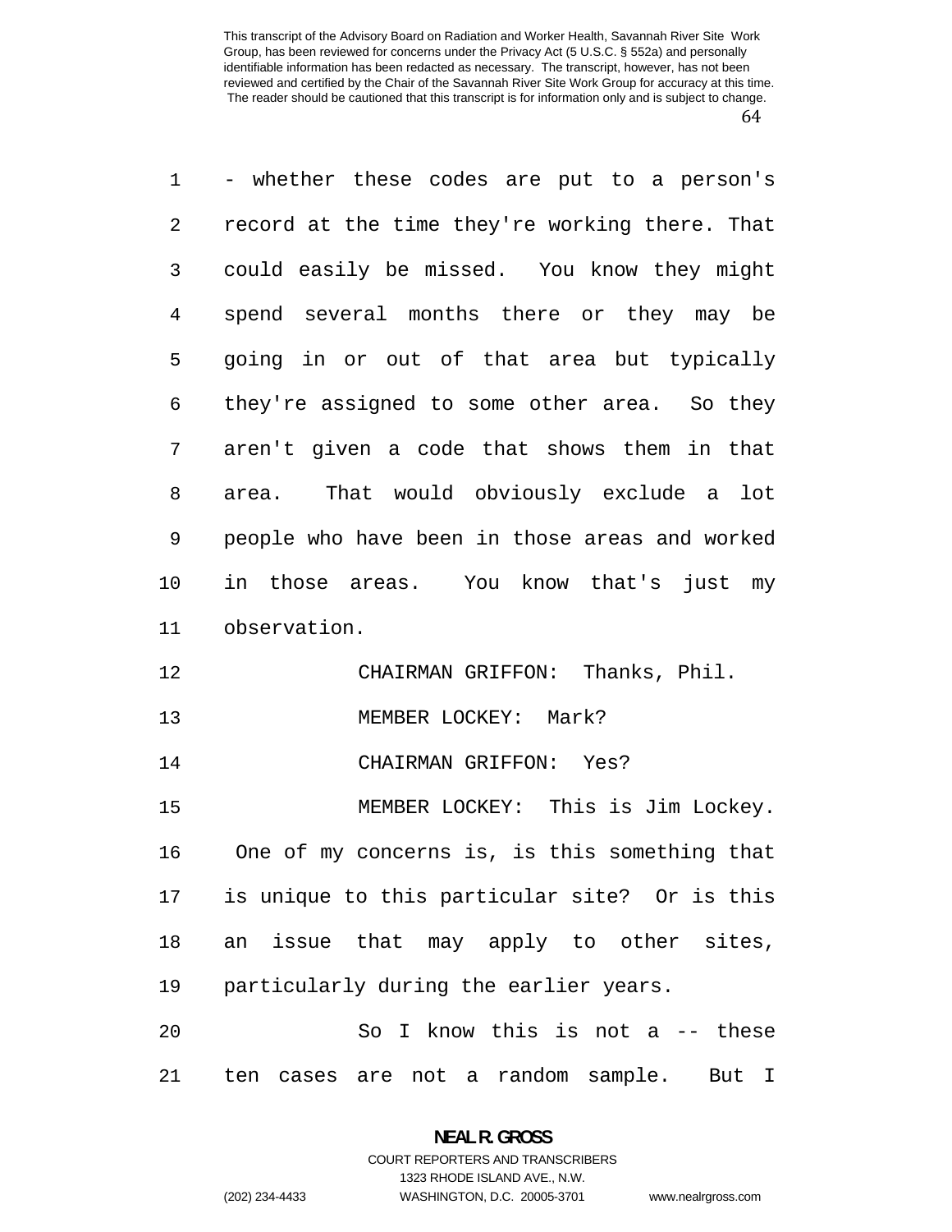- whether these codes are put to a person's record at the time they're working there. That could easily be missed. You know they might spend several months there or they may be going in or out of that area but typically they're assigned to some other area. So they aren't given a code that shows them in that area. That would obviously exclude a lot people who have been in those areas and worked in those areas. You know that's just my observation.

CHAIRMAN GRIFFON: Thanks, Phil.

MEMBER LOCKEY: Mark?

CHAIRMAN GRIFFON: Yes?

MEMBER LOCKEY: This is Jim Lockey. One of my concerns is, is this something that is unique to this particular site? Or is this an issue that may apply to other sites, particularly during the earlier years.

So I know this is not a -- these ten cases are not a random sample. But I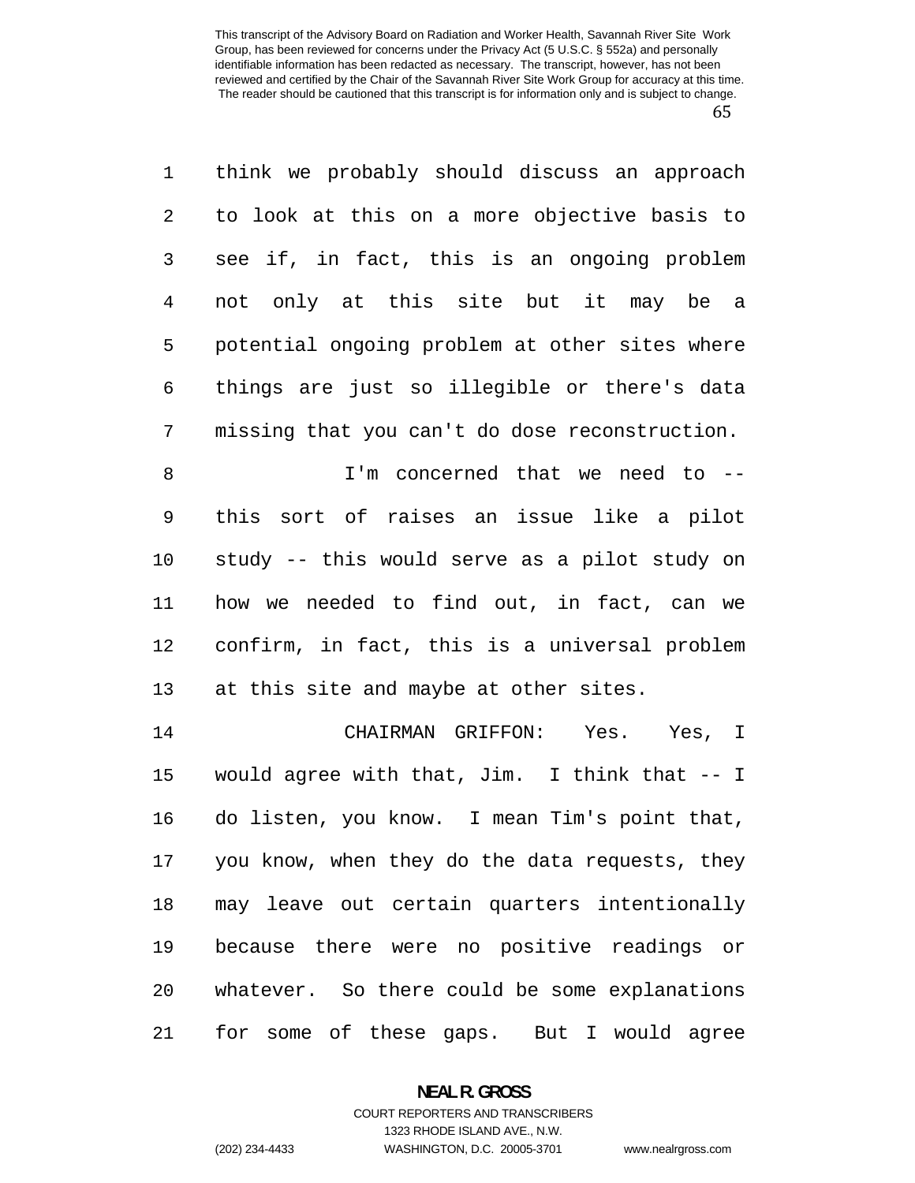think we probably should discuss an approach to look at this on a more objective basis to see if, in fact, this is an ongoing problem not only at this site but it may be a potential ongoing problem at other sites where things are just so illegible or there's data missing that you can't do dose reconstruction.

I'm concerned that we need to -- this sort of raises an issue like a pilot study -- this would serve as a pilot study on how we needed to find out, in fact, can we confirm, in fact, this is a universal problem at this site and maybe at other sites.

CHAIRMAN GRIFFON: Yes. Yes, I would agree with that, Jim. I think that -- I do listen, you know. I mean Tim's point that, you know, when they do the data requests, they may leave out certain quarters intentionally because there were no positive readings or whatever. So there could be some explanations for some of these gaps. But I would agree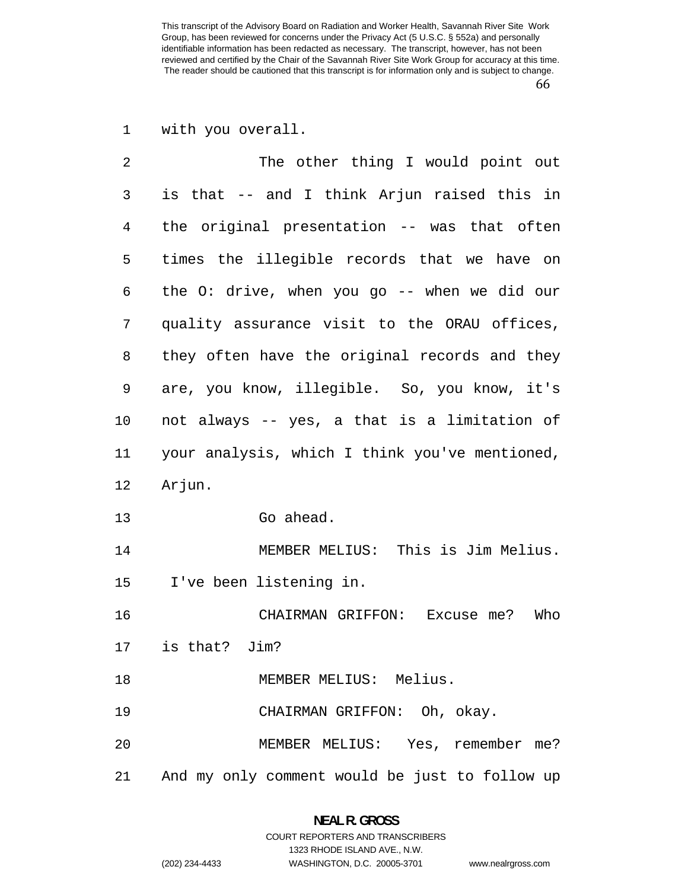with you overall.

The other thing I would point out is that -- and I think Arjun raised this in the original presentation -- was that often times the illegible records that we have on the O: drive, when you go -- when we did our quality assurance visit to the ORAU offices, they often have the original records and they are, you know, illegible. So, you know, it's not always -- yes, a that is a limitation of your analysis, which I think you've mentioned, Arjun.

Go ahead.

MEMBER MELIUS: This is Jim Melius. I've been listening in.

CHAIRMAN GRIFFON: Excuse me? Who is that? Jim?

MEMBER MELIUS: Melius.

CHAIRMAN GRIFFON: Oh, okay.

MEMBER MELIUS: Yes, remember me? And my only comment would be just to follow up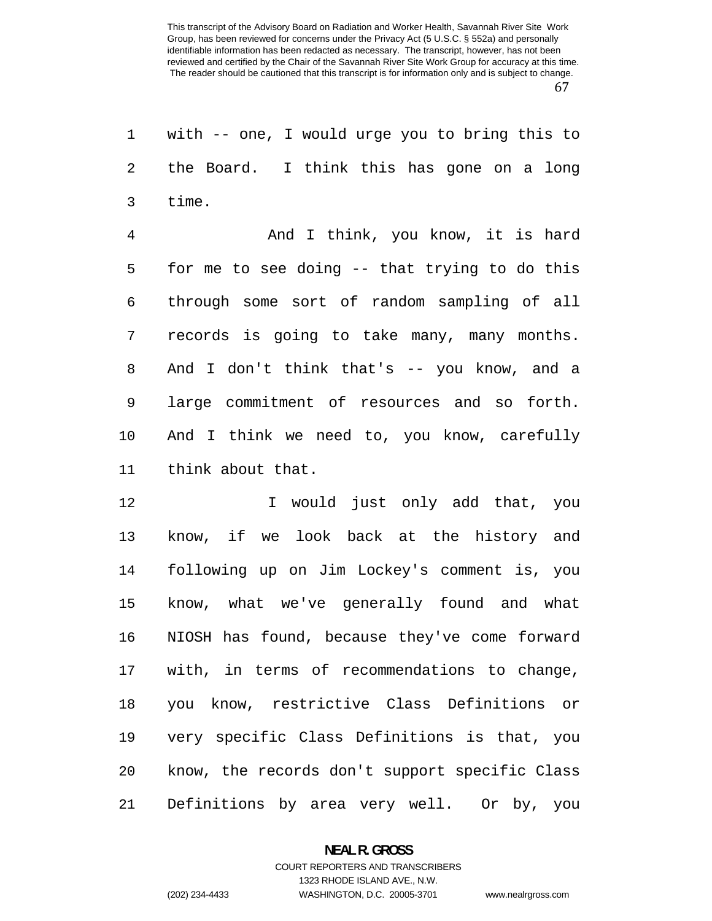with -- one, I would urge you to bring this to the Board. I think this has gone on a long time.

And I think, you know, it is hard for me to see doing -- that trying to do this through some sort of random sampling of all records is going to take many, many months. And I don't think that's -- you know, and a large commitment of resources and so forth. And I think we need to, you know, carefully think about that.

I would just only add that, you know, if we look back at the history and following up on Jim Lockey's comment is, you know, what we've generally found and what NIOSH has found, because they've come forward with, in terms of recommendations to change, you know, restrictive Class Definitions or very specific Class Definitions is that, you know, the records don't support specific Class Definitions by area very well. Or by, you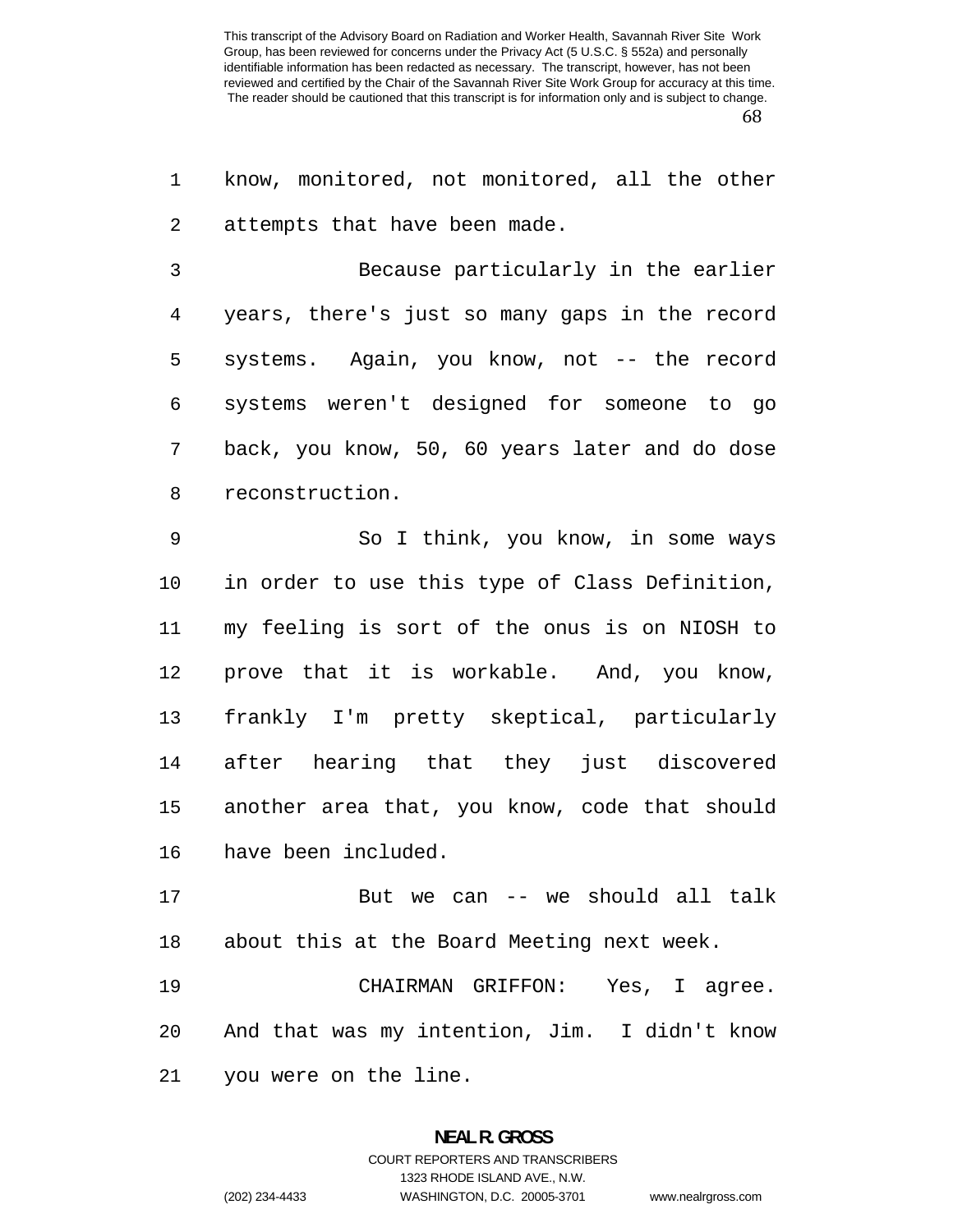know, monitored, not monitored, all the other attempts that have been made.

Because particularly in the earlier years, there's just so many gaps in the record systems. Again, you know, not -- the record systems weren't designed for someone to go back, you know, 50, 60 years later and do dose reconstruction.

So I think, you know, in some ways in order to use this type of Class Definition, my feeling is sort of the onus is on NIOSH to prove that it is workable. And, you know, frankly I'm pretty skeptical, particularly after hearing that they just discovered another area that, you know, code that should have been included.

But we can -- we should all talk about this at the Board Meeting next week.

CHAIRMAN GRIFFON: Yes, I agree. And that was my intention, Jim. I didn't know you were on the line.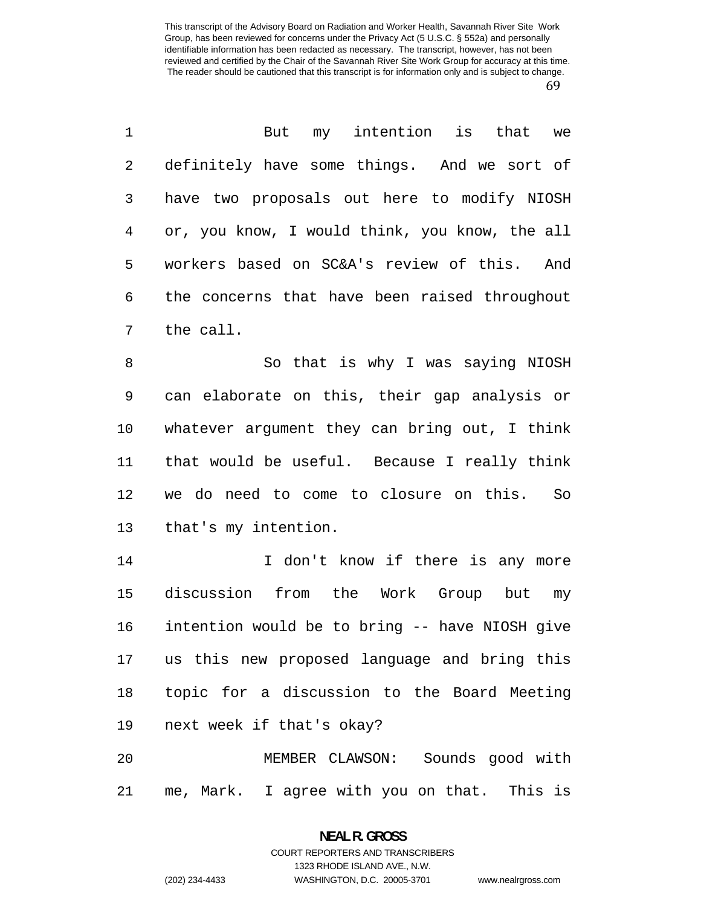But my intention is that we definitely have some things. And we sort of have two proposals out here to modify NIOSH or, you know, I would think, you know, the all workers based on SC&A's review of this. And the concerns that have been raised throughout the call.

So that is why I was saying NIOSH can elaborate on this, their gap analysis or whatever argument they can bring out, I think that would be useful. Because I really think we do need to come to closure on this. So that's my intention.

I don't know if there is any more discussion from the Work Group but my intention would be to bring -- have NIOSH give us this new proposed language and bring this topic for a discussion to the Board Meeting next week if that's okay?

MEMBER CLAWSON: Sounds good with me, Mark. I agree with you on that. This is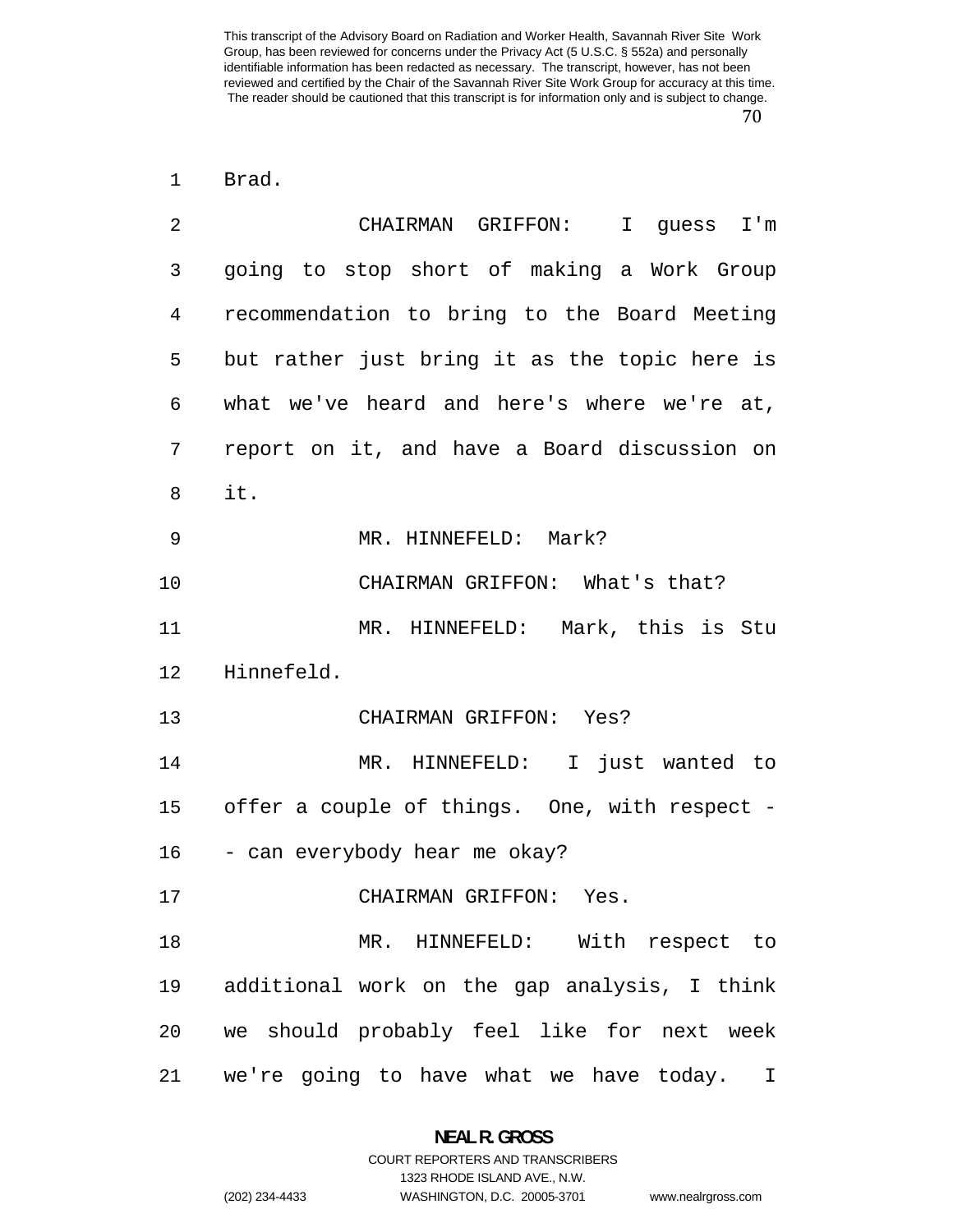Brad.

CHAIRMAN GRIFFON: I guess I'm going to stop short of making a Work Group recommendation to bring to the Board Meeting but rather just bring it as the topic here is what we've heard and here's where we're at, report on it, and have a Board discussion on it.

MR. HINNEFELD: Mark?

CHAIRMAN GRIFFON: What's that?

MR. HINNEFELD: Mark, this is Stu Hinnefeld.

CHAIRMAN GRIFFON: Yes?

MR. HINNEFELD: I just wanted to offer a couple of things. One, with respect -- can everybody hear me okay?

CHAIRMAN GRIFFON: Yes.

MR. HINNEFELD: With respect to additional work on the gap analysis, I think we should probably feel like for next week we're going to have what we have today. I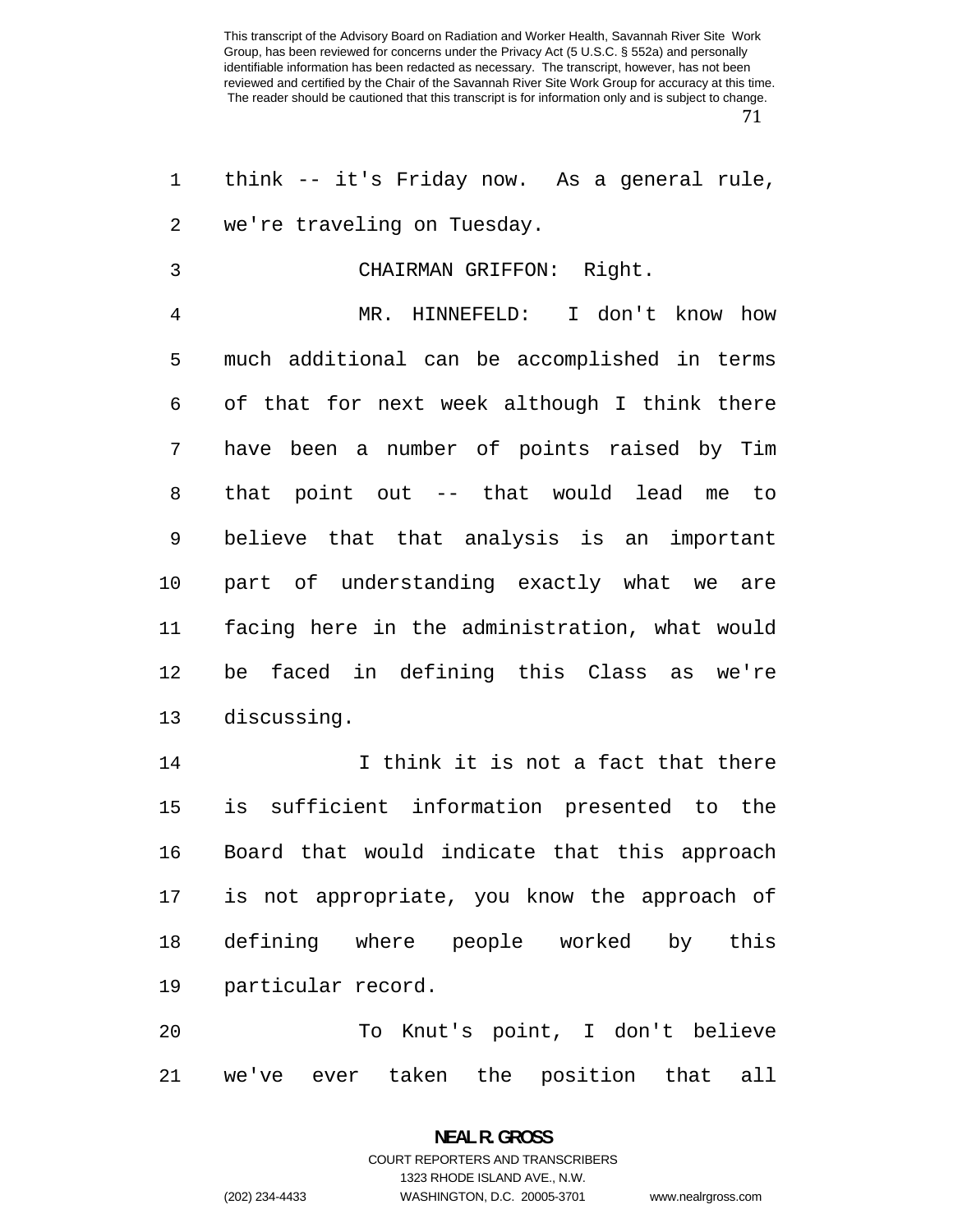think -- it's Friday now. As a general rule, we're traveling on Tuesday.

CHAIRMAN GRIFFON: Right.

MR. HINNEFELD: I don't know how much additional can be accomplished in terms of that for next week although I think there have been a number of points raised by Tim that point out -- that would lead me to believe that that analysis is an important part of understanding exactly what we are facing here in the administration, what would be faced in defining this Class as we're discussing.

I think it is not a fact that there is sufficient information presented to the Board that would indicate that this approach is not appropriate, you know the approach of defining where people worked by this particular record.

To Knut's point, I don't believe we've ever taken the position that all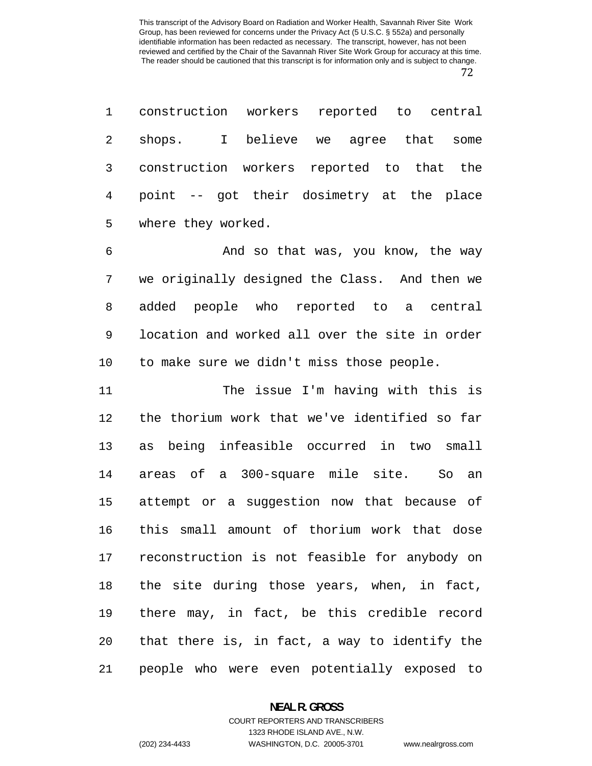construction workers reported to central shops. I believe we agree that some construction workers reported to that the point -- got their dosimetry at the place where they worked.

And so that was, you know, the way we originally designed the Class. And then we added people who reported to a central location and worked all over the site in order to make sure we didn't miss those people.

The issue I'm having with this is the thorium work that we've identified so far as being infeasible occurred in two small areas of a 300-square mile site. So an attempt or a suggestion now that because of this small amount of thorium work that dose reconstruction is not feasible for anybody on the site during those years, when, in fact, there may, in fact, be this credible record that there is, in fact, a way to identify the people who were even potentially exposed to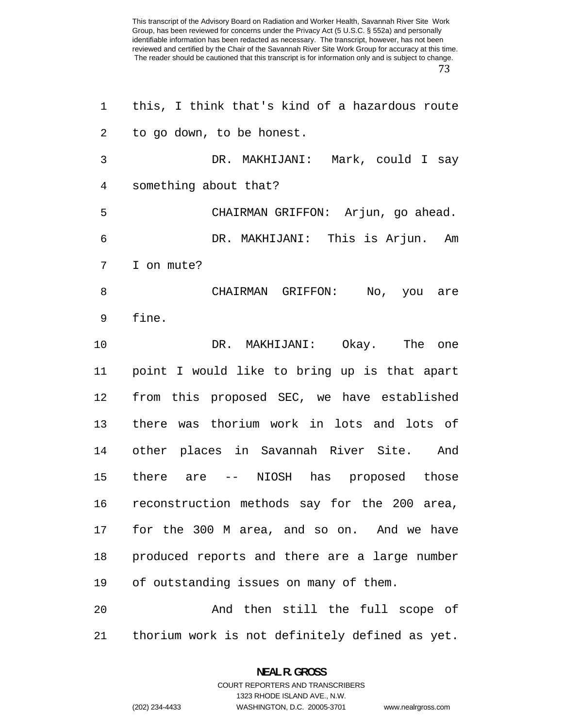this, I think that's kind of a hazardous route to go down, to be honest.

DR. MAKHIJANI: Mark, could I say something about that?

CHAIRMAN GRIFFON: Arjun, go ahead.

DR. MAKHIJANI: This is Arjun. Am I on mute?

CHAIRMAN GRIFFON: No, you are fine.

DR. MAKHIJANI: Okay. The one point I would like to bring up is that apart from this proposed SEC, we have established there was thorium work in lots and lots of other places in Savannah River Site. And there are -- NIOSH has proposed those reconstruction methods say for the 200 area, for the 300 M area, and so on. And we have produced reports and there are a large number of outstanding issues on many of them.

And then still the full scope of thorium work is not definitely defined as yet.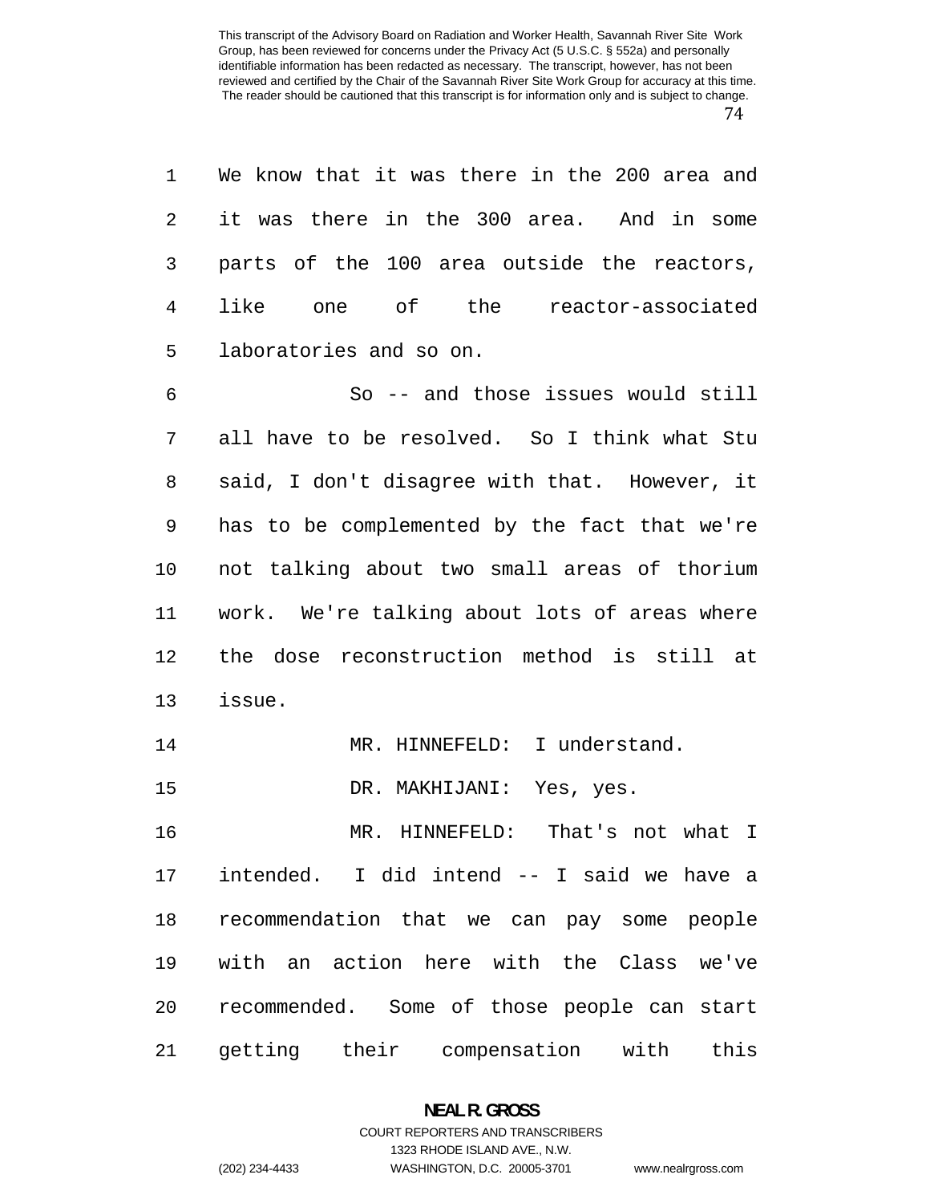We know that it was there in the 200 area and it was there in the 300 area. And in some parts of the 100 area outside the reactors, like one of the reactor-associated laboratories and so on.

So -- and those issues would still all have to be resolved. So I think what Stu said, I don't disagree with that. However, it has to be complemented by the fact that we're not talking about two small areas of thorium work. We're talking about lots of areas where the dose reconstruction method is still at issue.

MR. HINNEFELD: I understand.

DR. MAKHIJANI: Yes, yes.

MR. HINNEFELD: That's not what I intended. I did intend -- I said we have a recommendation that we can pay some people with an action here with the Class we've recommended. Some of those people can start getting their compensation with this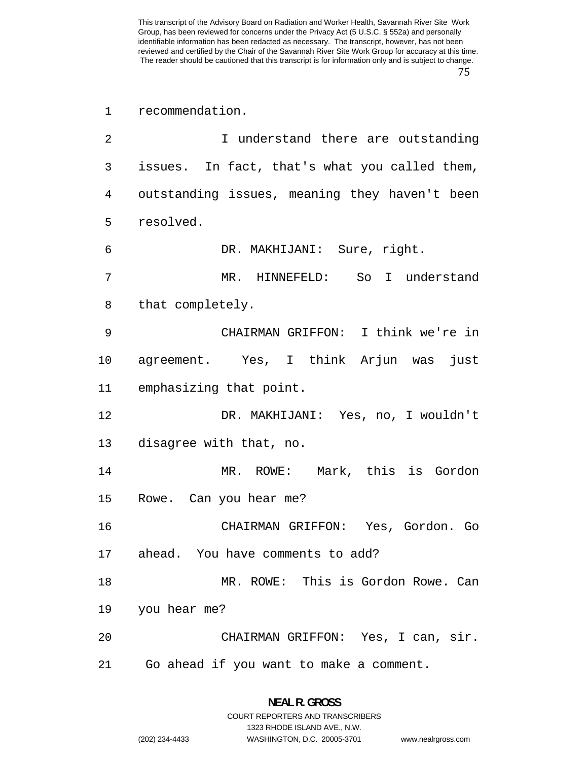recommendation.

I understand there are outstanding issues. In fact, that's what you called them, outstanding issues, meaning they haven't been resolved.

DR. MAKHIJANI: Sure, right.

MR. HINNEFELD: So I understand that completely.

CHAIRMAN GRIFFON: I think we're in agreement. Yes, I think Arjun was just emphasizing that point.

DR. MAKHIJANI: Yes, no, I wouldn't disagree with that, no.

MR. ROWE: Mark, this is Gordon Rowe. Can you hear me?

CHAIRMAN GRIFFON: Yes, Gordon. Go ahead. You have comments to add?

MR. ROWE: This is Gordon Rowe. Can you hear me?

CHAIRMAN GRIFFON: Yes, I can, sir. Go ahead if you want to make a comment.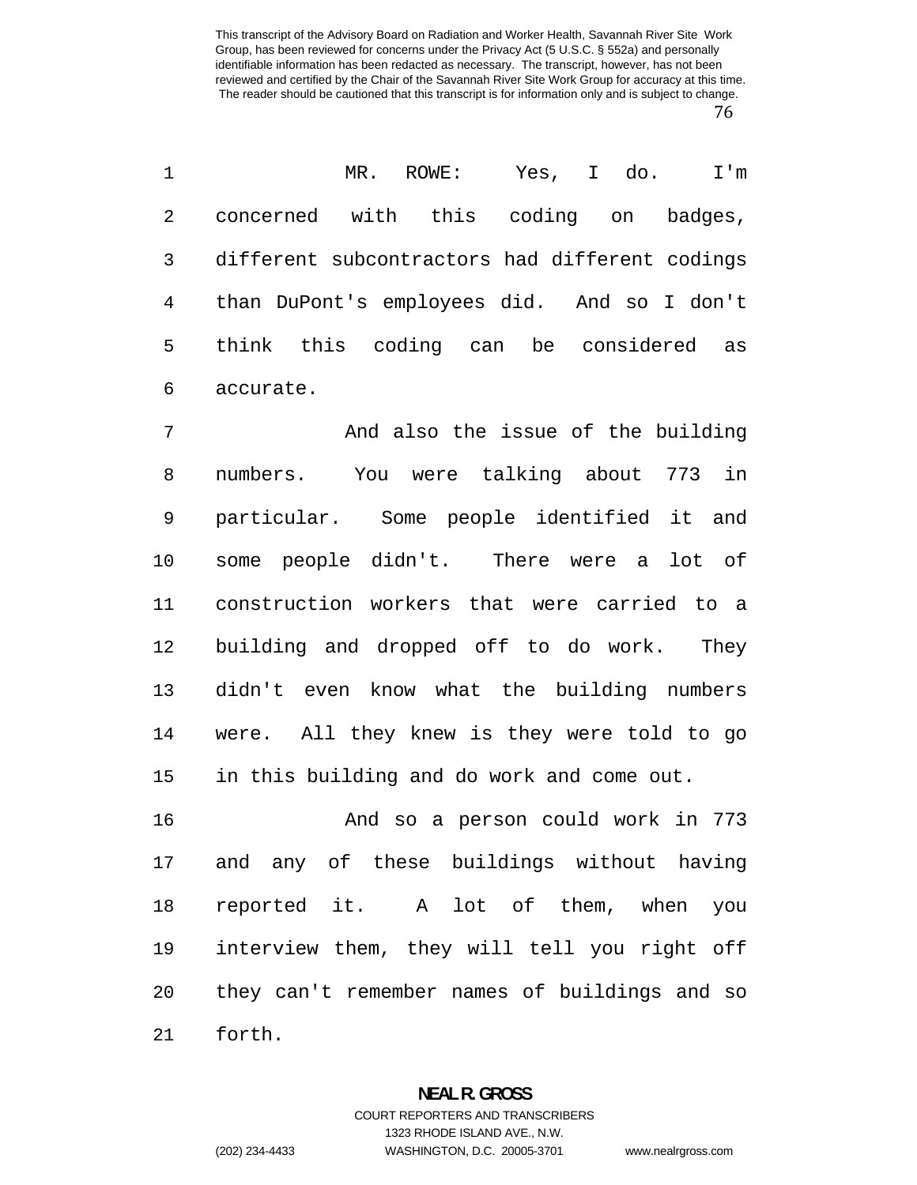MR. ROWE: Yes, I do. I'm concerned with this coding on badges, different subcontractors had different codings than DuPont's employees did. And so I don't think this coding can be considered as accurate.

And also the issue of the building numbers. You were talking about 773 in particular. Some people identified it and some people didn't. There were a lot of construction workers that were carried to a building and dropped off to do work. They didn't even know what the building numbers were. All they knew is they were told to go in this building and do work and come out.

And so a person could work in 773 and any of these buildings without having reported it. A lot of them, when you interview them, they will tell you right off they can't remember names of buildings and so forth.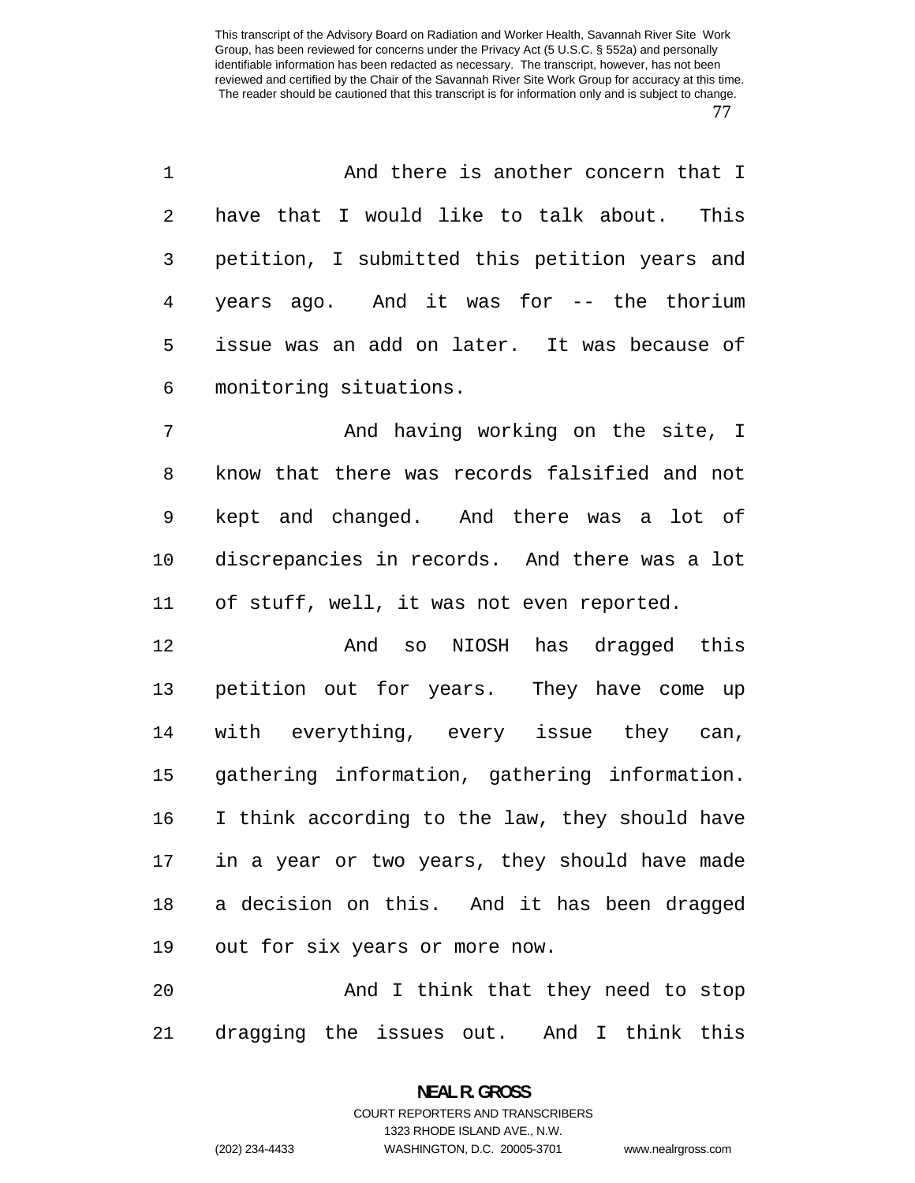And there is another concern that I have that I would like to talk about. This petition, I submitted this petition years and years ago. And it was for -- the thorium issue was an add on later. It was because of monitoring situations.

And having working on the site, I know that there was records falsified and not kept and changed. And there was a lot of discrepancies in records. And there was a lot of stuff, well, it was not even reported.

And so NIOSH has dragged this petition out for years. They have come up with everything, every issue they can, gathering information, gathering information. I think according to the law, they should have in a year or two years, they should have made a decision on this. And it has been dragged out for six years or more now.

And I think that they need to stop dragging the issues out. And I think this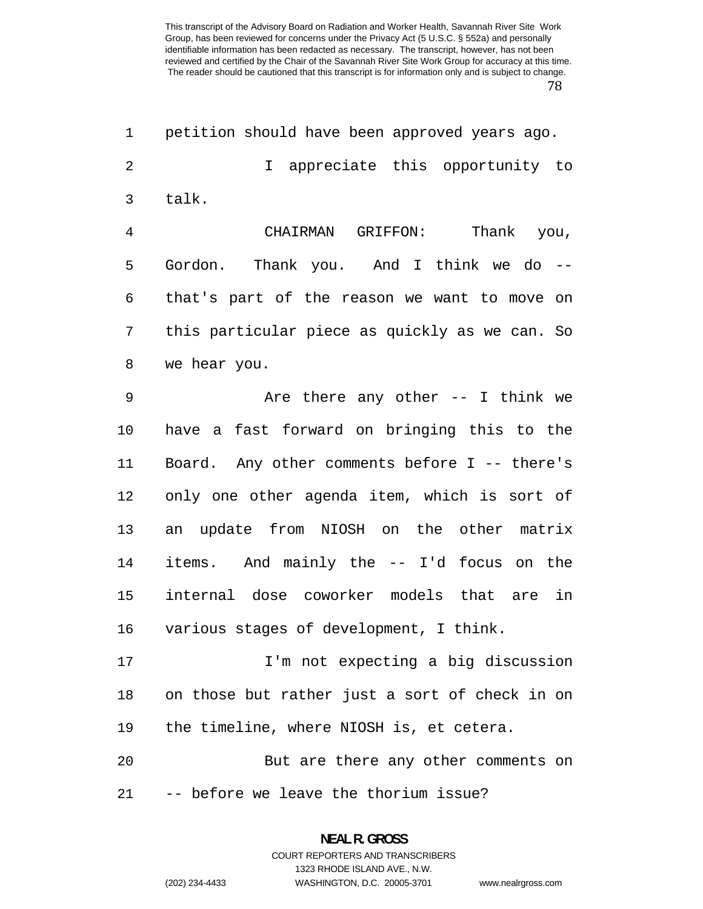petition should have been approved years ago.

I appreciate this opportunity to talk.

CHAIRMAN GRIFFON: Thank you, Gordon. Thank you. And I think we do -- that's part of the reason we want to move on this particular piece as quickly as we can. So we hear you.

Are there any other -- I think we have a fast forward on bringing this to the Board. Any other comments before I -- there's only one other agenda item, which is sort of an update from NIOSH on the other matrix items. And mainly the -- I'd focus on the internal dose coworker models that are in various stages of development, I think.

I'm not expecting a big discussion on those but rather just a sort of check in on the timeline, where NIOSH is, et cetera.

But are there any other comments on -- before we leave the thorium issue?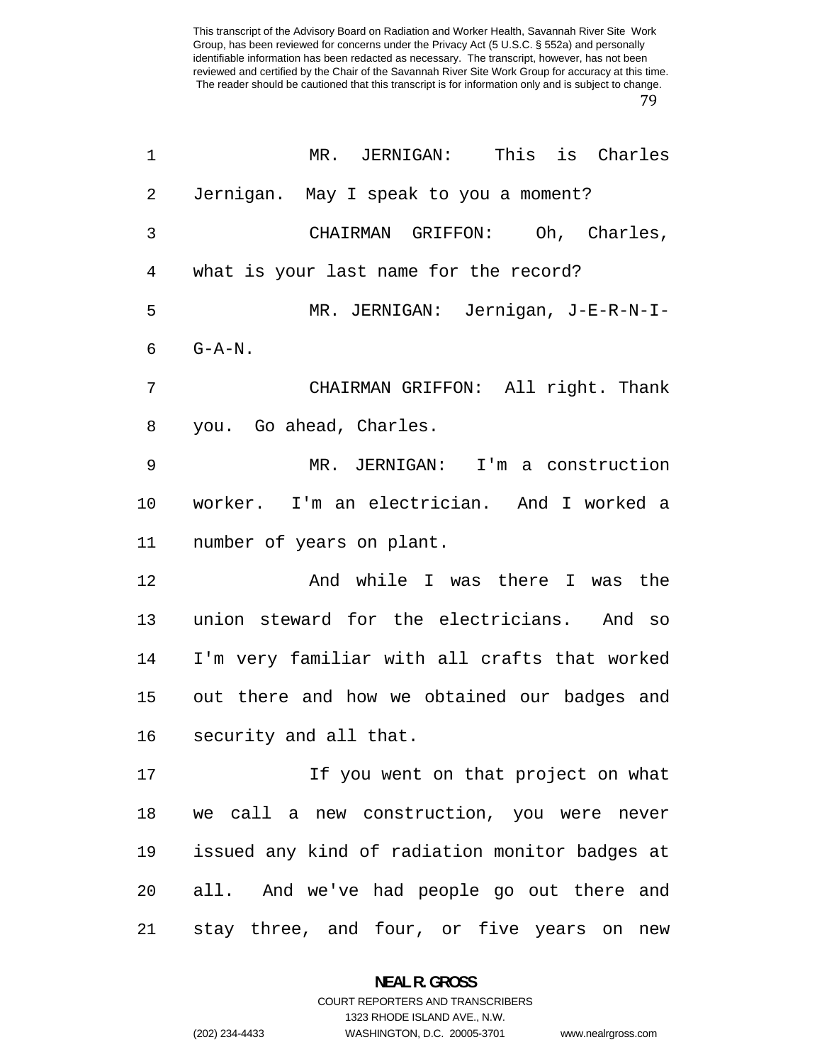MR. JERNIGAN: This is Charles Jernigan. May I speak to you a moment?

CHAIRMAN GRIFFON: Oh, Charles, what is your last name for the record?

MR. JERNIGAN: Jernigan, J-E-R-N-I-G-A-N.

CHAIRMAN GRIFFON: All right. Thank you. Go ahead, Charles.

MR. JERNIGAN: I'm a construction worker. I'm an electrician. And I worked a number of years on plant.

And while I was there I was the union steward for the electricians. And so I'm very familiar with all crafts that worked out there and how we obtained our badges and security and all that.

If you went on that project on what we call a new construction, you were never issued any kind of radiation monitor badges at all. And we've had people go out there and stay three, and four, or five years on new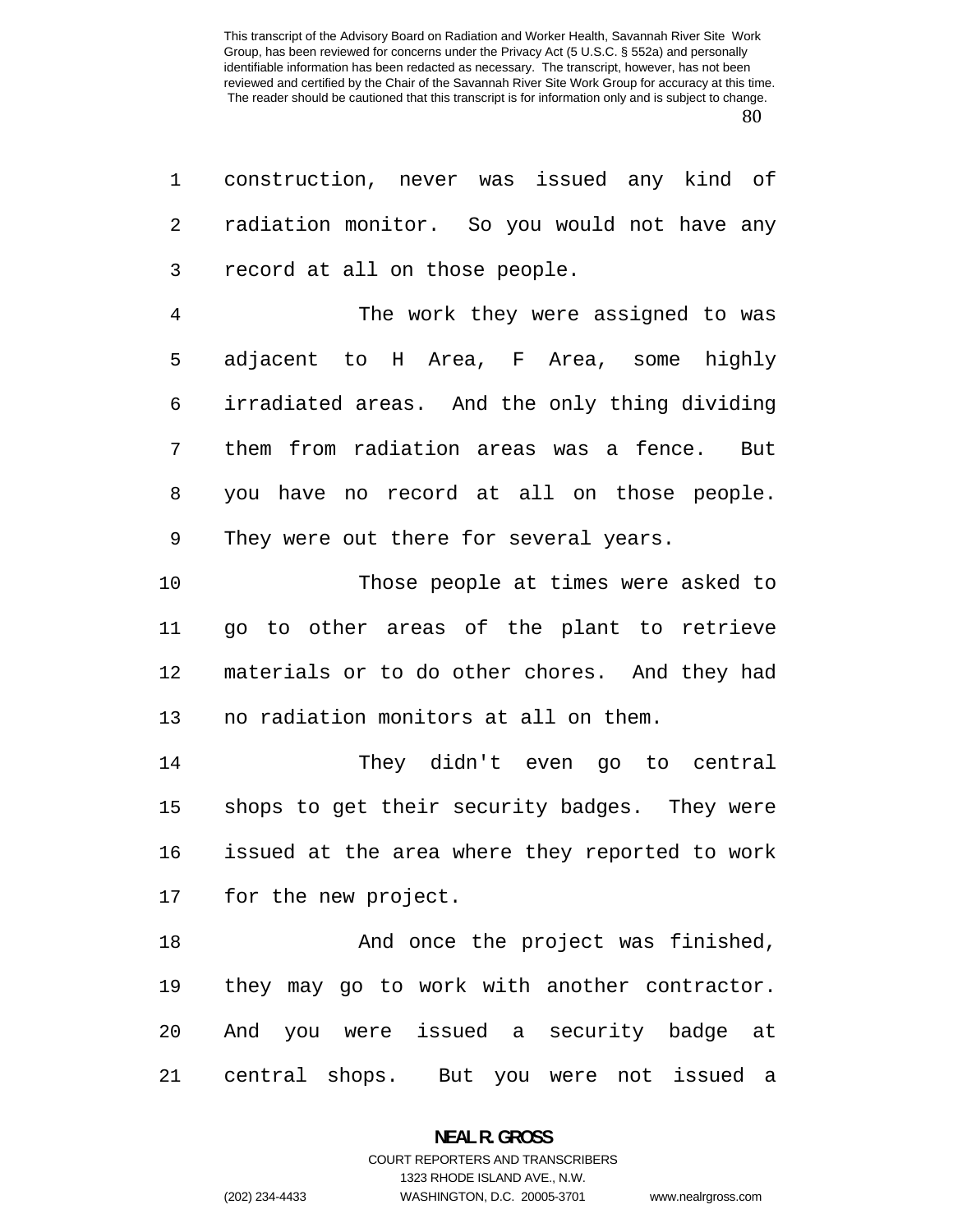construction, never was issued any kind of radiation monitor. So you would not have any record at all on those people.

The work they were assigned to was adjacent to H Area, F Area, some highly irradiated areas. And the only thing dividing them from radiation areas was a fence. But you have no record at all on those people. They were out there for several years.

Those people at times were asked to go to other areas of the plant to retrieve materials or to do other chores. And they had no radiation monitors at all on them.

They didn't even go to central shops to get their security badges. They were issued at the area where they reported to work for the new project.

And once the project was finished, they may go to work with another contractor. And you were issued a security badge at central shops. But you were not issued a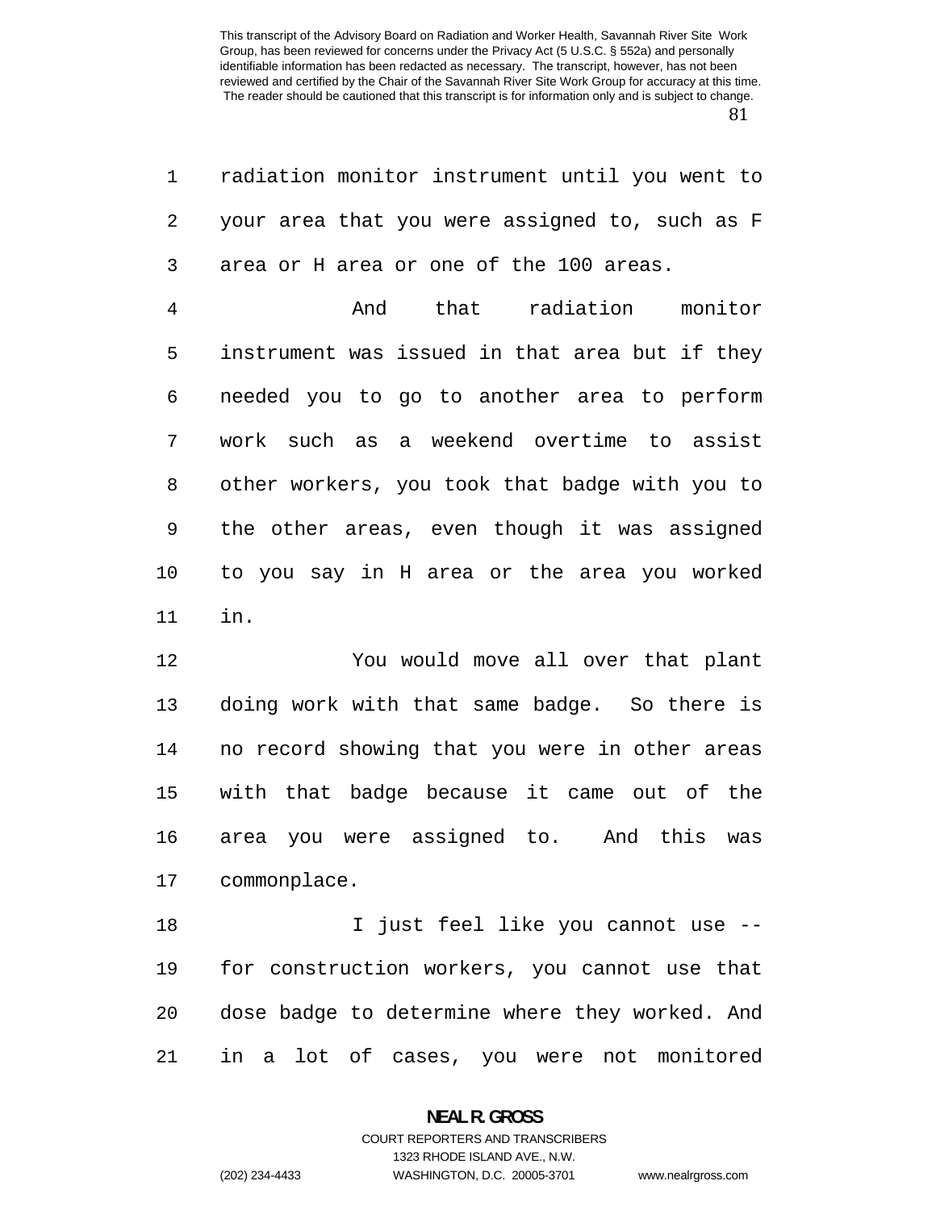radiation monitor instrument until you went to your area that you were assigned to, such as F area or H area or one of the 100 areas.

And that radiation monitor instrument was issued in that area but if they needed you to go to another area to perform work such as a weekend overtime to assist other workers, you took that badge with you to the other areas, even though it was assigned to you say in H area or the area you worked in.

You would move all over that plant doing work with that same badge. So there is no record showing that you were in other areas with that badge because it came out of the area you were assigned to. And this was commonplace.

I just feel like you cannot use -- for construction workers, you cannot use that dose badge to determine where they worked. And in a lot of cases, you were not monitored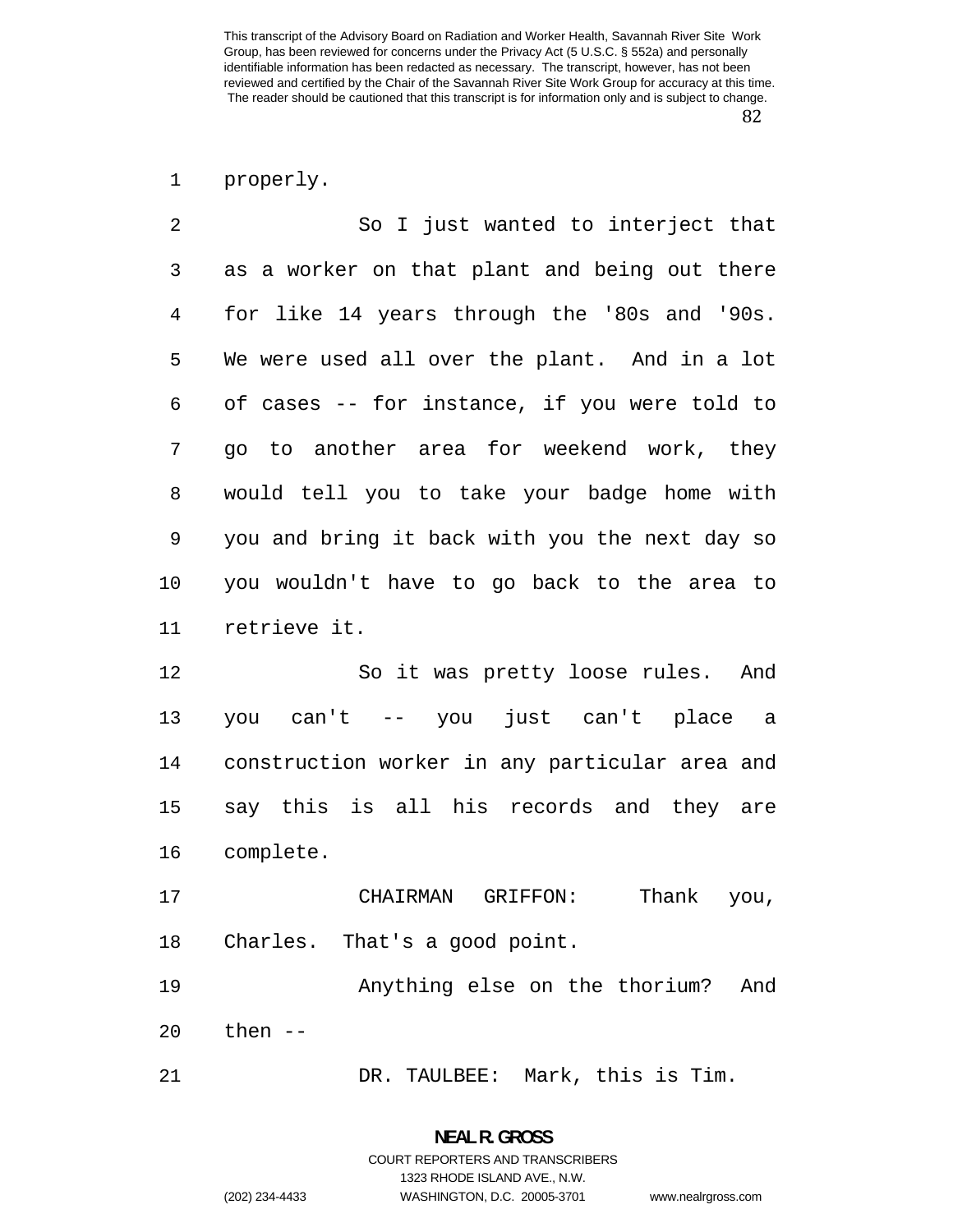properly.

So I just wanted to interject that as a worker on that plant and being out there for like 14 years through the '80s and '90s. We were used all over the plant. And in a lot of cases -- for instance, if you were told to go to another area for weekend work, they would tell you to take your badge home with you and bring it back with you the next day so you wouldn't have to go back to the area to retrieve it.

So it was pretty loose rules. And you can't -- you just can't place a construction worker in any particular area and say this is all his records and they are complete.

CHAIRMAN GRIFFON: Thank you, Charles. That's a good point.

Anything else on the thorium? And then --

DR. TAULBEE: Mark, this is Tim.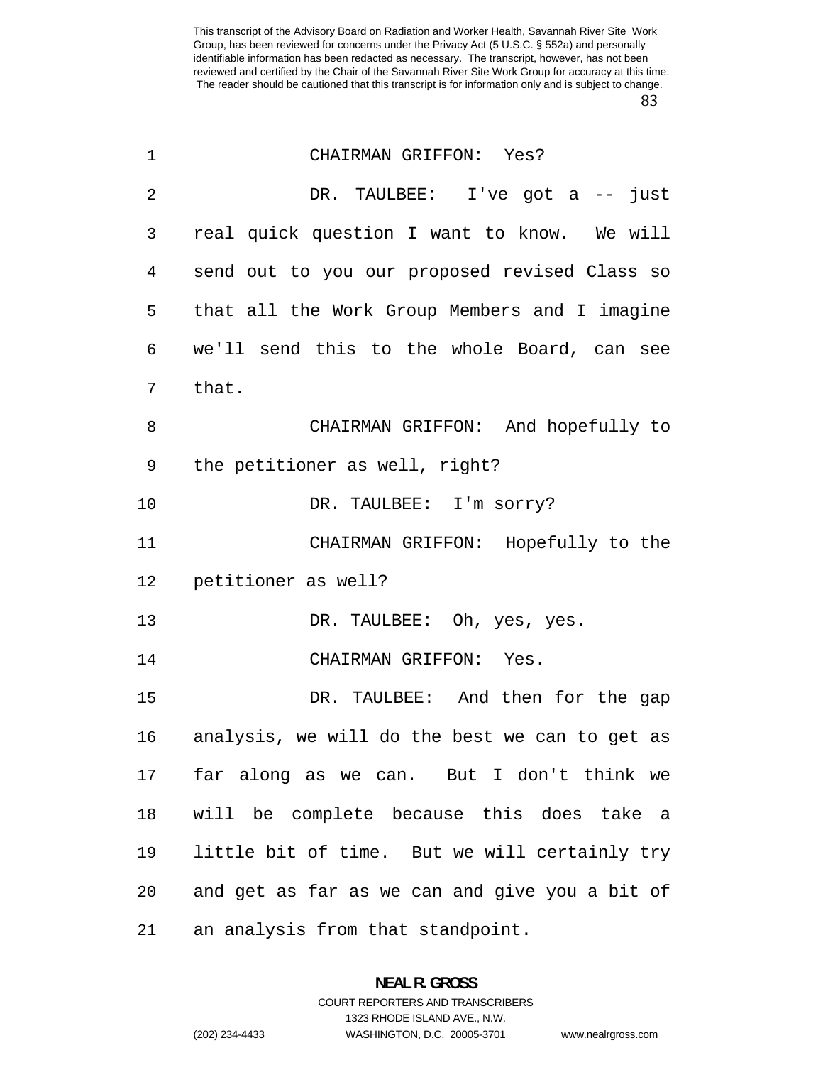CHAIRMAN GRIFFON: Yes?

DR. TAULBEE: I've got a -- just real quick question I want to know. We will send out to you our proposed revised Class so that all the Work Group Members and I imagine we'll send this to the whole Board, can see that.

CHAIRMAN GRIFFON: And hopefully to the petitioner as well, right?

DR. TAULBEE: I'm sorry?

CHAIRMAN GRIFFON: Hopefully to the petitioner as well?

DR. TAULBEE: Oh, yes, yes.

CHAIRMAN GRIFFON: Yes.

DR. TAULBEE: And then for the gap analysis, we will do the best we can to get as far along as we can. But I don't think we will be complete because this does take a little bit of time. But we will certainly try and get as far as we can and give you a bit of an analysis from that standpoint.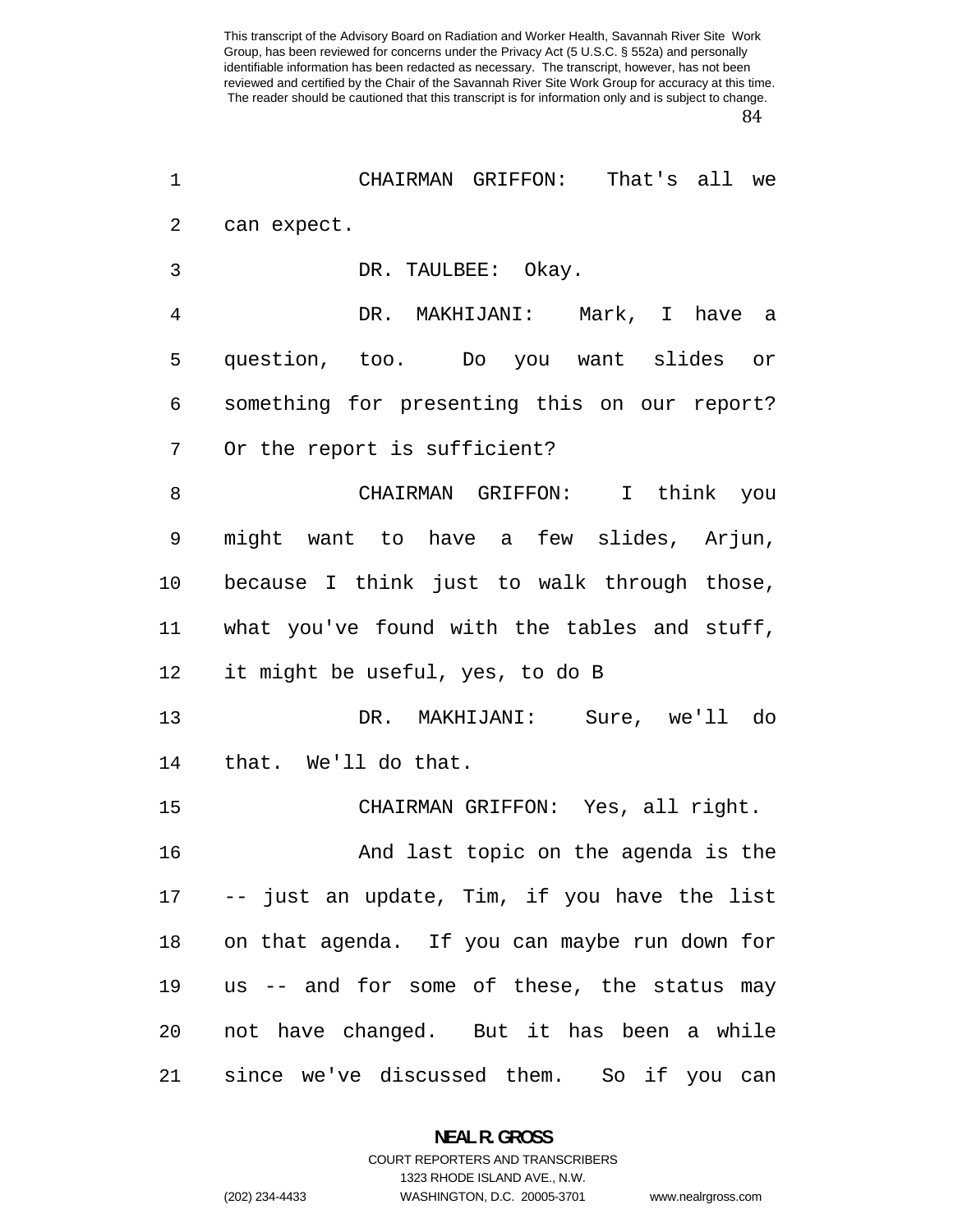CHAIRMAN GRIFFON: That's all we can expect.

DR. TAULBEE: Okay.

DR. MAKHIJANI: Mark, I have a question, too. Do you want slides or something for presenting this on our report? Or the report is sufficient?

CHAIRMAN GRIFFON: I think you might want to have a few slides, Arjun, because I think just to walk through those, what you've found with the tables and stuff, it might be useful, yes, to do B

DR. MAKHIJANI: Sure, we'll do that. We'll do that.

CHAIRMAN GRIFFON: Yes, all right.

And last topic on the agenda is the -- just an update, Tim, if you have the list on that agenda. If you can maybe run down for us -- and for some of these, the status may not have changed. But it has been a while since we've discussed them. So if you can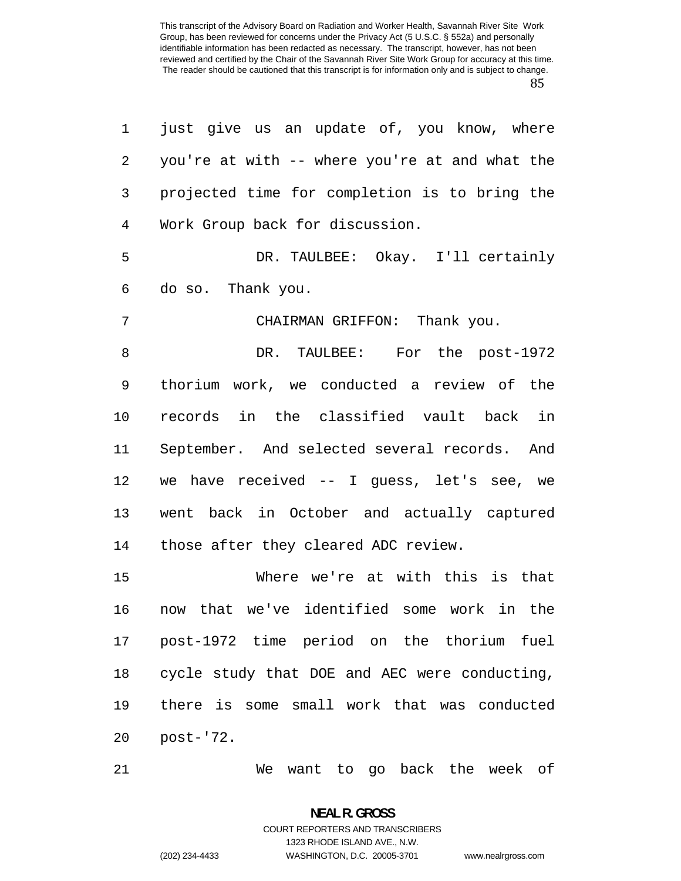just give us an update of, you know, where you're at with -- where you're at and what the projected time for completion is to bring the Work Group back for discussion.

DR. TAULBEE: Okay. I'll certainly do so. Thank you.

CHAIRMAN GRIFFON: Thank you.

DR. TAULBEE: For the post-1972 thorium work, we conducted a review of the records in the classified vault back in September. And selected several records. And we have received -- I guess, let's see, we went back in October and actually captured those after they cleared ADC review.

Where we're at with this is that now that we've identified some work in the post-1972 time period on the thorium fuel cycle study that DOE and AEC were conducting, there is some small work that was conducted post-'72.

We want to go back the week of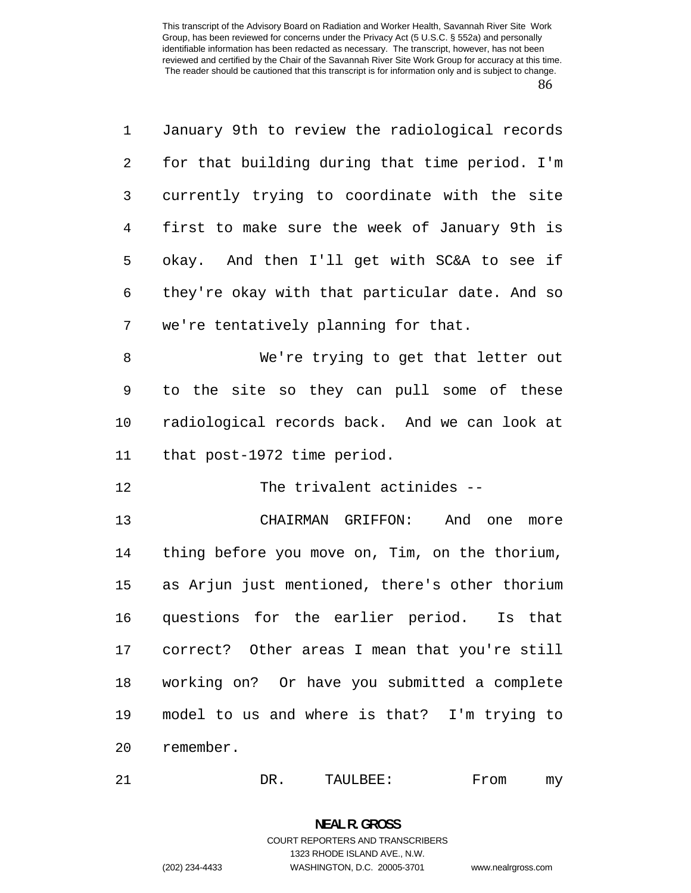January 9th to review the radiological records for that building during that time period. I'm currently trying to coordinate with the site first to make sure the week of January 9th is okay. And then I'll get with SC&A to see if they're okay with that particular date. And so we're tentatively planning for that.

We're trying to get that letter out to the site so they can pull some of these radiological records back. And we can look at that post-1972 time period.

The trivalent actinides --

CHAIRMAN GRIFFON: And one more thing before you move on, Tim, on the thorium, as Arjun just mentioned, there's other thorium questions for the earlier period. Is that correct? Other areas I mean that you're still working on? Or have you submitted a complete model to us and where is that? I'm trying to remember.

DR. TAULBEE: From my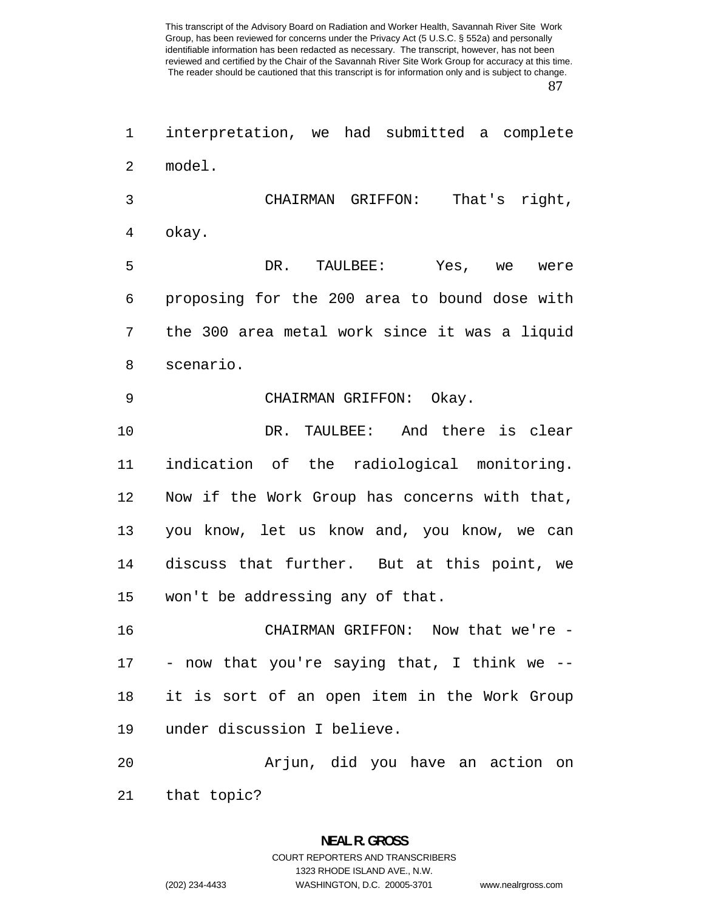interpretation, we had submitted a complete model.

CHAIRMAN GRIFFON: That's right, okay.

DR. TAULBEE: Yes, we were proposing for the 200 area to bound dose with the 300 area metal work since it was a liquid scenario.

CHAIRMAN GRIFFON: Okay.

DR. TAULBEE: And there is clear indication of the radiological monitoring. Now if the Work Group has concerns with that, you know, let us know and, you know, we can discuss that further. But at this point, we won't be addressing any of that.

CHAIRMAN GRIFFON: Now that we're -- now that you're saying that, I think we -- it is sort of an open item in the Work Group under discussion I believe.

Arjun, did you have an action on that topic?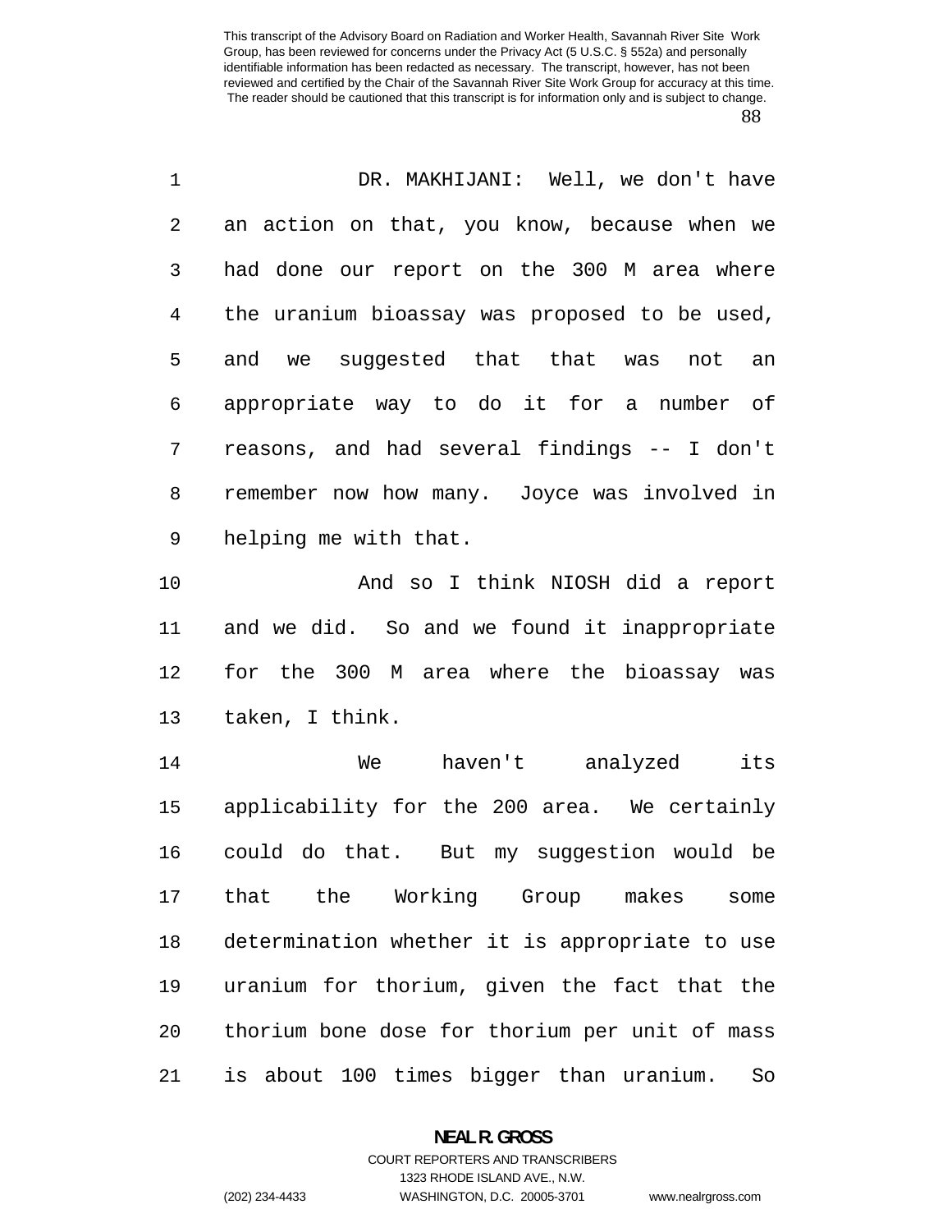DR. MAKHIJANI: Well, we don't have an action on that, you know, because when we had done our report on the 300 M area where the uranium bioassay was proposed to be used, and we suggested that that was not an appropriate way to do it for a number of reasons, and had several findings -- I don't remember now how many. Joyce was involved in helping me with that.

And so I think NIOSH did a report and we did. So and we found it inappropriate for the 300 M area where the bioassay was taken, I think.

We haven't analyzed its applicability for the 200 area. We certainly could do that. But my suggestion would be that the Working Group makes some determination whether it is appropriate to use uranium for thorium, given the fact that the thorium bone dose for thorium per unit of mass is about 100 times bigger than uranium. So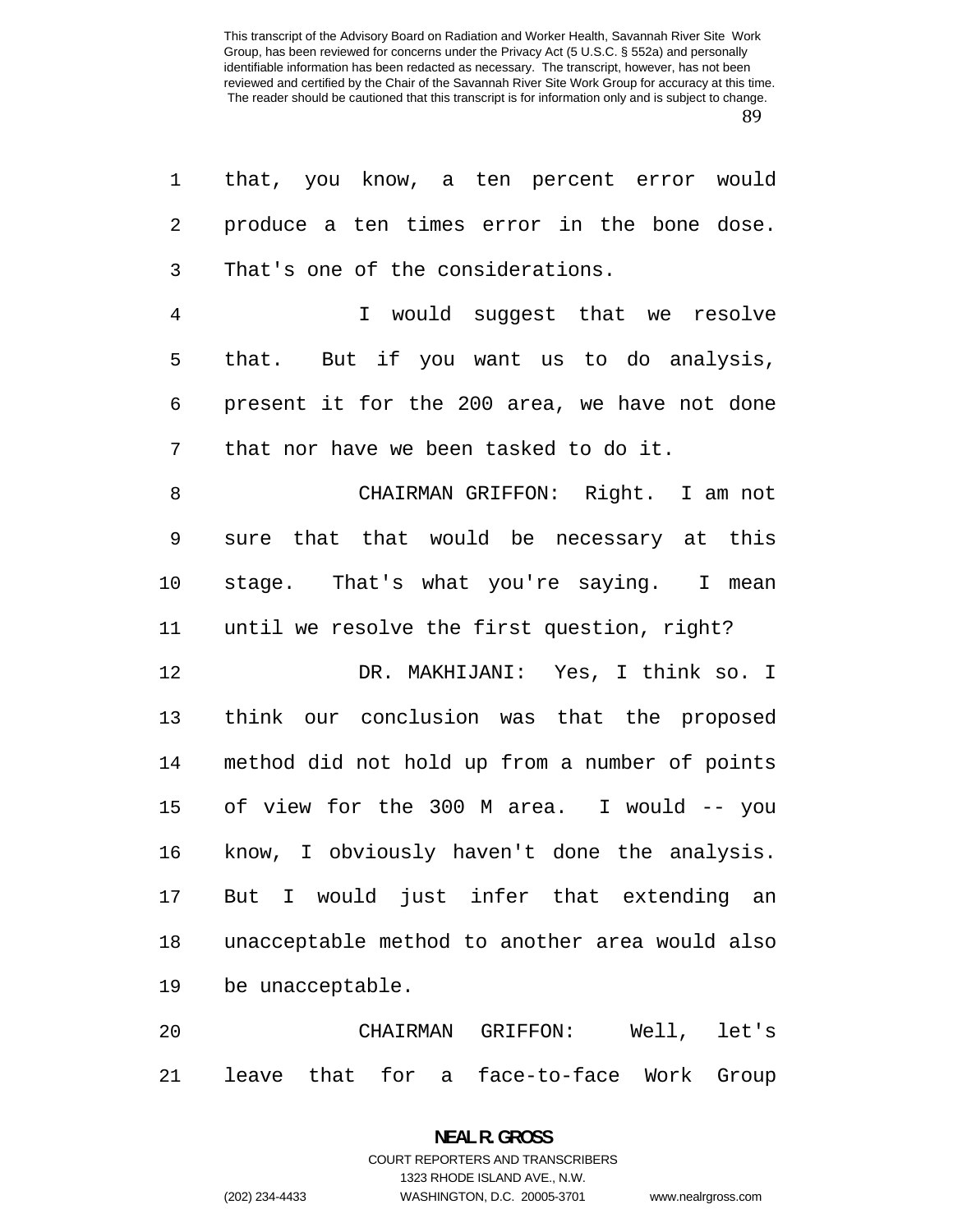that, you know, a ten percent error would produce a ten times error in the bone dose. That's one of the considerations.

I would suggest that we resolve that. But if you want us to do analysis, present it for the 200 area, we have not done that nor have we been tasked to do it.

CHAIRMAN GRIFFON: Right. I am not sure that that would be necessary at this stage. That's what you're saying. I mean until we resolve the first question, right?

DR. MAKHIJANI: Yes, I think so. I think our conclusion was that the proposed method did not hold up from a number of points of view for the 300 M area. I would -- you know, I obviously haven't done the analysis. But I would just infer that extending an unacceptable method to another area would also be unacceptable.

CHAIRMAN GRIFFON: Well, let's leave that for a face-to-face Work Group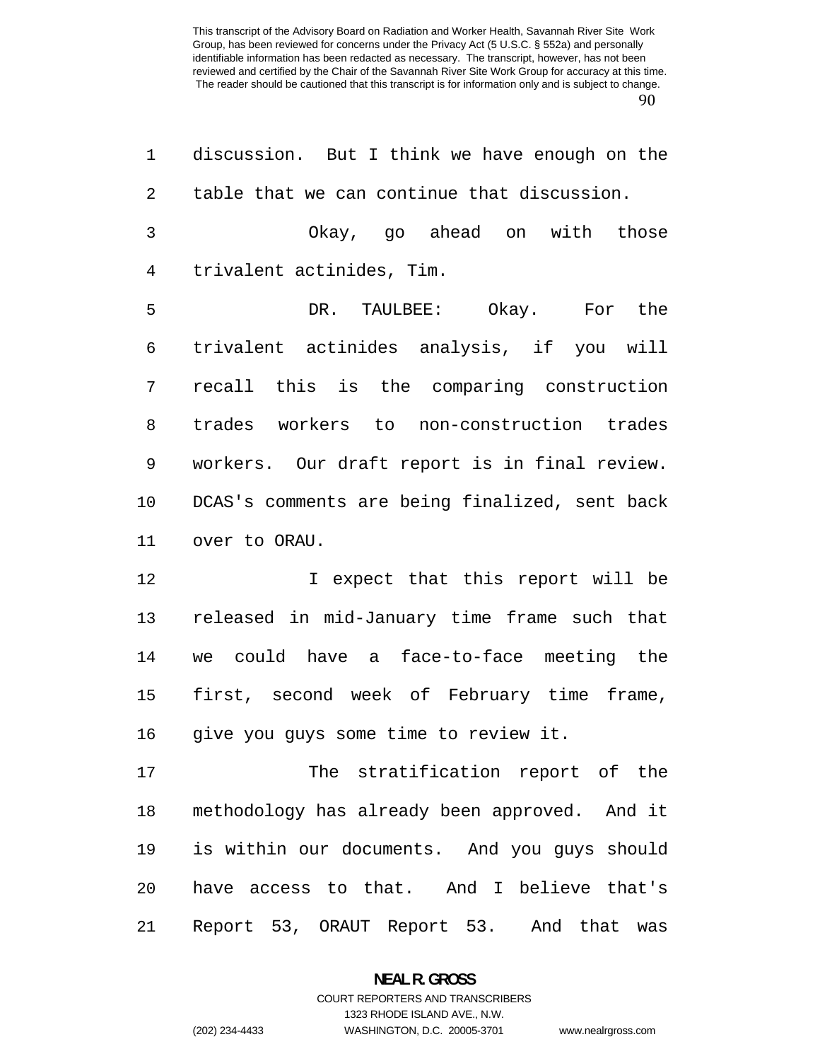discussion. But I think we have enough on the table that we can continue that discussion.

Okay, go ahead on with those trivalent actinides, Tim.

DR. TAULBEE: Okay. For the trivalent actinides analysis, if you will recall this is the comparing construction trades workers to non-construction trades workers. Our draft report is in final review. DCAS's comments are being finalized, sent back over to ORAU.

I expect that this report will be released in mid-January time frame such that we could have a face-to-face meeting the first, second week of February time frame, give you guys some time to review it.

The stratification report of the methodology has already been approved. And it is within our documents. And you guys should have access to that. And I believe that's Report 53, ORAUT Report 53. And that was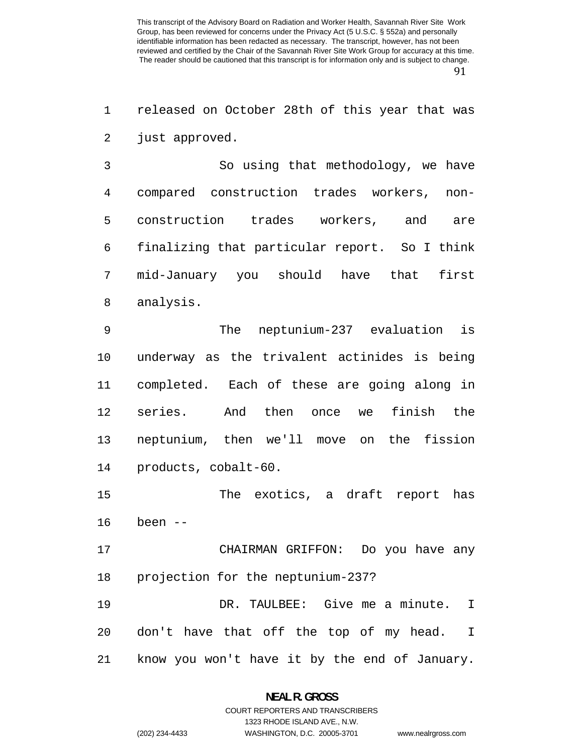released on October 28th of this year that was just approved.

So using that methodology, we have compared construction trades workers, non-construction trades workers, and are finalizing that particular report. So I think mid-January you should have that first analysis.

The neptunium-237 evaluation is underway as the trivalent actinides is being completed. Each of these are going along in series. And then once we finish the neptunium, then we'll move on the fission products, cobalt-60.

The exotics, a draft report has been --

CHAIRMAN GRIFFON: Do you have any projection for the neptunium-237?

DR. TAULBEE: Give me a minute. I don't have that off the top of my head. I know you won't have it by the end of January.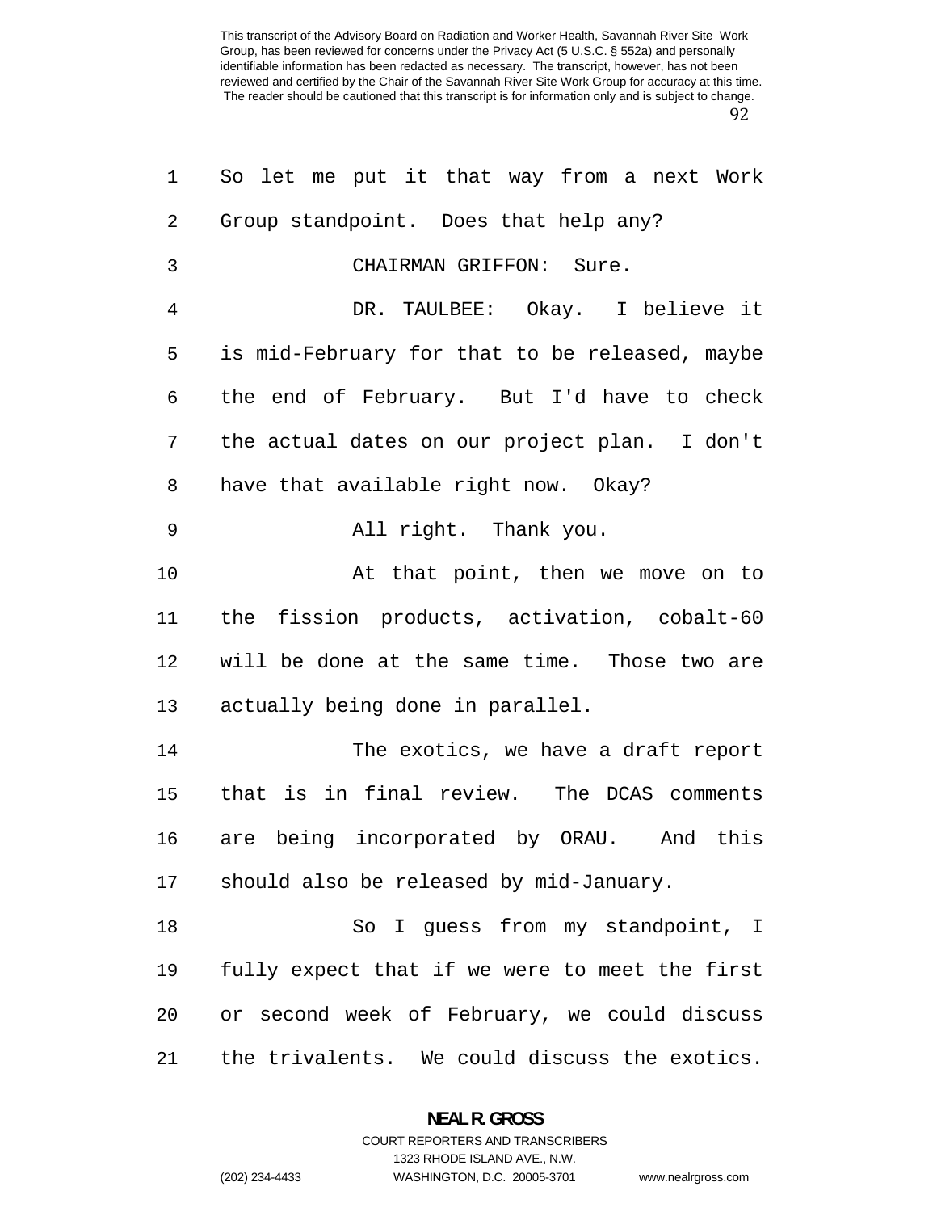So let me put it that way from a next Work Group standpoint. Does that help any?

CHAIRMAN GRIFFON: Sure.

DR. TAULBEE: Okay. I believe it is mid-February for that to be released, maybe the end of February. But I'd have to check the actual dates on our project plan. I don't have that available right now. Okay?

All right. Thank you.

At that point, then we move on to the fission products, activation, cobalt-60 will be done at the same time. Those two are actually being done in parallel.

The exotics, we have a draft report that is in final review. The DCAS comments are being incorporated by ORAU. And this should also be released by mid-January.

So I guess from my standpoint, I fully expect that if we were to meet the first or second week of February, we could discuss the trivalents. We could discuss the exotics.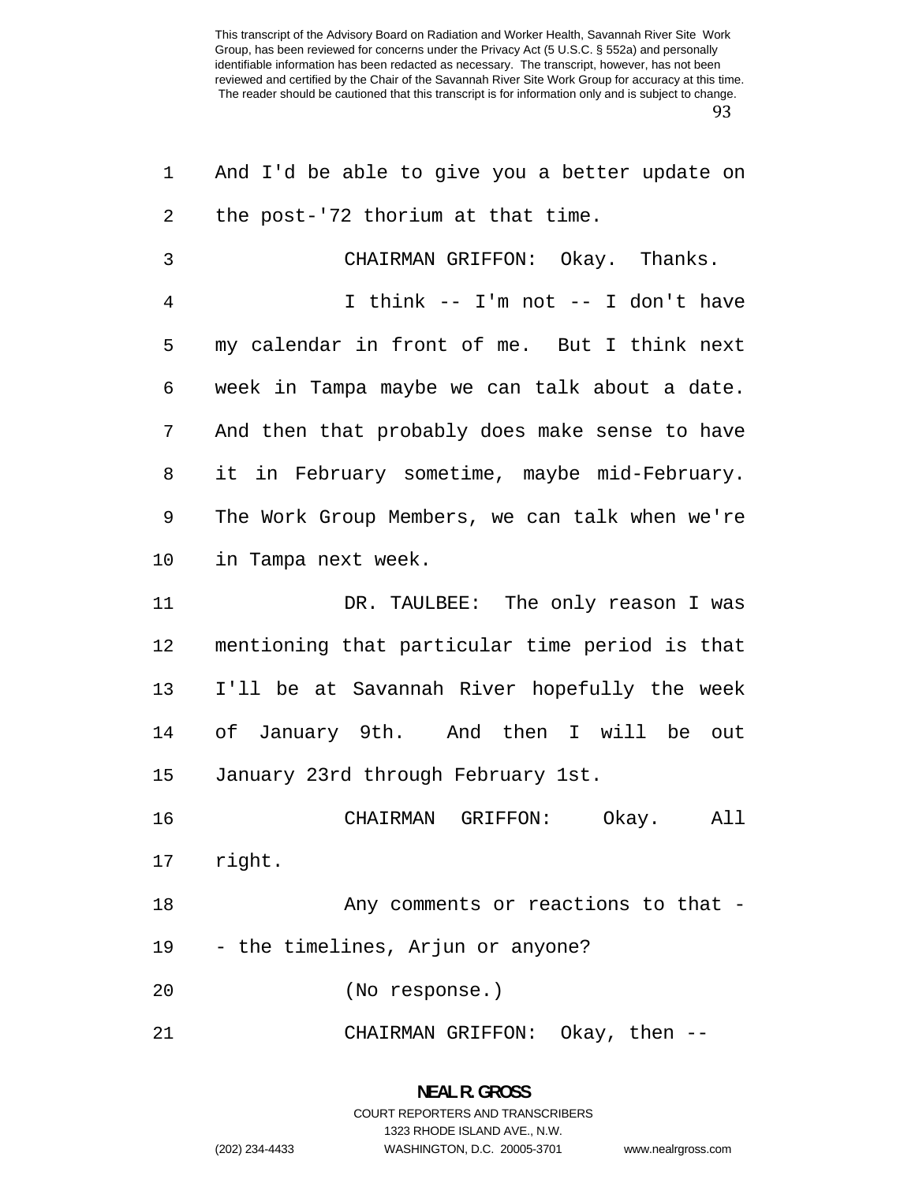And I'd be able to give you a better update on the post-'72 thorium at that time.

CHAIRMAN GRIFFON: Okay. Thanks.

I think -- I'm not -- I don't have my calendar in front of me. But I think next week in Tampa maybe we can talk about a date. And then that probably does make sense to have it in February sometime, maybe mid-February. The Work Group Members, we can talk when we're in Tampa next week.

DR. TAULBEE: The only reason I was mentioning that particular time period is that I'll be at Savannah River hopefully the week of January 9th. And then I will be out January 23rd through February 1st.

CHAIRMAN GRIFFON: Okay. All right.

Any comments or reactions to that -- the timelines, Arjun or anyone?

(No response.)

CHAIRMAN GRIFFON: Okay, then --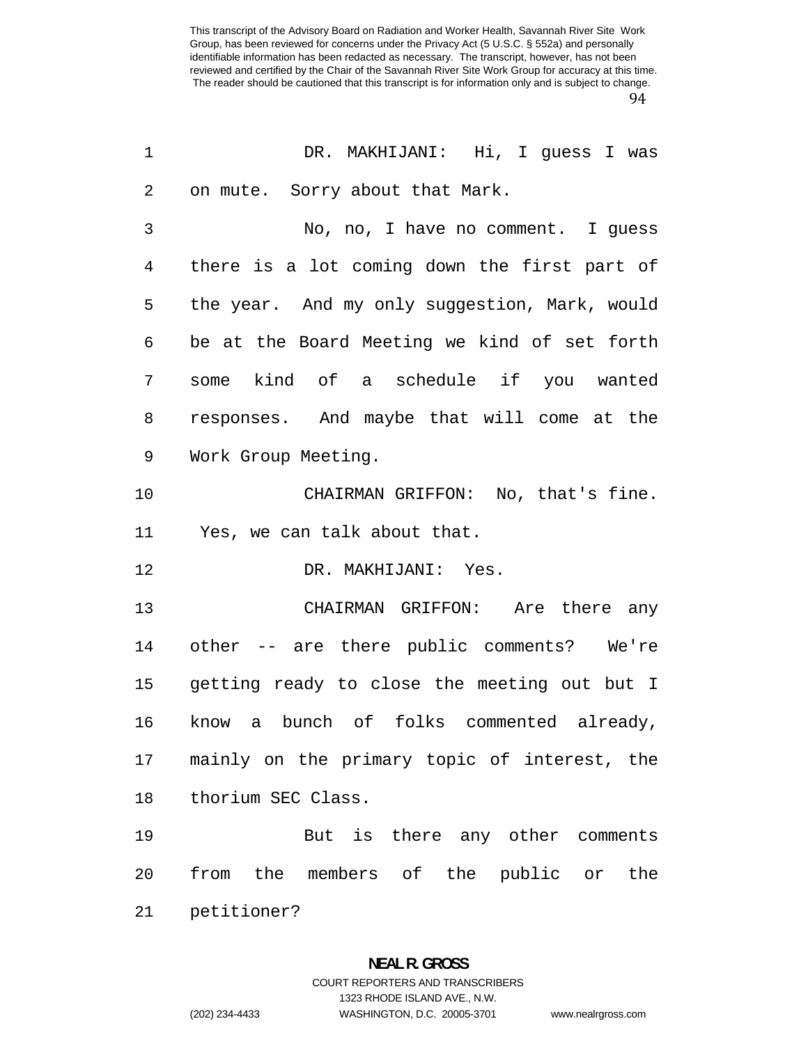DR. MAKHIJANI: Hi, I guess I was on mute. Sorry about that Mark.

No, no, I have no comment. I guess there is a lot coming down the first part of the year. And my only suggestion, Mark, would be at the Board Meeting we kind of set forth some kind of a schedule if you wanted responses. And maybe that will come at the Work Group Meeting.

CHAIRMAN GRIFFON: No, that's fine. Yes, we can talk about that.

DR. MAKHIJANI: Yes.

CHAIRMAN GRIFFON: Are there any other -- are there public comments? We're getting ready to close the meeting out but I know a bunch of folks commented already, mainly on the primary topic of interest, the thorium SEC Class.

But is there any other comments from the members of the public or the petitioner?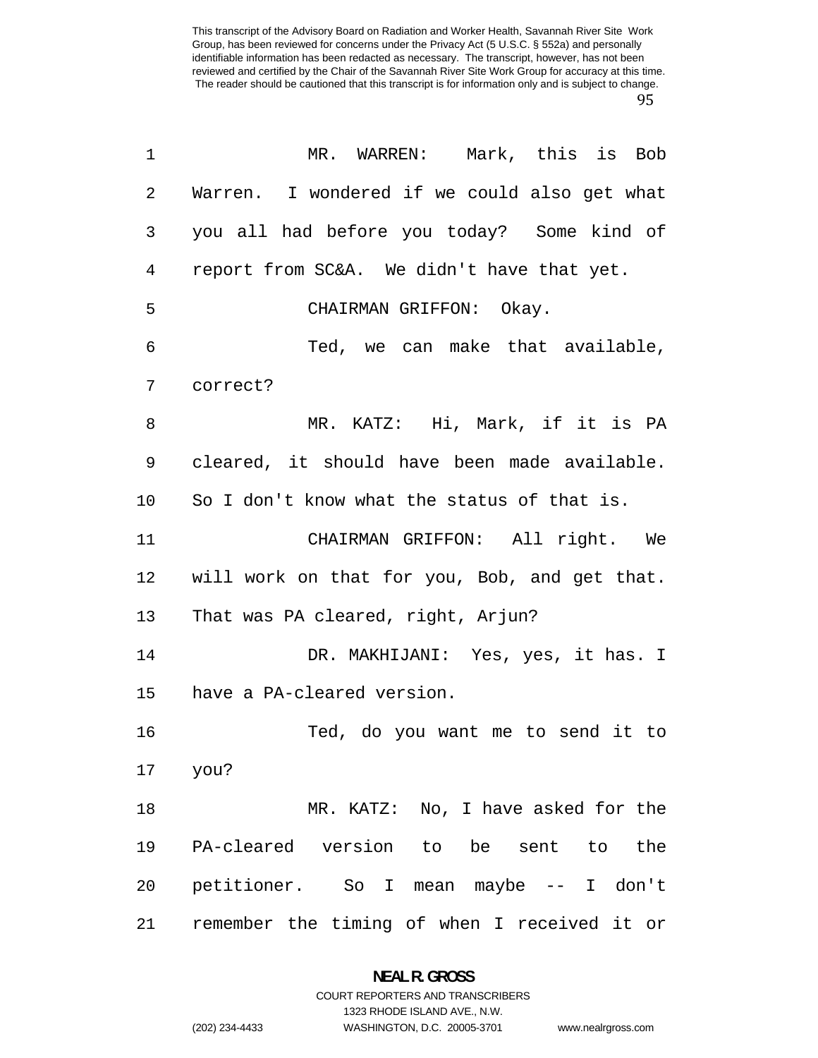MR. WARREN: Mark, this is Bob Warren. I wondered if we could also get what you all had before you today? Some kind of report from SC&A. We didn't have that yet.

CHAIRMAN GRIFFON: Okay.

Ted, we can make that available, correct?

MR. KATZ: Hi, Mark, if it is PA cleared, it should have been made available. So I don't know what the status of that is.

CHAIRMAN GRIFFON: All right. We will work on that for you, Bob, and get that. That was PA cleared, right, Arjun?

DR. MAKHIJANI: Yes, yes, it has. I have a PA-cleared version.

Ted, do you want me to send it to you?

MR. KATZ: No, I have asked for the PA-cleared version to be sent to the petitioner. So I mean maybe -- I don't remember the timing of when I received it or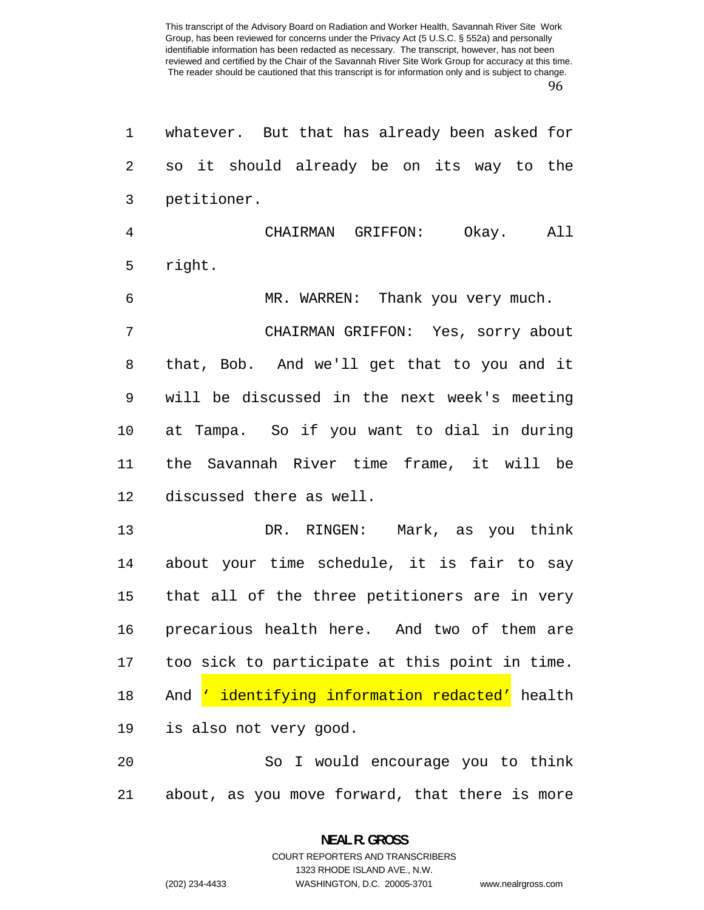whatever. But that has already been asked for so it should already be on its way to the petitioner.

CHAIRMAN GRIFFON: Okay. All right.

MR. WARREN: Thank you very much.

CHAIRMAN GRIFFON: Yes, sorry about that, Bob. And we'll get that to you and it will be discussed in the next week's meeting at Tampa. So if you want to dial in during the Savannah River time frame, it will be discussed there as well.

DR. RINGEN: Mark, as you think about your time schedule, it is fair to say that all of the three petitioners are in very precarious health here. And two of them are too sick to participate at this point in time. And ' identifying information redacted' health is also not very good.

So I would encourage you to think about, as you move forward, that there is more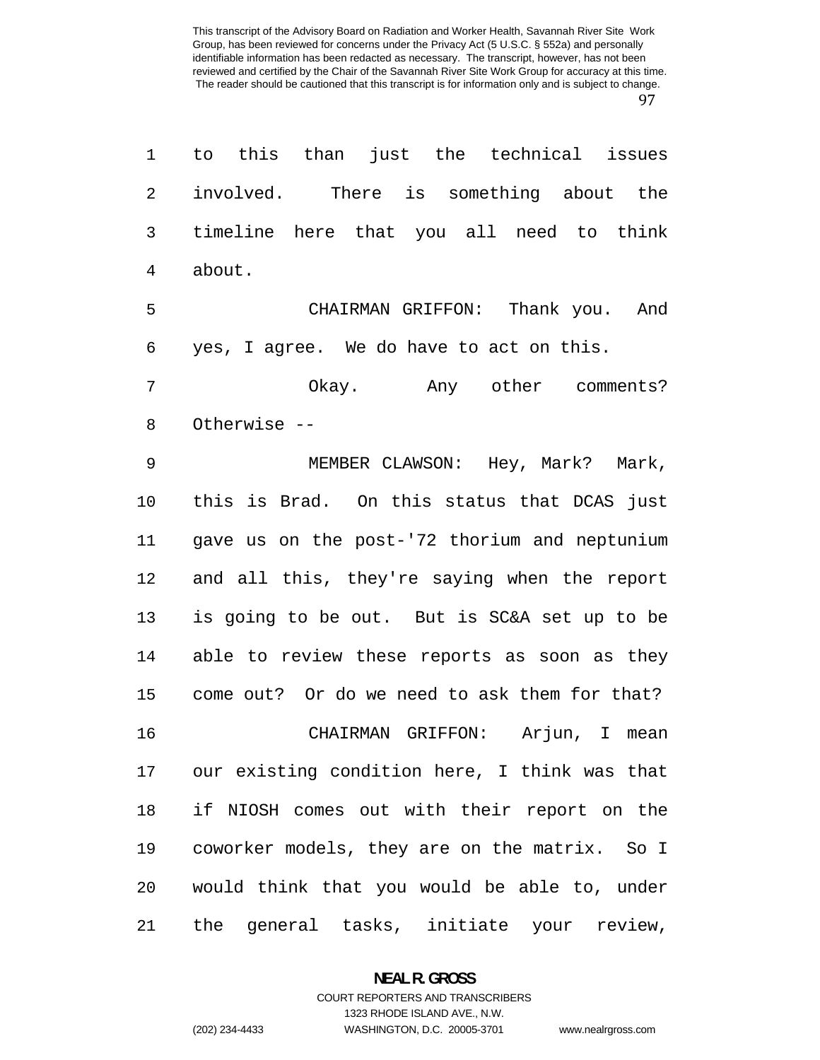to this than just the technical issues involved. There is something about the timeline here that you all need to think about.

CHAIRMAN GRIFFON: Thank you. And yes, I agree. We do have to act on this.

Okay. Any other comments? Otherwise --

MEMBER CLAWSON: Hey, Mark? Mark, this is Brad. On this status that DCAS just gave us on the post-'72 thorium and neptunium and all this, they're saying when the report is going to be out. But is SC&A set up to be able to review these reports as soon as they come out? Or do we need to ask them for that?

CHAIRMAN GRIFFON: Arjun, I mean our existing condition here, I think was that if NIOSH comes out with their report on the coworker models, they are on the matrix. So I would think that you would be able to, under the general tasks, initiate your review,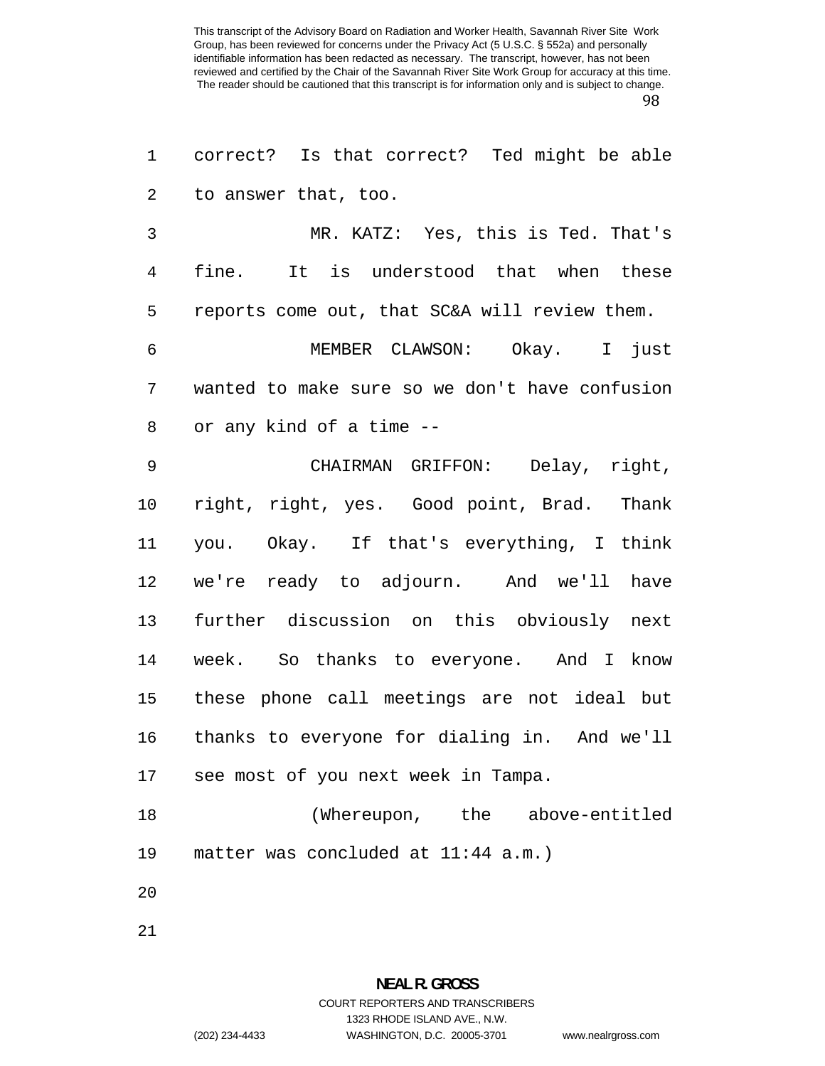correct? Is that correct? Ted might be able to answer that, too.

MR. KATZ: Yes, this is Ted. That's fine. It is understood that when these reports come out, that SC&A will review them.

MEMBER CLAWSON: Okay. I just wanted to make sure so we don't have confusion or any kind of a time --

CHAIRMAN GRIFFON: Delay, right, right, right, yes. Good point, Brad. Thank you. Okay. If that's everything, I think we're ready to adjourn. And we'll have further discussion on this obviously next week. So thanks to everyone. And I know these phone call meetings are not ideal but thanks to everyone for dialing in. And we'll see most of you next week in Tampa.

(Whereupon, the above-entitled matter was concluded at 11:44 a.m.)